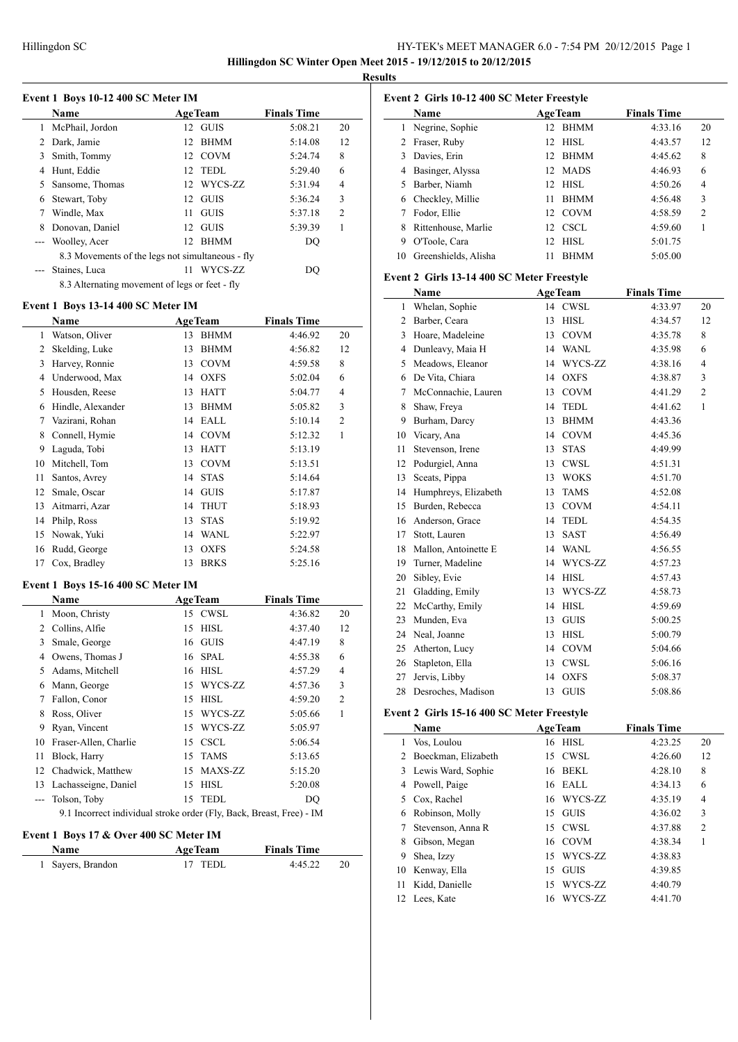**Hillingdon SC Winter Open Meet 2015 - 19/12/2015 to 20/12/2015**

**Results**

### Event 1 Boys 10-12 400 SC Meter IM

| | Name | Age | Team | Finals Time | |
|---|---|---|---|---|---|
| 1 | McPhail, Jordon | 12 | GUIS | 5:08.21 | 20 |
| 2 | Dark, Jamie | 12 | BHMM | 5:14.08 | 12 |
| 3 | Smith, Tommy | 12 | COVM | 5:24.74 | 8 |
| 4 | Hunt, Eddie | 12 | TEDL | 5:29.40 | 6 |
| 5 | Sansome, Thomas | 12 | WYCS-ZZ | 5:31.94 | 4 |
| 6 | Stewart, Toby | 12 | GUIS | 5:36.24 | 3 |
| 7 | Windle, Max | 11 | GUIS | 5:37.18 | 2 |
| 8 | Donovan, Daniel | 12 | GUIS | 5:39.39 | 1 |
| --- | Woolley, Acer | 12 | BHMM | DQ | |
| | 8.3 Movements of the legs not simultaneous - fly | | | | |
| --- | Staines, Luca | 11 | WYCS-ZZ | DQ | |
| | 8.3 Alternating movement of legs or feet - fly | | | | |

### Event 1 Boys 13-14 400 SC Meter IM

| | Name | Age | Team | Finals Time | |
|---|---|---|---|---|---|
| 1 | Watson, Oliver | 13 | BHMM | 4:46.92 | 20 |
| 2 | Skelding, Luke | 13 | BHMM | 4:56.82 | 12 |
| 3 | Harvey, Ronnie | 13 | COVM | 4:59.58 | 8 |
| 4 | Underwood, Max | 14 | OXFS | 5:02.04 | 6 |
| 5 | Housden, Reese | 13 | HATT | 5:04.77 | 4 |
| 6 | Hindle, Alexander | 13 | BHMM | 5:05.82 | 3 |
| 7 | Vazirani, Rohan | 14 | EALL | 5:10.14 | 2 |
| 8 | Connell, Hymie | 14 | COVM | 5:12.32 | 1 |
| 9 | Laguda, Tobi | 13 | HATT | 5:13.19 | |
| 10 | Mitchell, Tom | 13 | COVM | 5:13.51 | |
| 11 | Santos, Avrey | 14 | STAS | 5:14.64 | |
| 12 | Smale, Oscar | 14 | GUIS | 5:17.87 | |
| 13 | Aitmarri, Azar | 14 | THUT | 5:18.93 | |
| 14 | Philp, Ross | 13 | STAS | 5:19.92 | |
| 15 | Nowak, Yuki | 14 | WANL | 5:22.97 | |
| 16 | Rudd, George | 13 | OXFS | 5:24.58 | |
| 17 | Cox, Bradley | 13 | BRKS | 5:25.16 | |

### Event 1 Boys 15-16 400 SC Meter IM

| | Name | Age | Team | Finals Time | |
|---|---|---|---|---|---|
| 1 | Moon, Christy | 15 | CWSL | 4:36.82 | 20 |
| 2 | Collins, Alfie | 15 | HISL | 4:37.40 | 12 |
| 3 | Smale, George | 16 | GUIS | 4:47.19 | 8 |
| 4 | Owens, Thomas J | 16 | SPAL | 4:55.38 | 6 |
| 5 | Adams, Mitchell | 16 | HISL | 4:57.29 | 4 |
| 6 | Mann, George | 15 | WYCS-ZZ | 4:57.36 | 3 |
| 7 | Fallon, Conor | 15 | HISL | 4:59.20 | 2 |
| 8 | Ross, Oliver | 15 | WYCS-ZZ | 5:05.66 | 1 |
| 9 | Ryan, Vincent | 15 | WYCS-ZZ | 5:05.97 | |
| 10 | Fraser-Allen, Charlie | 15 | CSCL | 5:06.54 | |
| 11 | Block, Harry | 15 | TAMS | 5:13.65 | |
| 12 | Chadwick, Matthew | 15 | MAXS-ZZ | 5:15.20 | |
| 13 | Lachasseigne, Daniel | 15 | HISL | 5:20.08 | |
| --- | Tolson, Toby | 15 | TEDL | DQ | |
| | 9.1 Incorrect individual stroke order (Fly, Back, Breast, Free) - IM | | | | |

### Event 1 Boys 17 & Over 400 SC Meter IM

| | Name | Age | Team | Finals Time | |
|---|---|---|---|---|---|
| 1 | Sayers, Brandon | 17 | TEDL | 4:45.22 | 20 |

### Event 2 Girls 10-12 400 SC Meter Freestyle

| | Name | Age | Team | Finals Time | |
|---|---|---|---|---|---|
| 1 | Negrine, Sophie | 12 | BHMM | 4:33.16 | 20 |
| 2 | Fraser, Ruby | 12 | HISL | 4:43.57 | 12 |
| 3 | Davies, Erin | 12 | BHMM | 4:45.62 | 8 |
| 4 | Basinger, Alyssa | 12 | MADS | 4:46.93 | 6 |
| 5 | Barber, Niamh | 12 | HISL | 4:50.26 | 4 |
| 6 | Checkley, Millie | 11 | BHMM | 4:56.48 | 3 |
| 7 | Fodor, Ellie | 12 | COVM | 4:58.59 | 2 |
| 8 | Rittenhouse, Marlie | 12 | CSCL | 4:59.60 | 1 |
| 9 | O'Toole, Cara | 12 | HISL | 5:01.75 | |
| 10 | Greenshields, Alisha | 11 | BHMM | 5:05.00 | |

### Event 2 Girls 13-14 400 SC Meter Freestyle

| | Name | Age | Team | Finals Time | |
|---|---|---|---|---|---|
| 1 | Whelan, Sophie | 14 | CWSL | 4:33.97 | 20 |
| 2 | Barber, Ceara | 13 | HISL | 4:34.57 | 12 |
| 3 | Hoare, Madeleine | 13 | COVM | 4:35.78 | 8 |
| 4 | Dunleavy, Maia H | 14 | WANL | 4:35.98 | 6 |
| 5 | Meadows, Eleanor | 14 | WYCS-ZZ | 4:38.16 | 4 |
| 6 | De Vita, Chiara | 14 | OXFS | 4:38.87 | 3 |
| 7 | McConnachie, Lauren | 13 | COVM | 4:41.29 | 2 |
| 8 | Shaw, Freya | 14 | TEDL | 4:41.62 | 1 |
| 9 | Burham, Darcy | 13 | BHMM | 4:43.36 | |
| 10 | Vicary, Ana | 14 | COVM | 4:45.36 | |
| 11 | Stevenson, Irene | 13 | STAS | 4:49.99 | |
| 12 | Podurgiel, Anna | 13 | CWSL | 4:51.31 | |
| 13 | Sceats, Pippa | 13 | WOKS | 4:51.70 | |
| 14 | Humphreys, Elizabeth | 13 | TAMS | 4:52.08 | |
| 15 | Burden, Rebecca | 13 | COVM | 4:54.11 | |
| 16 | Anderson, Grace | 14 | TEDL | 4:54.35 | |
| 17 | Stott, Lauren | 13 | SAST | 4:56.49 | |
| 18 | Mallon, Antoinette E | 14 | WANL | 4:56.55 | |
| 19 | Turner, Madeline | 14 | WYCS-ZZ | 4:57.23 | |
| 20 | Sibley, Evie | 14 | HISL | 4:57.43 | |
| 21 | Gladding, Emily | 13 | WYCS-ZZ | 4:58.73 | |
| 22 | McCarthy, Emily | 14 | HISL | 4:59.69 | |
| 23 | Munden, Eva | 13 | GUIS | 5:00.25 | |
| 24 | Neal, Joanne | 13 | HISL | 5:00.79 | |
| 25 | Atherton, Lucy | 14 | COVM | 5:04.66 | |
| 26 | Stapleton, Ella | 13 | CWSL | 5:06.16 | |
| 27 | Jervis, Libby | 14 | OXFS | 5:08.37 | |
| 28 | Desroches, Madison | 13 | GUIS | 5:08.86 | |

### Event 2 Girls 15-16 400 SC Meter Freestyle

| | Name | Age | Team | Finals Time | |
|---|---|---|---|---|---|
| 1 | Vos, Loulou | 16 | HISL | 4:23.25 | 20 |
| 2 | Boeckman, Elizabeth | 15 | CWSL | 4:26.60 | 12 |
| 3 | Lewis Ward, Sophie | 16 | BEKL | 4:28.10 | 8 |
| 4 | Powell, Paige | 16 | EALL | 4:34.13 | 6 |
| 5 | Cox, Rachel | 16 | WYCS-ZZ | 4:35.19 | 4 |
| 6 | Robinson, Molly | 15 | GUIS | 4:36.02 | 3 |
| 7 | Stevenson, Anna R | 15 | CWSL | 4:37.88 | 2 |
| 8 | Gibson, Megan | 16 | COVM | 4:38.34 | 1 |
| 9 | Shea, Izzy | 15 | WYCS-ZZ | 4:38.83 | |
| 10 | Kenway, Ella | 15 | GUIS | 4:39.85 | |
| 11 | Kidd, Danielle | 15 | WYCS-ZZ | 4:40.79 | |
| 12 | Lees, Kate | 16 | WYCS-ZZ | 4:41.70 | |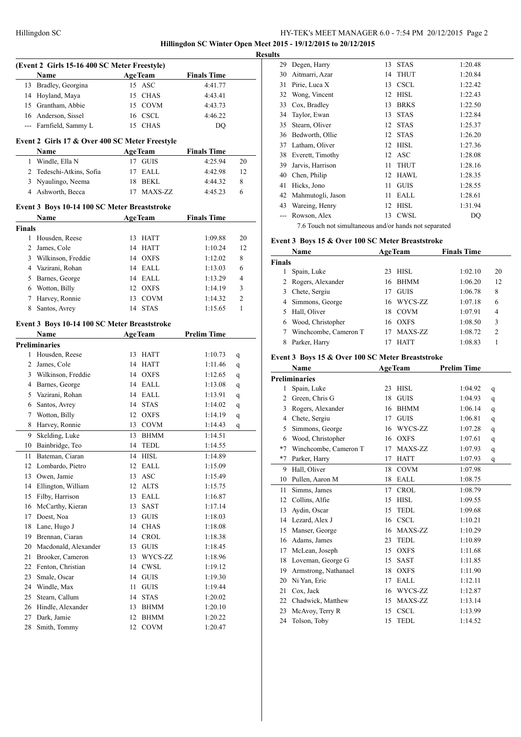# Hillingdon SC Winter Open Meet 2015 - 19/12/2015 to 20/12/2015

## Results

### (Event 2 Girls 15-16 400 SC Meter Freestyle)

| | Name | Age | Team | Finals Time | |
|---|---|---|---|---|---|
| 13 | Bradley, Georgina | 15 | ASC | 4:41.77 | |
| 14 | Hoyland, Maya | 15 | CHAS | 4:43.41 | |
| 15 | Grantham, Abbie | 15 | COVM | 4:43.73 | |
| 16 | Anderson, Sissel | 16 | CSCL | 4:46.22 | |
| --- | Farnfield, Sammy L | 15 | CHAS | DQ | |

### Event 2 Girls 17 & Over 400 SC Meter Freestyle

| | Name | Age | Team | Finals Time | |
|---|---|---|---|---|---|
| 1 | Windle, Ella N | 17 | GUIS | 4:25.94 | 20 |
| 2 | Tedeschi-Atkins, Sofia | 17 | EALL | 4:42.98 | 12 |
| 3 | Nyaulingo, Neema | 18 | BEKL | 4:44.32 | 8 |
| 4 | Ashworth, Becca | 17 | MAXS-ZZ | 4:45.23 | 6 |

### Event 3 Boys 10-14 100 SC Meter Breaststroke

| | Name | Age | Team | Finals Time | |
|---|---|---|---|---|---|
| **Finals** | | | | | |
| 1 | Housden, Reese | 13 | HATT | 1:09.88 | 20 |
| 2 | James, Cole | 14 | HATT | 1:10.24 | 12 |
| 3 | Wilkinson, Freddie | 14 | OXFS | 1:12.02 | 8 |
| 4 | Vazirani, Rohan | 14 | EALL | 1:13.03 | 6 |
| 5 | Barnes, George | 14 | EALL | 1:13.29 | 4 |
| 6 | Wotton, Billy | 12 | OXFS | 1:14.19 | 3 |
| 7 | Harvey, Ronnie | 13 | COVM | 1:14.32 | 2 |
| 8 | Santos, Avrey | 14 | STAS | 1:15.65 | 1 |

### Event 3 Boys 10-14 100 SC Meter Breaststroke

| | Name | Age | Team | Prelim Time | |
|---|---|---|---|---|---|
| **Preliminaries** | | | | | |
| 1 | Housden, Reese | 13 | HATT | 1:10.73 | q |
| 2 | James, Cole | 14 | HATT | 1:11.46 | q |
| 3 | Wilkinson, Freddie | 14 | OXFS | 1:12.65 | q |
| 4 | Barnes, George | 14 | EALL | 1:13.08 | q |
| 5 | Vazirani, Rohan | 14 | EALL | 1:13.91 | q |
| 6 | Santos, Avrey | 14 | STAS | 1:14.02 | q |
| 7 | Wotton, Billy | 12 | OXFS | 1:14.19 | q |
| 8 | Harvey, Ronnie | 13 | COVM | 1:14.43 | q |
| 9 | Skelding, Luke | 13 | BHMM | 1:14.51 | |
| 10 | Bainbridge, Teo | 14 | TEDL | 1:14.55 | |
| 11 | Bateman, Ciaran | 14 | HISL | 1:14.89 | |
| 12 | Lombardo, Pietro | 12 | EALL | 1:15.09 | |
| 13 | Owen, Jamie | 13 | ASC | 1:15.49 | |
| 14 | Ellington, William | 12 | ALTS | 1:15.75 | |
| 15 | Filby, Harrison | 13 | EALL | 1:16.87 | |
| 16 | McCarthy, Kieran | 13 | SAST | 1:17.14 | |
| 17 | Doest, Noa | 13 | GUIS | 1:18.03 | |
| 18 | Lane, Hugo J | 14 | CHAS | 1:18.08 | |
| 19 | Brennan, Ciaran | 14 | CROL | 1:18.38 | |
| 20 | Macdonald, Alexander | 13 | GUIS | 1:18.45 | |
| 21 | Brooker, Cameron | 13 | WYCS-ZZ | 1:18.96 | |
| 22 | Fenton, Christian | 14 | CWSL | 1:19.12 | |
| 23 | Smale, Oscar | 14 | GUIS | 1:19.30 | |
| 24 | Windle, Max | 11 | GUIS | 1:19.44 | |
| 25 | Stearn, Callum | 14 | STAS | 1:20.02 | |
| 26 | Hindle, Alexander | 13 | BHMM | 1:20.10 | |
| 27 | Dark, Jamie | 12 | BHMM | 1:20.22 | |
| 28 | Smith, Tommy | 12 | COVM | 1:20.47 | |
| 29 | Degen, Harry | 13 | STAS | 1:20.48 | |
| 30 | Aitmarri, Azar | 14 | THUT | 1:20.84 | |
| 31 | Pirie, Luca X | 13 | CSCL | 1:22.42 | |
| 32 | Wong, Vincent | 12 | HISL | 1:22.43 | |
| 33 | Cox, Bradley | 13 | BRKS | 1:22.50 | |
| 34 | Taylor, Ewan | 13 | STAS | 1:22.84 | |
| 35 | Stearn, Oliver | 12 | STAS | 1:25.37 | |
| 36 | Bedworth, Ollie | 12 | STAS | 1:26.20 | |
| 37 | Latham, Oliver | 12 | HISL | 1:27.36 | |
| 38 | Everett, Timothy | 12 | ASC | 1:28.08 | |
| 39 | Jarvis, Harrison | 11 | THUT | 1:28.16 | |
| 40 | Chen, Philip | 12 | HAWL | 1:28.35 | |
| 41 | Hicks, Jono | 11 | GUIS | 1:28.55 | |
| 42 | Mahmutogli, Jason | 11 | EALL | 1:28.61 | |
| 43 | Wareing, Henry | 12 | HISL | 1:31.94 | |
| --- | Rowson, Alex | 13 | CWSL | DQ | |

7.6 Touch not simultaneous and/or hands not separated

### Event 3 Boys 15 & Over 100 SC Meter Breaststroke

| | Name | Age | Team | Finals Time | |
|---|---|---|---|---|---|
| **Finals** | | | | | |
| 1 | Spain, Luke | 23 | HISL | 1:02.10 | 20 |
| 2 | Rogers, Alexander | 16 | BHMM | 1:06.20 | 12 |
| 3 | Chete, Sergiu | 17 | GUIS | 1:06.78 | 8 |
| 4 | Simmons, George | 16 | WYCS-ZZ | 1:07.18 | 6 |
| 5 | Hall, Oliver | 18 | COVM | 1:07.91 | 4 |
| 6 | Wood, Christopher | 16 | OXFS | 1:08.50 | 3 |
| 7 | Winchcombe, Cameron T | 17 | MAXS-ZZ | 1:08.72 | 2 |
| 8 | Parker, Harry | 17 | HATT | 1:08.83 | 1 |

### Event 3 Boys 15 & Over 100 SC Meter Breaststroke

| | Name | Age | Team | Prelim Time | |
|---|---|---|---|---|---|
| **Preliminaries** | | | | | |
| 1 | Spain, Luke | 23 | HISL | 1:04.92 | q |
| 2 | Green, Chris G | 18 | GUIS | 1:04.93 | q |
| 3 | Rogers, Alexander | 16 | BHMM | 1:06.14 | q |
| 4 | Chete, Sergiu | 17 | GUIS | 1:06.81 | q |
| 5 | Simmons, George | 16 | WYCS-ZZ | 1:07.28 | q |
| 6 | Wood, Christopher | 16 | OXFS | 1:07.61 | q |
| *7 | Winchcombe, Cameron T | 17 | MAXS-ZZ | 1:07.93 | q |
| *7 | Parker, Harry | 17 | HATT | 1:07.93 | q |
| 9 | Hall, Oliver | 18 | COVM | 1:07.98 | |
| 10 | Pullen, Aaron M | 18 | EALL | 1:08.75 | |
| 11 | Simms, James | 17 | CROL | 1:08.79 | |
| 12 | Collins, Alfie | 15 | HISL | 1:09.55 | |
| 13 | Aydin, Oscar | 15 | TEDL | 1:09.68 | |
| 14 | Lezard, Alex J | 16 | CSCL | 1:10.21 | |
| 15 | Manser, George | 16 | MAXS-ZZ | 1:10.29 | |
| 16 | Adams, James | 23 | TEDL | 1:10.89 | |
| 17 | McLean, Joseph | 15 | OXFS | 1:11.68 | |
| 18 | Loveman, George G | 15 | SAST | 1:11.85 | |
| 19 | Armstrong, Nathanael | 18 | OXFS | 1:11.90 | |
| 20 | Ni Yan, Eric | 17 | EALL | 1:12.11 | |
| 21 | Cox, Jack | 16 | WYCS-ZZ | 1:12.87 | |
| 22 | Chadwick, Matthew | 15 | MAXS-ZZ | 1:13.14 | |
| 23 | McAvoy, Terry R | 15 | CSCL | 1:13.99 | |
| 24 | Tolson, Toby | 15 | TEDL | 1:14.52 | |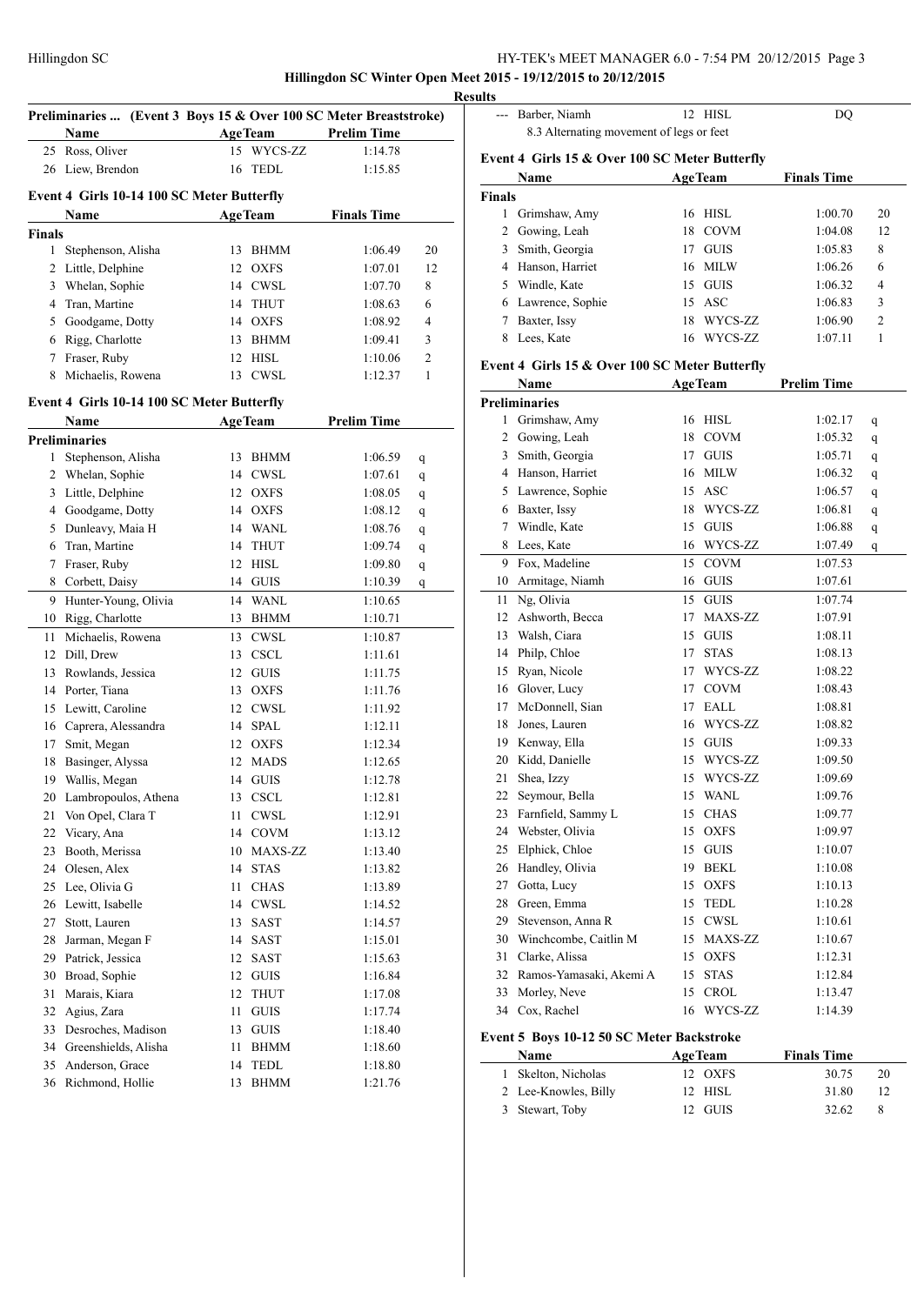## Hillingdon SC Winter Open Meet 2015 - 19/12/2015 to 20/12/2015

### Results

**Preliminaries ... (Event 3 Boys 15 & Over 100 SC Meter Breaststroke)**

| | Name | Age | Team | Prelim Time |
|---|---|---|---|---|
| 25 | Ross, Oliver | 15 | WYCS-ZZ | 1:14.78 |
| 26 | Liew, Brendon | 16 | TEDL | 1:15.85 |

**Event 4 Girls 10-14 100 SC Meter Butterfly**

| | Name | Age | Team | Finals Time | |
|---|---|---|---|---|---|
| **Finals** | | | | | |
| 1 | Stephenson, Alisha | 13 | BHMM | 1:06.49 | 20 |
| 2 | Little, Delphine | 12 | OXFS | 1:07.01 | 12 |
| 3 | Whelan, Sophie | 14 | CWSL | 1:07.70 | 8 |
| 4 | Tran, Martine | 14 | THUT | 1:08.63 | 6 |
| 5 | Goodgame, Dotty | 14 | OXFS | 1:08.92 | 4 |
| 6 | Rigg, Charlotte | 13 | BHMM | 1:09.41 | 3 |
| 7 | Fraser, Ruby | 12 | HISL | 1:10.06 | 2 |
| 8 | Michaelis, Rowena | 13 | CWSL | 1:12.37 | 1 |

**Event 4 Girls 10-14 100 SC Meter Butterfly**

| | Name | Age | Team | Prelim Time | |
|---|---|---|---|---|---|
| **Preliminaries** | | | | | |
| 1 | Stephenson, Alisha | 13 | BHMM | 1:06.59 | q |
| 2 | Whelan, Sophie | 14 | CWSL | 1:07.61 | q |
| 3 | Little, Delphine | 12 | OXFS | 1:08.05 | q |
| 4 | Goodgame, Dotty | 14 | OXFS | 1:08.12 | q |
| 5 | Dunleavy, Maia H | 14 | WANL | 1:08.76 | q |
| 6 | Tran, Martine | 14 | THUT | 1:09.74 | q |
| 7 | Fraser, Ruby | 12 | HISL | 1:09.80 | q |
| 8 | Corbett, Daisy | 14 | GUIS | 1:10.39 | q |
| 9 | Hunter-Young, Olivia | 14 | WANL | 1:10.65 | |
| 10 | Rigg, Charlotte | 13 | BHMM | 1:10.71 | |
| 11 | Michaelis, Rowena | 13 | CWSL | 1:10.87 | |
| 12 | Dill, Drew | 13 | CSCL | 1:11.61 | |
| 13 | Rowlands, Jessica | 12 | GUIS | 1:11.75 | |
| 14 | Porter, Tiana | 13 | OXFS | 1:11.76 | |
| 15 | Lewitt, Caroline | 12 | CWSL | 1:11.92 | |
| 16 | Caprera, Alessandra | 14 | SPAL | 1:12.11 | |
| 17 | Smit, Megan | 12 | OXFS | 1:12.34 | |
| 18 | Basinger, Alyssa | 12 | MADS | 1:12.65 | |
| 19 | Wallis, Megan | 14 | GUIS | 1:12.78 | |
| 20 | Lambropoulos, Athena | 13 | CSCL | 1:12.81 | |
| 21 | Von Opel, Clara T | 11 | CWSL | 1:12.91 | |
| 22 | Vicary, Ana | 14 | COVM | 1:13.12 | |
| 23 | Booth, Merissa | 10 | MAXS-ZZ | 1:13.40 | |
| 24 | Olesen, Alex | 14 | STAS | 1:13.82 | |
| 25 | Lee, Olivia G | 11 | CHAS | 1:13.89 | |
| 26 | Lewitt, Isabelle | 14 | CWSL | 1:14.52 | |
| 27 | Stott, Lauren | 13 | SAST | 1:14.57 | |
| 28 | Jarman, Megan F | 14 | SAST | 1:15.01 | |
| 29 | Patrick, Jessica | 12 | SAST | 1:15.63 | |
| 30 | Broad, Sophie | 12 | GUIS | 1:16.84 | |
| 31 | Marais, Kiara | 12 | THUT | 1:17.08 | |
| 32 | Agius, Zara | 11 | GUIS | 1:17.74 | |
| 33 | Desroches, Madison | 13 | GUIS | 1:18.40 | |
| 34 | Greenshields, Alisha | 11 | BHMM | 1:18.60 | |
| 35 | Anderson, Grace | 14 | TEDL | 1:18.80 | |
| 36 | Richmond, Hollie | 13 | BHMM | 1:21.76 | |
| --- | Barber, Niamh | 12 | HISL | DQ | |
| | 8.3 Alternating movement of legs or feet | | | | |

**Event 4 Girls 15 & Over 100 SC Meter Butterfly**

| | Name | Age | Team | Finals Time | |
|---|---|---|---|---|---|
| **Finals** | | | | | |
| 1 | Grimshaw, Amy | 16 | HISL | 1:00.70 | 20 |
| 2 | Gowing, Leah | 18 | COVM | 1:04.08 | 12 |
| 3 | Smith, Georgia | 17 | GUIS | 1:05.83 | 8 |
| 4 | Hanson, Harriet | 16 | MILW | 1:06.26 | 6 |
| 5 | Windle, Kate | 15 | GUIS | 1:06.32 | 4 |
| 6 | Lawrence, Sophie | 15 | ASC | 1:06.83 | 3 |
| 7 | Baxter, Issy | 18 | WYCS-ZZ | 1:06.90 | 2 |
| 8 | Lees, Kate | 16 | WYCS-ZZ | 1:07.11 | 1 |

**Event 4 Girls 15 & Over 100 SC Meter Butterfly**

| | Name | Age | Team | Prelim Time | |
|---|---|---|---|---|---|
| **Preliminaries** | | | | | |
| 1 | Grimshaw, Amy | 16 | HISL | 1:02.17 | q |
| 2 | Gowing, Leah | 18 | COVM | 1:05.32 | q |
| 3 | Smith, Georgia | 17 | GUIS | 1:05.71 | q |
| 4 | Hanson, Harriet | 16 | MILW | 1:06.32 | q |
| 5 | Lawrence, Sophie | 15 | ASC | 1:06.57 | q |
| 6 | Baxter, Issy | 18 | WYCS-ZZ | 1:06.81 | q |
| 7 | Windle, Kate | 15 | GUIS | 1:06.88 | q |
| 8 | Lees, Kate | 16 | WYCS-ZZ | 1:07.49 | q |
| 9 | Fox, Madeline | 15 | COVM | 1:07.53 | |
| 10 | Armitage, Niamh | 16 | GUIS | 1:07.61 | |
| 11 | Ng, Olivia | 15 | GUIS | 1:07.74 | |
| 12 | Ashworth, Becca | 17 | MAXS-ZZ | 1:07.91 | |
| 13 | Walsh, Ciara | 15 | GUIS | 1:08.11 | |
| 14 | Philp, Chloe | 17 | STAS | 1:08.13 | |
| 15 | Ryan, Nicole | 17 | WYCS-ZZ | 1:08.22 | |
| 16 | Glover, Lucy | 17 | COVM | 1:08.43 | |
| 17 | McDonnell, Sian | 17 | EALL | 1:08.81 | |
| 18 | Jones, Lauren | 16 | WYCS-ZZ | 1:08.82 | |
| 19 | Kenway, Ella | 15 | GUIS | 1:09.33 | |
| 20 | Kidd, Danielle | 15 | WYCS-ZZ | 1:09.50 | |
| 21 | Shea, Izzy | 15 | WYCS-ZZ | 1:09.69 | |
| 22 | Seymour, Bella | 15 | WANL | 1:09.76 | |
| 23 | Farnfield, Sammy L | 15 | CHAS | 1:09.77 | |
| 24 | Webster, Olivia | 15 | OXFS | 1:09.97 | |
| 25 | Elphick, Chloe | 15 | GUIS | 1:10.07 | |
| 26 | Handley, Olivia | 19 | BEKL | 1:10.08 | |
| 27 | Gotta, Lucy | 15 | OXFS | 1:10.13 | |
| 28 | Green, Emma | 15 | TEDL | 1:10.28 | |
| 29 | Stevenson, Anna R | 15 | CWSL | 1:10.61 | |
| 30 | Winchcombe, Caitlin M | 15 | MAXS-ZZ | 1:10.67 | |
| 31 | Clarke, Alissa | 15 | OXFS | 1:12.31 | |
| 32 | Ramos-Yamasaki, Akemi A | 15 | STAS | 1:12.84 | |
| 33 | Morley, Neve | 15 | CROL | 1:13.47 | |
| 34 | Cox, Rachel | 16 | WYCS-ZZ | 1:14.39 | |

**Event 5 Boys 10-12 50 SC Meter Backstroke**

| | Name | Age | Team | Finals Time | |
|---|---|---|---|---|---|
| 1 | Skelton, Nicholas | 12 | OXFS | 30.75 | 20 |
| 2 | Lee-Knowles, Billy | 12 | HISL | 31.80 | 12 |
| 3 | Stewart, Toby | 12 | GUIS | 32.62 | 8 |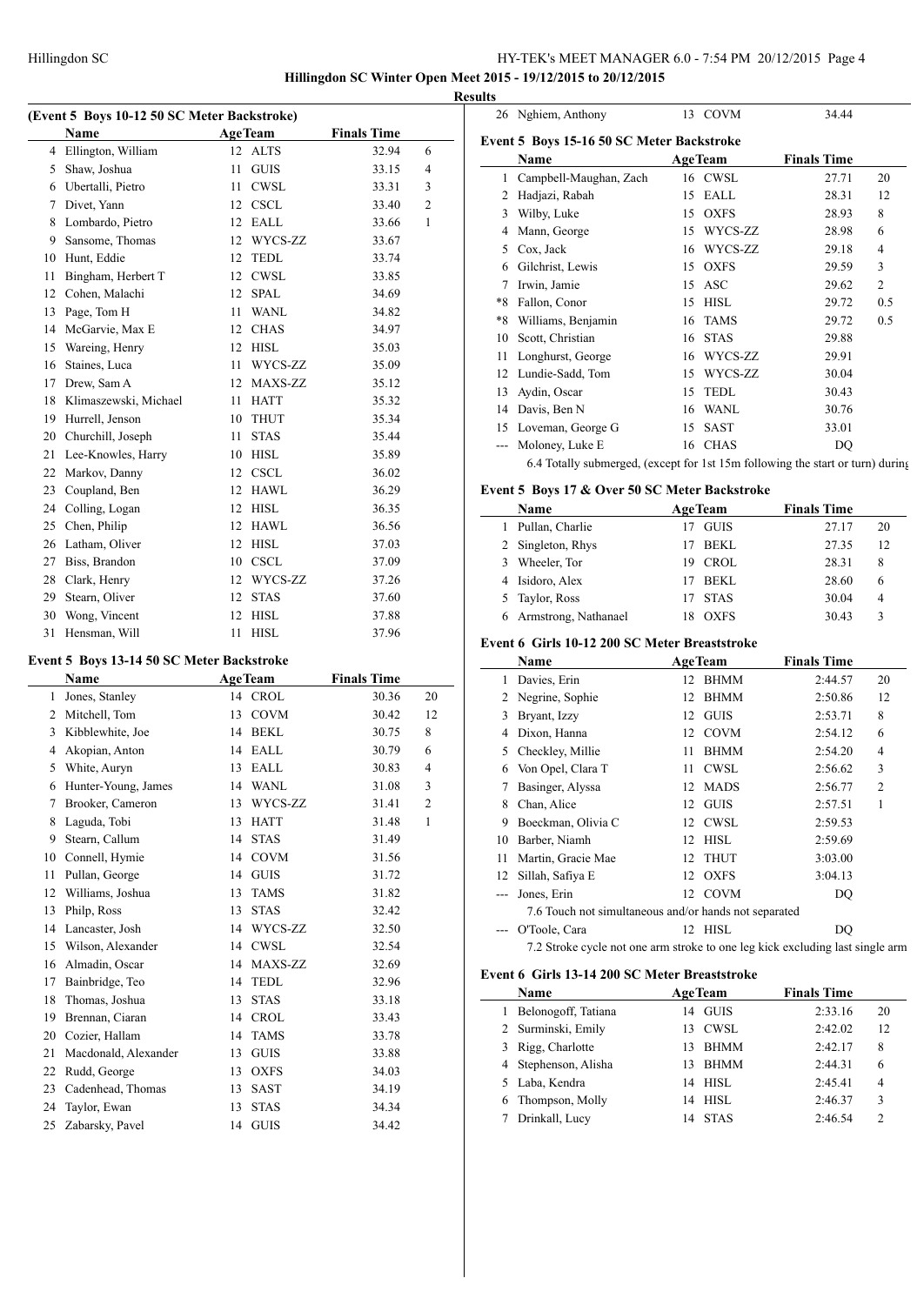**Hillingdon SC Winter Open Meet 2015 - 19/12/2015 to 20/12/2015**

**Results**

### (Event 5 Boys 10-12 50 SC Meter Backstroke)

| | Name | Age | Team | Finals Time | |
|---|---|---|---|---|---|
| 4 | Ellington, William | 12 | ALTS | 32.94 | 6 |
| 5 | Shaw, Joshua | 11 | GUIS | 33.15 | 4 |
| 6 | Ubertalli, Pietro | 11 | CWSL | 33.31 | 3 |
| 7 | Divet, Yann | 12 | CSCL | 33.40 | 2 |
| 8 | Lombardo, Pietro | 12 | EALL | 33.66 | 1 |
| 9 | Sansome, Thomas | 12 | WYCS-ZZ | 33.67 | |
| 10 | Hunt, Eddie | 12 | TEDL | 33.74 | |
| 11 | Bingham, Herbert T | 12 | CWSL | 33.85 | |
| 12 | Cohen, Malachi | 12 | SPAL | 34.69 | |
| 13 | Page, Tom H | 11 | WANL | 34.82 | |
| 14 | McGarvie, Max E | 12 | CHAS | 34.97 | |
| 15 | Wareing, Henry | 12 | HISL | 35.03 | |
| 16 | Staines, Luca | 11 | WYCS-ZZ | 35.09 | |
| 17 | Drew, Sam A | 12 | MAXS-ZZ | 35.12 | |
| 18 | Klimaszewski, Michael | 11 | HATT | 35.32 | |
| 19 | Hurrell, Jenson | 10 | THUT | 35.34 | |
| 20 | Churchill, Joseph | 11 | STAS | 35.44 | |
| 21 | Lee-Knowles, Harry | 10 | HISL | 35.89 | |
| 22 | Markov, Danny | 12 | CSCL | 36.02 | |
| 23 | Coupland, Ben | 12 | HAWL | 36.29 | |
| 24 | Colling, Logan | 12 | HISL | 36.35 | |
| 25 | Chen, Philip | 12 | HAWL | 36.56 | |
| 26 | Latham, Oliver | 12 | HISL | 37.03 | |
| 27 | Biss, Brandon | 10 | CSCL | 37.09 | |
| 28 | Clark, Henry | 12 | WYCS-ZZ | 37.26 | |
| 29 | Stearn, Oliver | 12 | STAS | 37.60 | |
| 30 | Wong, Vincent | 12 | HISL | 37.88 | |
| 31 | Hensman, Will | 11 | HISL | 37.96 | |

### Event 5 Boys 13-14 50 SC Meter Backstroke

| | Name | Age | Team | Finals Time | |
|---|---|---|---|---|---|
| 1 | Jones, Stanley | 14 | CROL | 30.36 | 20 |
| 2 | Mitchell, Tom | 13 | COVM | 30.42 | 12 |
| 3 | Kibblewhite, Joe | 14 | BEKL | 30.75 | 8 |
| 4 | Akopian, Anton | 14 | EALL | 30.79 | 6 |
| 5 | White, Auryn | 13 | EALL | 30.83 | 4 |
| 6 | Hunter-Young, James | 14 | WANL | 31.08 | 3 |
| 7 | Brooker, Cameron | 13 | WYCS-ZZ | 31.41 | 2 |
| 8 | Laguda, Tobi | 13 | HATT | 31.48 | 1 |
| 9 | Stearn, Callum | 14 | STAS | 31.49 | |
| 10 | Connell, Hymie | 14 | COVM | 31.56 | |
| 11 | Pullan, George | 14 | GUIS | 31.72 | |
| 12 | Williams, Joshua | 13 | TAMS | 31.82 | |
| 13 | Philp, Ross | 13 | STAS | 32.42 | |
| 14 | Lancaster, Josh | 14 | WYCS-ZZ | 32.50 | |
| 15 | Wilson, Alexander | 14 | CWSL | 32.54 | |
| 16 | Almadin, Oscar | 14 | MAXS-ZZ | 32.69 | |
| 17 | Bainbridge, Teo | 14 | TEDL | 32.96 | |
| 18 | Thomas, Joshua | 13 | STAS | 33.18 | |
| 19 | Brennan, Ciaran | 14 | CROL | 33.43 | |
| 20 | Cozier, Hallam | 14 | TAMS | 33.78 | |
| 21 | Macdonald, Alexander | 13 | GUIS | 33.88 | |
| 22 | Rudd, George | 13 | OXFS | 34.03 | |
| 23 | Cadenhead, Thomas | 13 | SAST | 34.19 | |
| 24 | Taylor, Ewan | 13 | STAS | 34.34 | |
| 25 | Zabarsky, Pavel | 14 | GUIS | 34.42 | |
| 26 | Nghiem, Anthony | 13 | COVM | 34.44 | |

### Event 5 Boys 15-16 50 SC Meter Backstroke

| | Name | Age | Team | Finals Time | |
|---|---|---|---|---|---|
| 1 | Campbell-Maughan, Zach | 16 | CWSL | 27.71 | 20 |
| 2 | Hadjazi, Rabah | 15 | EALL | 28.31 | 12 |
| 3 | Wilby, Luke | 15 | OXFS | 28.93 | 8 |
| 4 | Mann, George | 15 | WYCS-ZZ | 28.98 | 6 |
| 5 | Cox, Jack | 16 | WYCS-ZZ | 29.18 | 4 |
| 6 | Gilchrist, Lewis | 15 | OXFS | 29.59 | 3 |
| 7 | Irwin, Jamie | 15 | ASC | 29.62 | 2 |
| *8 | Fallon, Conor | 15 | HISL | 29.72 | 0.5 |
| *8 | Williams, Benjamin | 16 | TAMS | 29.72 | 0.5 |
| 10 | Scott, Christian | 16 | STAS | 29.88 | |
| 11 | Longhurst, George | 16 | WYCS-ZZ | 29.91 | |
| 12 | Lundie-Sadd, Tom | 15 | WYCS-ZZ | 30.04 | |
| 13 | Aydin, Oscar | 15 | TEDL | 30.43 | |
| 14 | Davis, Ben N | 16 | WANL | 30.76 | |
| 15 | Loveman, George G | 15 | SAST | 33.01 | |
| --- | Moloney, Luke E | 16 | CHAS | DQ | |

6.4 Totally submerged, (except for 1st 15m following the start or turn) during

### Event 5 Boys 17 & Over 50 SC Meter Backstroke

| | Name | Age | Team | Finals Time | |
|---|---|---|---|---|---|
| 1 | Pullan, Charlie | 17 | GUIS | 27.17 | 20 |
| 2 | Singleton, Rhys | 17 | BEKL | 27.35 | 12 |
| 3 | Wheeler, Tor | 19 | CROL | 28.31 | 8 |
| 4 | Isidoro, Alex | 17 | BEKL | 28.60 | 6 |
| 5 | Taylor, Ross | 17 | STAS | 30.04 | 4 |
| 6 | Armstrong, Nathanael | 18 | OXFS | 30.43 | 3 |

### Event 6 Girls 10-12 200 SC Meter Breaststroke

| | Name | Age | Team | Finals Time | |
|---|---|---|---|---|---|
| 1 | Davies, Erin | 12 | BHMM | 2:44.57 | 20 |
| 2 | Negrine, Sophie | 12 | BHMM | 2:50.86 | 12 |
| 3 | Bryant, Izzy | 12 | GUIS | 2:53.71 | 8 |
| 4 | Dixon, Hanna | 12 | COVM | 2:54.12 | 6 |
| 5 | Checkley, Millie | 11 | BHMM | 2:54.20 | 4 |
| 6 | Von Opel, Clara T | 11 | CWSL | 2:56.62 | 3 |
| 7 | Basinger, Alyssa | 12 | MADS | 2:56.77 | 2 |
| 8 | Chan, Alice | 12 | GUIS | 2:57.51 | 1 |
| 9 | Boeckman, Olivia C | 12 | CWSL | 2:59.53 | |
| 10 | Barber, Niamh | 12 | HISL | 2:59.69 | |
| 11 | Martin, Gracie Mae | 12 | THUT | 3:03.00 | |
| 12 | Sillah, Safiya E | 12 | OXFS | 3:04.13 | |
| --- | Jones, Erin | 12 | COVM | DQ | |

7.6 Touch not simultaneous and/or hands not separated

| | Name | Age | Team | Finals Time | |
|---|---|---|---|---|---|
| --- | O'Toole, Cara | 12 | HISL | DQ | |

7.2 Stroke cycle not one arm stroke to one leg kick excluding last single arm

### Event 6 Girls 13-14 200 SC Meter Breaststroke

| | Name | Age | Team | Finals Time | |
|---|---|---|---|---|---|
| 1 | Belonogoff, Tatiana | 14 | GUIS | 2:33.16 | 20 |
| 2 | Surminski, Emily | 13 | CWSL | 2:42.02 | 12 |
| 3 | Rigg, Charlotte | 13 | BHMM | 2:42.17 | 8 |
| 4 | Stephenson, Alisha | 13 | BHMM | 2:44.31 | 6 |
| 5 | Laba, Kendra | 14 | HISL | 2:45.41 | 4 |
| 6 | Thompson, Molly | 14 | HISL | 2:46.37 | 3 |
| 7 | Drinkall, Lucy | 14 | STAS | 2:46.54 | 2 |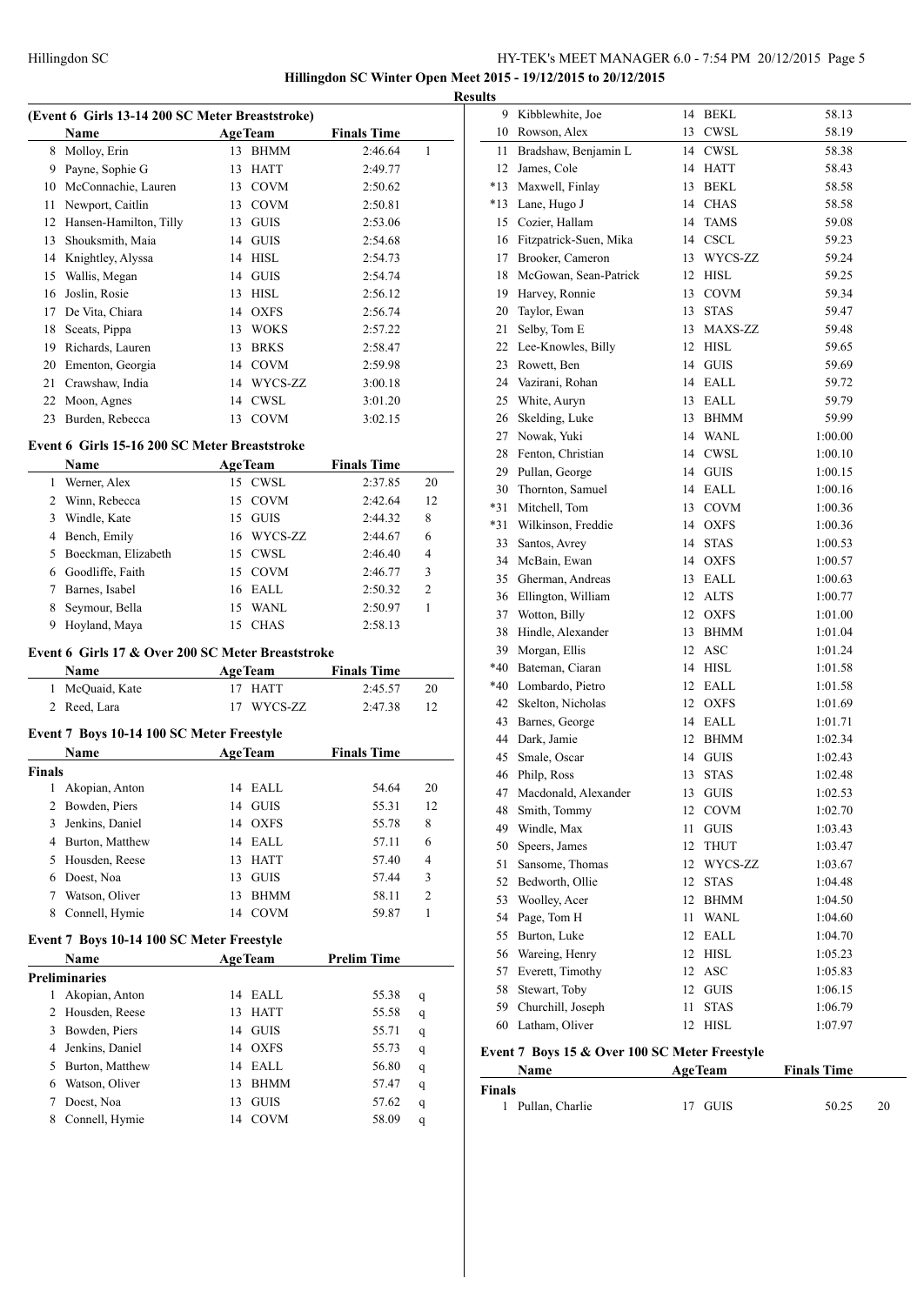**Hillingdon SC Winter Open Meet 2015 - 19/12/2015 to 20/12/2015**

**Results**

### (Event 6 Girls 13-14 200 SC Meter Breaststroke)

| | Name | Age | Team | Finals Time | |
|---|---|---|---|---|---|
| 8 | Molloy, Erin | 13 | BHMM | 2:46.64 | 1 |
| 9 | Payne, Sophie G | 13 | HATT | 2:49.77 | |
| 10 | McConnachie, Lauren | 13 | COVM | 2:50.62 | |
| 11 | Newport, Caitlin | 13 | COVM | 2:50.81 | |
| 12 | Hansen-Hamilton, Tilly | 13 | GUIS | 2:53.06 | |
| 13 | Shouksmith, Maia | 14 | GUIS | 2:54.68 | |
| 14 | Knightley, Alyssa | 14 | HISL | 2:54.73 | |
| 15 | Wallis, Megan | 14 | GUIS | 2:54.74 | |
| 16 | Joslin, Rosie | 13 | HISL | 2:56.12 | |
| 17 | De Vita, Chiara | 14 | OXFS | 2:56.74 | |
| 18 | Sceats, Pippa | 13 | WOKS | 2:57.22 | |
| 19 | Richards, Lauren | 13 | BRKS | 2:58.47 | |
| 20 | Ementon, Georgia | 14 | COVM | 2:59.98 | |
| 21 | Crawshaw, India | 14 | WYCS-ZZ | 3:00.18 | |
| 22 | Moon, Agnes | 14 | CWSL | 3:01.20 | |
| 23 | Burden, Rebecca | 13 | COVM | 3:02.15 | |

### Event 6 Girls 15-16 200 SC Meter Breaststroke

| | Name | Age | Team | Finals Time | |
|---|---|---|---|---|---|
| 1 | Werner, Alex | 15 | CWSL | 2:37.85 | 20 |
| 2 | Winn, Rebecca | 15 | COVM | 2:42.64 | 12 |
| 3 | Windle, Kate | 15 | GUIS | 2:44.32 | 8 |
| 4 | Bench, Emily | 16 | WYCS-ZZ | 2:44.67 | 6 |
| 5 | Boeckman, Elizabeth | 15 | CWSL | 2:46.40 | 4 |
| 6 | Goodliffe, Faith | 15 | COVM | 2:46.77 | 3 |
| 7 | Barnes, Isabel | 16 | EALL | 2:50.32 | 2 |
| 8 | Seymour, Bella | 15 | WANL | 2:50.97 | 1 |
| 9 | Hoyland, Maya | 15 | CHAS | 2:58.13 | |

### Event 6 Girls 17 & Over 200 SC Meter Breaststroke

| | Name | Age | Team | Finals Time | |
|---|---|---|---|---|---|
| 1 | McQuaid, Kate | 17 | HATT | 2:45.57 | 20 |
| 2 | Reed, Lara | 17 | WYCS-ZZ | 2:47.38 | 12 |

### Event 7 Boys 10-14 100 SC Meter Freestyle

| | Name | Age | Team | Finals Time | |
|---|---|---|---|---|---|
| **Finals** | | | | | |
| 1 | Akopian, Anton | 14 | EALL | 54.64 | 20 |
| 2 | Bowden, Piers | 14 | GUIS | 55.31 | 12 |
| 3 | Jenkins, Daniel | 14 | OXFS | 55.78 | 8 |
| 4 | Burton, Matthew | 14 | EALL | 57.11 | 6 |
| 5 | Housden, Reese | 13 | HATT | 57.40 | 4 |
| 6 | Doest, Noa | 13 | GUIS | 57.44 | 3 |
| 7 | Watson, Oliver | 13 | BHMM | 58.11 | 2 |
| 8 | Connell, Hymie | 14 | COVM | 59.87 | 1 |

### Event 7 Boys 10-14 100 SC Meter Freestyle

| | Name | Age | Team | Prelim Time | |
|---|---|---|---|---|---|
| **Preliminaries** | | | | | |
| 1 | Akopian, Anton | 14 | EALL | 55.38 | q |
| 2 | Housden, Reese | 13 | HATT | 55.58 | q |
| 3 | Bowden, Piers | 14 | GUIS | 55.71 | q |
| 4 | Jenkins, Daniel | 14 | OXFS | 55.73 | q |
| 5 | Burton, Matthew | 14 | EALL | 56.80 | q |
| 6 | Watson, Oliver | 13 | BHMM | 57.47 | q |
| 7 | Doest, Noa | 13 | GUIS | 57.62 | q |
| 8 | Connell, Hymie | 14 | COVM | 58.09 | q |
| 9 | Kibblewhite, Joe | 14 | BEKL | 58.13 | |
| 10 | Rowson, Alex | 13 | CWSL | 58.19 | |
| 11 | Bradshaw, Benjamin L | 14 | CWSL | 58.38 | |
| 12 | James, Cole | 14 | HATT | 58.43 | |
| *13 | Maxwell, Finlay | 13 | BEKL | 58.58 | |
| *13 | Lane, Hugo J | 14 | CHAS | 58.58 | |
| 15 | Cozier, Hallam | 14 | TAMS | 59.08 | |
| 16 | Fitzpatrick-Suen, Mika | 14 | CSCL | 59.23 | |
| 17 | Brooker, Cameron | 13 | WYCS-ZZ | 59.24 | |
| 18 | McGowan, Sean-Patrick | 12 | HISL | 59.25 | |
| 19 | Harvey, Ronnie | 13 | COVM | 59.34 | |
| 20 | Taylor, Ewan | 13 | STAS | 59.47 | |
| 21 | Selby, Tom E | 13 | MAXS-ZZ | 59.48 | |
| 22 | Lee-Knowles, Billy | 12 | HISL | 59.65 | |
| 23 | Rowett, Ben | 14 | GUIS | 59.69 | |
| 24 | Vazirani, Rohan | 14 | EALL | 59.72 | |
| 25 | White, Auryn | 13 | EALL | 59.79 | |
| 26 | Skelding, Luke | 13 | BHMM | 59.99 | |
| 27 | Nowak, Yuki | 14 | WANL | 1:00.00 | |
| 28 | Fenton, Christian | 14 | CWSL | 1:00.10 | |
| 29 | Pullan, George | 14 | GUIS | 1:00.15 | |
| 30 | Thornton, Samuel | 14 | EALL | 1:00.16 | |
| *31 | Mitchell, Tom | 13 | COVM | 1:00.36 | |
| *31 | Wilkinson, Freddie | 14 | OXFS | 1:00.36 | |
| 33 | Santos, Avrey | 14 | STAS | 1:00.53 | |
| 34 | McBain, Ewan | 14 | OXFS | 1:00.57 | |
| 35 | Gherman, Andreas | 13 | EALL | 1:00.63 | |
| 36 | Ellington, William | 12 | ALTS | 1:00.77 | |
| 37 | Wotton, Billy | 12 | OXFS | 1:01.00 | |
| 38 | Hindle, Alexander | 13 | BHMM | 1:01.04 | |
| 39 | Morgan, Ellis | 12 | ASC | 1:01.24 | |
| *40 | Bateman, Ciaran | 14 | HISL | 1:01.58 | |
| *40 | Lombardo, Pietro | 12 | EALL | 1:01.58 | |
| 42 | Skelton, Nicholas | 12 | OXFS | 1:01.69 | |
| 43 | Barnes, George | 14 | EALL | 1:01.71 | |
| 44 | Dark, Jamie | 12 | BHMM | 1:02.34 | |
| 45 | Smale, Oscar | 14 | GUIS | 1:02.43 | |
| 46 | Philp, Ross | 13 | STAS | 1:02.48 | |
| 47 | Macdonald, Alexander | 13 | GUIS | 1:02.53 | |
| 48 | Smith, Tommy | 12 | COVM | 1:02.70 | |
| 49 | Windle, Max | 11 | GUIS | 1:03.43 | |
| 50 | Speers, James | 12 | THUT | 1:03.47 | |
| 51 | Sansome, Thomas | 12 | WYCS-ZZ | 1:03.67 | |
| 52 | Bedworth, Ollie | 12 | STAS | 1:04.48 | |
| 53 | Woolley, Acer | 12 | BHMM | 1:04.50 | |
| 54 | Page, Tom H | 11 | WANL | 1:04.60 | |
| 55 | Burton, Luke | 12 | EALL | 1:04.70 | |
| 56 | Wareing, Henry | 12 | HISL | 1:05.23 | |
| 57 | Everett, Timothy | 12 | ASC | 1:05.83 | |
| 58 | Stewart, Toby | 12 | GUIS | 1:06.15 | |
| 59 | Churchill, Joseph | 11 | STAS | 1:06.79 | |
| 60 | Latham, Oliver | 12 | HISL | 1:07.97 | |

### Event 7 Boys 15 & Over 100 SC Meter Freestyle

| | Name | Age | Team | Finals Time | |
|---|---|---|---|---|---|
| **Finals** | | | | | |
| 1 | Pullan, Charlie | 17 | GUIS | 50.25 | 20 |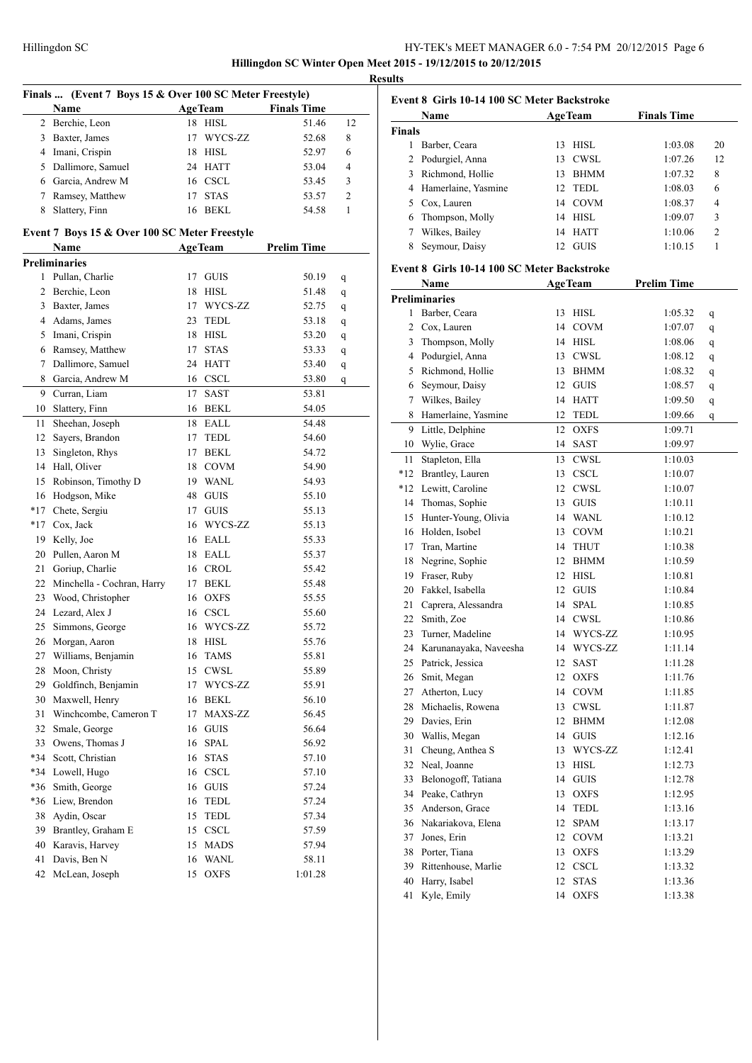**Hillingdon SC Winter Open Meet 2015 - 19/12/2015 to 20/12/2015**

**Results**

### Finals ... (Event 7 Boys 15 & Over 100 SC Meter Freestyle)

| | Name | Age | Team | Finals Time | |
|---|---|---|---|---|---|
| 2 | Berchie, Leon | 18 | HISL | 51.46 | 12 |
| 3 | Baxter, James | 17 | WYCS-ZZ | 52.68 | 8 |
| 4 | Imani, Crispin | 18 | HISL | 52.97 | 6 |
| 5 | Dallimore, Samuel | 24 | HATT | 53.04 | 4 |
| 6 | Garcia, Andrew M | 16 | CSCL | 53.45 | 3 |
| 7 | Ramsey, Matthew | 17 | STAS | 53.57 | 2 |
| 8 | Slattery, Finn | 16 | BEKL | 54.58 | 1 |

### Event 7 Boys 15 & Over 100 SC Meter Freestyle

| | Name | Age | Team | Prelim Time | |
|---|---|---|---|---|---|
| **Preliminaries** | | | | | |
| 1 | Pullan, Charlie | 17 | GUIS | 50.19 | q |
| 2 | Berchie, Leon | 18 | HISL | 51.48 | q |
| 3 | Baxter, James | 17 | WYCS-ZZ | 52.75 | q |
| 4 | Adams, James | 23 | TEDL | 53.18 | q |
| 5 | Imani, Crispin | 18 | HISL | 53.20 | q |
| 6 | Ramsey, Matthew | 17 | STAS | 53.33 | q |
| 7 | Dallimore, Samuel | 24 | HATT | 53.40 | q |
| 8 | Garcia, Andrew M | 16 | CSCL | 53.80 | q |
| 9 | Curran, Liam | 17 | SAST | 53.81 | |
| 10 | Slattery, Finn | 16 | BEKL | 54.05 | |
| 11 | Sheehan, Joseph | 18 | EALL | 54.48 | |
| 12 | Sayers, Brandon | 17 | TEDL | 54.60 | |
| 13 | Singleton, Rhys | 17 | BEKL | 54.72 | |
| 14 | Hall, Oliver | 18 | COVM | 54.90 | |
| 15 | Robinson, Timothy D | 19 | WANL | 54.93 | |
| 16 | Hodgson, Mike | 48 | GUIS | 55.10 | |
| *17 | Chete, Sergiu | 17 | GUIS | 55.13 | |
| *17 | Cox, Jack | 16 | WYCS-ZZ | 55.13 | |
| 19 | Kelly, Joe | 16 | EALL | 55.33 | |
| 20 | Pullen, Aaron M | 18 | EALL | 55.37 | |
| 21 | Goriup, Charlie | 16 | CROL | 55.42 | |
| 22 | Minchella - Cochran, Harry | 17 | BEKL | 55.48 | |
| 23 | Wood, Christopher | 16 | OXFS | 55.55 | |
| 24 | Lezard, Alex J | 16 | CSCL | 55.60 | |
| 25 | Simmons, George | 16 | WYCS-ZZ | 55.72 | |
| 26 | Morgan, Aaron | 18 | HISL | 55.76 | |
| 27 | Williams, Benjamin | 16 | TAMS | 55.81 | |
| 28 | Moon, Christy | 15 | CWSL | 55.89 | |
| 29 | Goldfinch, Benjamin | 17 | WYCS-ZZ | 55.91 | |
| 30 | Maxwell, Henry | 16 | BEKL | 56.10 | |
| 31 | Winchcombe, Cameron T | 17 | MAXS-ZZ | 56.45 | |
| 32 | Smale, George | 16 | GUIS | 56.64 | |
| 33 | Owens, Thomas J | 16 | SPAL | 56.92 | |
| *34 | Scott, Christian | 16 | STAS | 57.10 | |
| *34 | Lowell, Hugo | 16 | CSCL | 57.10 | |
| *36 | Smith, George | 16 | GUIS | 57.24 | |
| *36 | Liew, Brendon | 16 | TEDL | 57.24 | |
| 38 | Aydin, Oscar | 15 | TEDL | 57.34 | |
| 39 | Brantley, Graham E | 15 | CSCL | 57.59 | |
| 40 | Karavis, Harvey | 15 | MADS | 57.94 | |
| 41 | Davis, Ben N | 16 | WANL | 58.11 | |
| 42 | McLean, Joseph | 15 | OXFS | 1:01.28 | |

### Event 8 Girls 10-14 100 SC Meter Backstroke

| | Name | Age | Team | Finals Time | |
|---|---|---|---|---|---|
| **Finals** | | | | | |
| 1 | Barber, Ceara | 13 | HISL | 1:03.08 | 20 |
| 2 | Podurgiel, Anna | 13 | CWSL | 1:07.26 | 12 |
| 3 | Richmond, Hollie | 13 | BHMM | 1:07.32 | 8 |
| 4 | Hamerlaine, Yasmine | 12 | TEDL | 1:08.03 | 6 |
| 5 | Cox, Lauren | 14 | COVM | 1:08.37 | 4 |
| 6 | Thompson, Molly | 14 | HISL | 1:09.07 | 3 |
| 7 | Wilkes, Bailey | 14 | HATT | 1:10.06 | 2 |
| 8 | Seymour, Daisy | 12 | GUIS | 1:10.15 | 1 |

### Event 8 Girls 10-14 100 SC Meter Backstroke

| | Name | Age | Team | Prelim Time | |
|---|---|---|---|---|---|
| **Preliminaries** | | | | | |
| 1 | Barber, Ceara | 13 | HISL | 1:05.32 | q |
| 2 | Cox, Lauren | 14 | COVM | 1:07.07 | q |
| 3 | Thompson, Molly | 14 | HISL | 1:08.06 | q |
| 4 | Podurgiel, Anna | 13 | CWSL | 1:08.12 | q |
| 5 | Richmond, Hollie | 13 | BHMM | 1:08.32 | q |
| 6 | Seymour, Daisy | 12 | GUIS | 1:08.57 | q |
| 7 | Wilkes, Bailey | 14 | HATT | 1:09.50 | q |
| 8 | Hamerlaine, Yasmine | 12 | TEDL | 1:09.66 | q |
| 9 | Little, Delphine | 12 | OXFS | 1:09.71 | |
| 10 | Wylie, Grace | 14 | SAST | 1:09.97 | |
| 11 | Stapleton, Ella | 13 | CWSL | 1:10.03 | |
| *12 | Brantley, Lauren | 13 | CSCL | 1:10.07 | |
| *12 | Lewitt, Caroline | 12 | CWSL | 1:10.07 | |
| 14 | Thomas, Sophie | 13 | GUIS | 1:10.11 | |
| 15 | Hunter-Young, Olivia | 14 | WANL | 1:10.12 | |
| 16 | Holden, Isobel | 13 | COVM | 1:10.21 | |
| 17 | Tran, Martine | 14 | THUT | 1:10.38 | |
| 18 | Negrine, Sophie | 12 | BHMM | 1:10.59 | |
| 19 | Fraser, Ruby | 12 | HISL | 1:10.81 | |
| 20 | Fakkel, Isabella | 12 | GUIS | 1:10.84 | |
| 21 | Caprera, Alessandra | 14 | SPAL | 1:10.85 | |
| 22 | Smith, Zoe | 14 | CWSL | 1:10.86 | |
| 23 | Turner, Madeline | 14 | WYCS-ZZ | 1:10.95 | |
| 24 | Karunanayaka, Naveesha | 14 | WYCS-ZZ | 1:11.14 | |
| 25 | Patrick, Jessica | 12 | SAST | 1:11.28 | |
| 26 | Smit, Megan | 12 | OXFS | 1:11.76 | |
| 27 | Atherton, Lucy | 14 | COVM | 1:11.85 | |
| 28 | Michaelis, Rowena | 13 | CWSL | 1:11.87 | |
| 29 | Davies, Erin | 12 | BHMM | 1:12.08 | |
| 30 | Wallis, Megan | 14 | GUIS | 1:12.16 | |
| 31 | Cheung, Anthea S | 13 | WYCS-ZZ | 1:12.41 | |
| 32 | Neal, Joanne | 13 | HISL | 1:12.73 | |
| 33 | Belonogoff, Tatiana | 14 | GUIS | 1:12.78 | |
| 34 | Peake, Cathryn | 13 | OXFS | 1:12.95 | |
| 35 | Anderson, Grace | 14 | TEDL | 1:13.16 | |
| 36 | Nakariakova, Elena | 12 | SPAM | 1:13.17 | |
| 37 | Jones, Erin | 12 | COVM | 1:13.21 | |
| 38 | Porter, Tiana | 13 | OXFS | 1:13.29 | |
| 39 | Rittenhouse, Marlie | 12 | CSCL | 1:13.32 | |
| 40 | Harry, Isabel | 12 | STAS | 1:13.36 | |
| 41 | Kyle, Emily | 14 | OXFS | 1:13.38 | |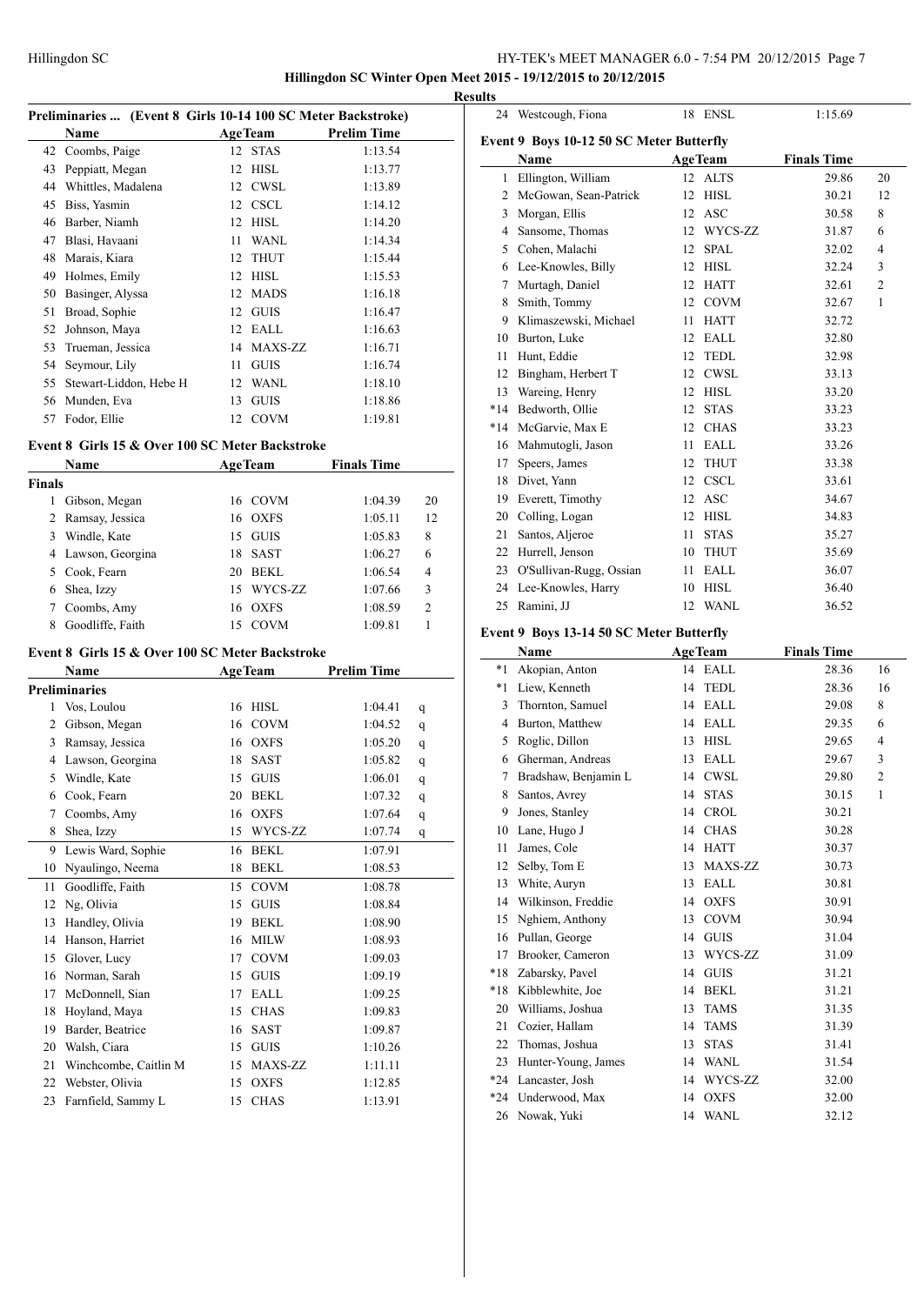Hillingdon SC Winter Open Meet 2015 - 19/12/2015 to 20/12/2015

Results

### Preliminaries ... (Event 8 Girls 10-14 100 SC Meter Backstroke)

| | Name | Age | Team | Prelim Time | |
|---|---|---|---|---|---|
| 42 | Coombs, Paige | 12 | STAS | 1:13.54 | |
| 43 | Peppiatt, Megan | 12 | HISL | 1:13.77 | |
| 44 | Whittles, Madalena | 12 | CWSL | 1:13.89 | |
| 45 | Biss, Yasmin | 12 | CSCL | 1:14.12 | |
| 46 | Barber, Niamh | 12 | HISL | 1:14.20 | |
| 47 | Blasi, Havaani | 11 | WANL | 1:14.34 | |
| 48 | Marais, Kiara | 12 | THUT | 1:15.44 | |
| 49 | Holmes, Emily | 12 | HISL | 1:15.53 | |
| 50 | Basinger, Alyssa | 12 | MADS | 1:16.18 | |
| 51 | Broad, Sophie | 12 | GUIS | 1:16.47 | |
| 52 | Johnson, Maya | 12 | EALL | 1:16.63 | |
| 53 | Trueman, Jessica | 14 | MAXS-ZZ | 1:16.71 | |
| 54 | Seymour, Lily | 11 | GUIS | 1:16.74 | |
| 55 | Stewart-Liddon, Hebe H | 12 | WANL | 1:18.10 | |
| 56 | Munden, Eva | 13 | GUIS | 1:18.86 | |
| 57 | Fodor, Ellie | 12 | COVM | 1:19.81 | |

### Event 8 Girls 15 & Over 100 SC Meter Backstroke

| | Name | Age | Team | Finals Time | |
|---|---|---|---|---|---|
| **Finals** | | | | | |
| 1 | Gibson, Megan | 16 | COVM | 1:04.39 | 20 |
| 2 | Ramsay, Jessica | 16 | OXFS | 1:05.11 | 12 |
| 3 | Windle, Kate | 15 | GUIS | 1:05.83 | 8 |
| 4 | Lawson, Georgina | 18 | SAST | 1:06.27 | 6 |
| 5 | Cook, Fearn | 20 | BEKL | 1:06.54 | 4 |
| 6 | Shea, Izzy | 15 | WYCS-ZZ | 1:07.66 | 3 |
| 7 | Coombs, Amy | 16 | OXFS | 1:08.59 | 2 |
| 8 | Goodliffe, Faith | 15 | COVM | 1:09.81 | 1 |

### Event 8 Girls 15 & Over 100 SC Meter Backstroke

| | Name | Age | Team | Prelim Time | |
|---|---|---|---|---|---|
| **Preliminaries** | | | | | |
| 1 | Vos, Loulou | 16 | HISL | 1:04.41 | q |
| 2 | Gibson, Megan | 16 | COVM | 1:04.52 | q |
| 3 | Ramsay, Jessica | 16 | OXFS | 1:05.20 | q |
| 4 | Lawson, Georgina | 18 | SAST | 1:05.82 | q |
| 5 | Windle, Kate | 15 | GUIS | 1:06.01 | q |
| 6 | Cook, Fearn | 20 | BEKL | 1:07.32 | q |
| 7 | Coombs, Amy | 16 | OXFS | 1:07.64 | q |
| 8 | Shea, Izzy | 15 | WYCS-ZZ | 1:07.74 | q |
| 9 | Lewis Ward, Sophie | 16 | BEKL | 1:07.91 | |
| 10 | Nyaulingo, Neema | 18 | BEKL | 1:08.53 | |
| 11 | Goodliffe, Faith | 15 | COVM | 1:08.78 | |
| 12 | Ng, Olivia | 15 | GUIS | 1:08.84 | |
| 13 | Handley, Olivia | 19 | BEKL | 1:08.90 | |
| 14 | Hanson, Harriet | 16 | MILW | 1:08.93 | |
| 15 | Glover, Lucy | 17 | COVM | 1:09.03 | |
| 16 | Norman, Sarah | 15 | GUIS | 1:09.19 | |
| 17 | McDonnell, Sian | 17 | EALL | 1:09.25 | |
| 18 | Hoyland, Maya | 15 | CHAS | 1:09.83 | |
| 19 | Barder, Beatrice | 16 | SAST | 1:09.87 | |
| 20 | Walsh, Ciara | 15 | GUIS | 1:10.26 | |
| 21 | Winchcombe, Caitlin M | 15 | MAXS-ZZ | 1:11.11 | |
| 22 | Webster, Olivia | 15 | OXFS | 1:12.85 | |
| 23 | Farnfield, Sammy L | 15 | CHAS | 1:13.91 | |
| 24 | Westcough, Fiona | 18 | ENSL | 1:15.69 | |

### Event 9 Boys 10-12 50 SC Meter Butterfly

| | Name | Age | Team | Finals Time | |
|---|---|---|---|---|---|
| 1 | Ellington, William | 12 | ALTS | 29.86 | 20 |
| 2 | McGowan, Sean-Patrick | 12 | HISL | 30.21 | 12 |
| 3 | Morgan, Ellis | 12 | ASC | 30.58 | 8 |
| 4 | Sansome, Thomas | 12 | WYCS-ZZ | 31.87 | 6 |
| 5 | Cohen, Malachi | 12 | SPAL | 32.02 | 4 |
| 6 | Lee-Knowles, Billy | 12 | HISL | 32.24 | 3 |
| 7 | Murtagh, Daniel | 12 | HATT | 32.61 | 2 |
| 8 | Smith, Tommy | 12 | COVM | 32.67 | 1 |
| 9 | Klimaszewski, Michael | 11 | HATT | 32.72 | |
| 10 | Burton, Luke | 12 | EALL | 32.80 | |
| 11 | Hunt, Eddie | 12 | TEDL | 32.98 | |
| 12 | Bingham, Herbert T | 12 | CWSL | 33.13 | |
| 13 | Wareing, Henry | 12 | HISL | 33.20 | |
| *14 | Bedworth, Ollie | 12 | STAS | 33.23 | |
| *14 | McGarvie, Max E | 12 | CHAS | 33.23 | |
| 16 | Mahmutogli, Jason | 11 | EALL | 33.26 | |
| 17 | Speers, James | 12 | THUT | 33.38 | |
| 18 | Divet, Yann | 12 | CSCL | 33.61 | |
| 19 | Everett, Timothy | 12 | ASC | 34.67 | |
| 20 | Colling, Logan | 12 | HISL | 34.83 | |
| 21 | Santos, Aljeroe | 11 | STAS | 35.27 | |
| 22 | Hurrell, Jenson | 10 | THUT | 35.69 | |
| 23 | O'Sullivan-Rugg, Ossian | 11 | EALL | 36.07 | |
| 24 | Lee-Knowles, Harry | 10 | HISL | 36.40 | |
| 25 | Ramini, JJ | 12 | WANL | 36.52 | |

### Event 9 Boys 13-14 50 SC Meter Butterfly

| | Name | Age | Team | Finals Time | |
|---|---|---|---|---|---|
| *1 | Akopian, Anton | 14 | EALL | 28.36 | 16 |
| *1 | Liew, Kenneth | 14 | TEDL | 28.36 | 16 |
| 3 | Thornton, Samuel | 14 | EALL | 29.08 | 8 |
| 4 | Burton, Matthew | 14 | EALL | 29.35 | 6 |
| 5 | Roglic, Dillon | 13 | HISL | 29.65 | 4 |
| 6 | Gherman, Andreas | 13 | EALL | 29.67 | 3 |
| 7 | Bradshaw, Benjamin L | 14 | CWSL | 29.80 | 2 |
| 8 | Santos, Avrey | 14 | STAS | 30.15 | 1 |
| 9 | Jones, Stanley | 14 | CROL | 30.21 | |
| 10 | Lane, Hugo J | 14 | CHAS | 30.28 | |
| 11 | James, Cole | 14 | HATT | 30.37 | |
| 12 | Selby, Tom E | 13 | MAXS-ZZ | 30.73 | |
| 13 | White, Auryn | 13 | EALL | 30.81 | |
| 14 | Wilkinson, Freddie | 14 | OXFS | 30.91 | |
| 15 | Nghiem, Anthony | 13 | COVM | 30.94 | |
| 16 | Pullan, George | 14 | GUIS | 31.04 | |
| 17 | Brooker, Cameron | 13 | WYCS-ZZ | 31.09 | |
| *18 | Zabarsky, Pavel | 14 | GUIS | 31.21 | |
| *18 | Kibblewhite, Joe | 14 | BEKL | 31.21 | |
| 20 | Williams, Joshua | 13 | TAMS | 31.35 | |
| 21 | Cozier, Hallam | 14 | TAMS | 31.39 | |
| 22 | Thomas, Joshua | 13 | STAS | 31.41 | |
| 23 | Hunter-Young, James | 14 | WANL | 31.54 | |
| *24 | Lancaster, Josh | 14 | WYCS-ZZ | 32.00 | |
| *24 | Underwood, Max | 14 | OXFS | 32.00 | |
| 26 | Nowak, Yuki | 14 | WANL | 32.12 | |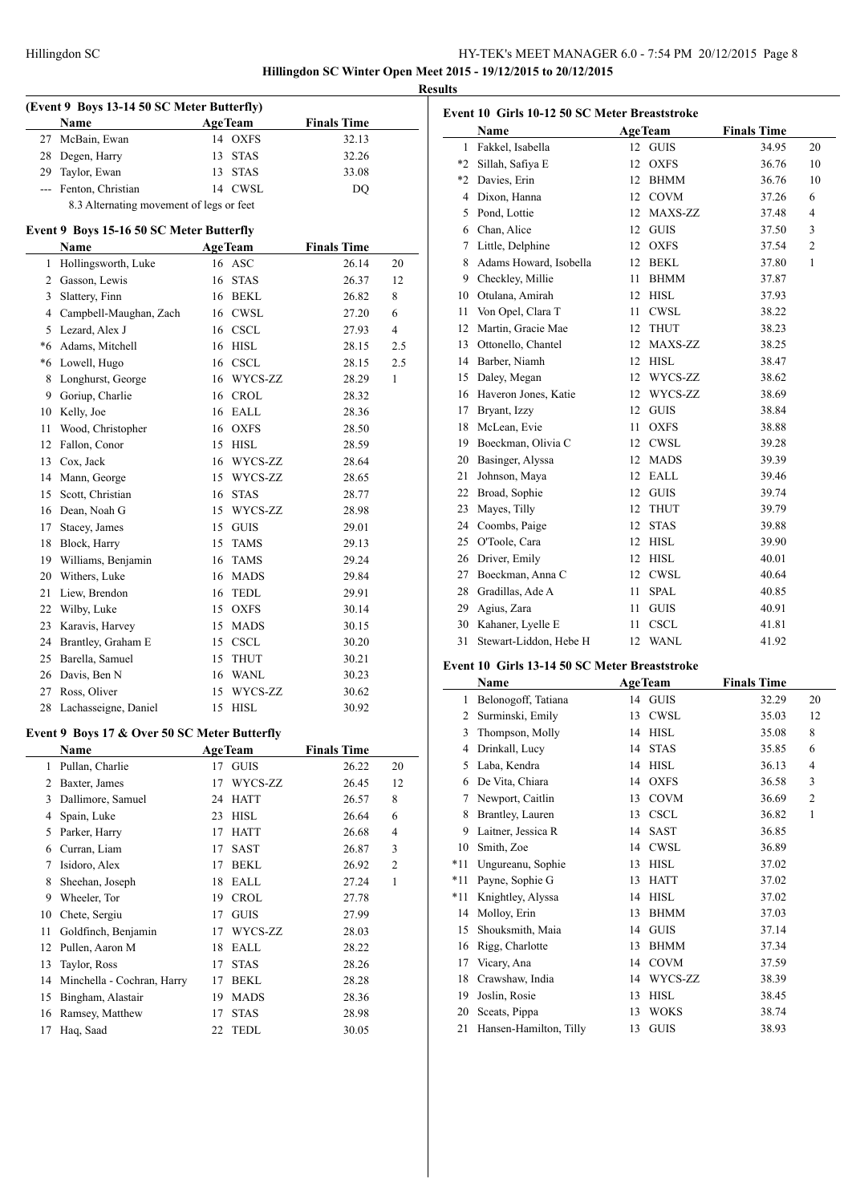**Hillingdon SC Winter Open Meet 2015 - 19/12/2015 to 20/12/2015**

**Results**

### (Event 9 Boys 13-14 50 SC Meter Butterfly)

| | Name | Age | Team | Finals Time | |
|---|---|---|---|---|---|
| 27 | McBain, Ewan | 14 | OXFS | 32.13 | |
| 28 | Degen, Harry | 13 | STAS | 32.26 | |
| 29 | Taylor, Ewan | 13 | STAS | 33.08 | |
| --- | Fenton, Christian | 14 | CWSL | DQ | |
| | 8.3 Alternating movement of legs or feet | | | | |

### Event 9 Boys 15-16 50 SC Meter Butterfly

| | Name | Age | Team | Finals Time | |
|---|---|---|---|---|---|
| 1 | Hollingsworth, Luke | 16 | ASC | 26.14 | 20 |
| 2 | Gasson, Lewis | 16 | STAS | 26.37 | 12 |
| 3 | Slattery, Finn | 16 | BEKL | 26.82 | 8 |
| 4 | Campbell-Maughan, Zach | 16 | CWSL | 27.20 | 6 |
| 5 | Lezard, Alex J | 16 | CSCL | 27.93 | 4 |
| *6 | Adams, Mitchell | 16 | HISL | 28.15 | 2.5 |
| *6 | Lowell, Hugo | 16 | CSCL | 28.15 | 2.5 |
| 8 | Longhurst, George | 16 | WYCS-ZZ | 28.29 | 1 |
| 9 | Goriup, Charlie | 16 | CROL | 28.32 | |
| 10 | Kelly, Joe | 16 | EALL | 28.36 | |
| 11 | Wood, Christopher | 16 | OXFS | 28.50 | |
| 12 | Fallon, Conor | 15 | HISL | 28.59 | |
| 13 | Cox, Jack | 16 | WYCS-ZZ | 28.64 | |
| 14 | Mann, George | 15 | WYCS-ZZ | 28.65 | |
| 15 | Scott, Christian | 16 | STAS | 28.77 | |
| 16 | Dean, Noah G | 15 | WYCS-ZZ | 28.98 | |
| 17 | Stacey, James | 15 | GUIS | 29.01 | |
| 18 | Block, Harry | 15 | TAMS | 29.13 | |
| 19 | Williams, Benjamin | 16 | TAMS | 29.24 | |
| 20 | Withers, Luke | 16 | MADS | 29.84 | |
| 21 | Liew, Brendon | 16 | TEDL | 29.91 | |
| 22 | Wilby, Luke | 15 | OXFS | 30.14 | |
| 23 | Karavis, Harvey | 15 | MADS | 30.15 | |
| 24 | Brantley, Graham E | 15 | CSCL | 30.20 | |
| 25 | Barella, Samuel | 15 | THUT | 30.21 | |
| 26 | Davis, Ben N | 16 | WANL | 30.23 | |
| 27 | Ross, Oliver | 15 | WYCS-ZZ | 30.62 | |
| 28 | Lachasseigne, Daniel | 15 | HISL | 30.92 | |

### Event 9 Boys 17 & Over 50 SC Meter Butterfly

| | Name | Age | Team | Finals Time | |
|---|---|---|---|---|---|
| 1 | Pullan, Charlie | 17 | GUIS | 26.22 | 20 |
| 2 | Baxter, James | 17 | WYCS-ZZ | 26.45 | 12 |
| 3 | Dallimore, Samuel | 24 | HATT | 26.57 | 8 |
| 4 | Spain, Luke | 23 | HISL | 26.64 | 6 |
| 5 | Parker, Harry | 17 | HATT | 26.68 | 4 |
| 6 | Curran, Liam | 17 | SAST | 26.87 | 3 |
| 7 | Isidoro, Alex | 17 | BEKL | 26.92 | 2 |
| 8 | Sheehan, Joseph | 18 | EALL | 27.24 | 1 |
| 9 | Wheeler, Tor | 19 | CROL | 27.78 | |
| 10 | Chete, Sergiu | 17 | GUIS | 27.99 | |
| 11 | Goldfinch, Benjamin | 17 | WYCS-ZZ | 28.03 | |
| 12 | Pullen, Aaron M | 18 | EALL | 28.22 | |
| 13 | Taylor, Ross | 17 | STAS | 28.26 | |
| 14 | Minchella - Cochran, Harry | 17 | BEKL | 28.28 | |
| 15 | Bingham, Alastair | 19 | MADS | 28.36 | |
| 16 | Ramsey, Matthew | 17 | STAS | 28.98 | |
| 17 | Haq, Saad | 22 | TEDL | 30.05 | |

### Event 10 Girls 10-12 50 SC Meter Breaststroke

| | Name | Age | Team | Finals Time | |
|---|---|---|---|---|---|
| 1 | Fakkel, Isabella | 12 | GUIS | 34.95 | 20 |
| *2 | Sillah, Safiya E | 12 | OXFS | 36.76 | 10 |
| *2 | Davies, Erin | 12 | BHMM | 36.76 | 10 |
| 4 | Dixon, Hanna | 12 | COVM | 37.26 | 6 |
| 5 | Pond, Lottie | 12 | MAXS-ZZ | 37.48 | 4 |
| 6 | Chan, Alice | 12 | GUIS | 37.50 | 3 |
| 7 | Little, Delphine | 12 | OXFS | 37.54 | 2 |
| 8 | Adams Howard, Isobella | 12 | BEKL | 37.80 | 1 |
| 9 | Checkley, Millie | 11 | BHMM | 37.87 | |
| 10 | Otulana, Amirah | 12 | HISL | 37.93 | |
| 11 | Von Opel, Clara T | 11 | CWSL | 38.22 | |
| 12 | Martin, Gracie Mae | 12 | THUT | 38.23 | |
| 13 | Ottonello, Chantel | 12 | MAXS-ZZ | 38.25 | |
| 14 | Barber, Niamh | 12 | HISL | 38.47 | |
| 15 | Daley, Megan | 12 | WYCS-ZZ | 38.62 | |
| 16 | Haveron Jones, Katie | 12 | WYCS-ZZ | 38.69 | |
| 17 | Bryant, Izzy | 12 | GUIS | 38.84 | |
| 18 | McLean, Evie | 11 | OXFS | 38.88 | |
| 19 | Boeckman, Olivia C | 12 | CWSL | 39.28 | |
| 20 | Basinger, Alyssa | 12 | MADS | 39.39 | |
| 21 | Johnson, Maya | 12 | EALL | 39.46 | |
| 22 | Broad, Sophie | 12 | GUIS | 39.74 | |
| 23 | Mayes, Tilly | 12 | THUT | 39.79 | |
| 24 | Coombs, Paige | 12 | STAS | 39.88 | |
| 25 | O'Toole, Cara | 12 | HISL | 39.90 | |
| 26 | Driver, Emily | 12 | HISL | 40.01 | |
| 27 | Boeckman, Anna C | 12 | CWSL | 40.64 | |
| 28 | Gradillas, Ade A | 11 | SPAL | 40.85 | |
| 29 | Agius, Zara | 11 | GUIS | 40.91 | |
| 30 | Kahaner, Lyelle E | 11 | CSCL | 41.81 | |
| 31 | Stewart-Liddon, Hebe H | 12 | WANL | 41.92 | |

### Event 10 Girls 13-14 50 SC Meter Breaststroke

| | Name | Age | Team | Finals Time | |
|---|---|---|---|---|---|
| 1 | Belonogoff, Tatiana | 14 | GUIS | 32.29 | 20 |
| 2 | Surminski, Emily | 13 | CWSL | 35.03 | 12 |
| 3 | Thompson, Molly | 14 | HISL | 35.08 | 8 |
| 4 | Drinkall, Lucy | 14 | STAS | 35.85 | 6 |
| 5 | Laba, Kendra | 14 | HISL | 36.13 | 4 |
| 6 | De Vita, Chiara | 14 | OXFS | 36.58 | 3 |
| 7 | Newport, Caitlin | 13 | COVM | 36.69 | 2 |
| 8 | Brantley, Lauren | 13 | CSCL | 36.82 | 1 |
| 9 | Laitner, Jessica R | 14 | SAST | 36.85 | |
| 10 | Smith, Zoe | 14 | CWSL | 36.89 | |
| *11 | Ungureanu, Sophie | 13 | HISL | 37.02 | |
| *11 | Payne, Sophie G | 13 | HATT | 37.02 | |
| *11 | Knightley, Alyssa | 14 | HISL | 37.02 | |
| 14 | Molloy, Erin | 13 | BHMM | 37.03 | |
| 15 | Shouksmith, Maia | 14 | GUIS | 37.14 | |
| 16 | Rigg, Charlotte | 13 | BHMM | 37.34 | |
| 17 | Vicary, Ana | 14 | COVM | 37.59 | |
| 18 | Crawshaw, India | 14 | WYCS-ZZ | 38.39 | |
| 19 | Joslin, Rosie | 13 | HISL | 38.45 | |
| 20 | Sceats, Pippa | 13 | WOKS | 38.74 | |
| 21 | Hansen-Hamilton, Tilly | 13 | GUIS | 38.93 | |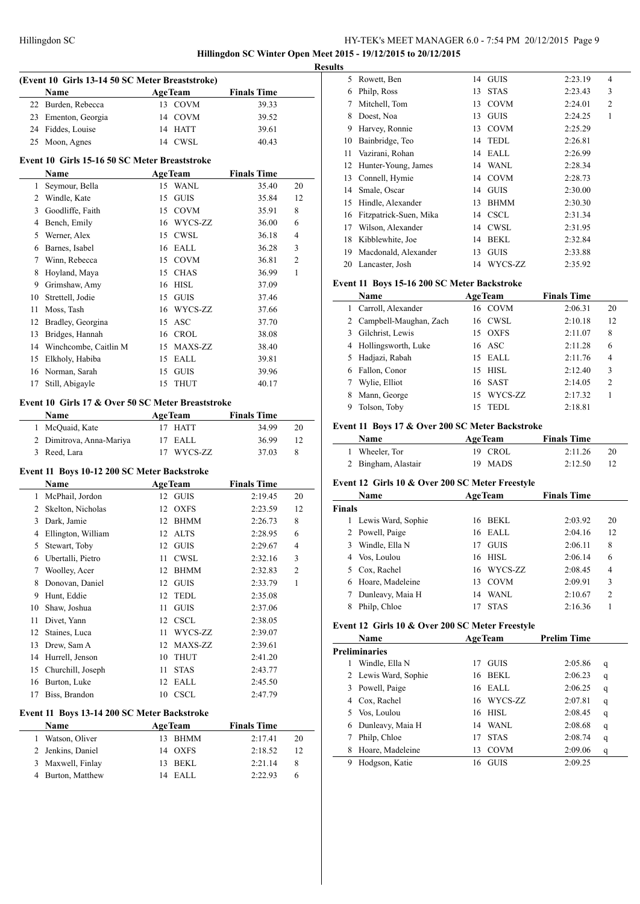# Hillingdon SC Winter Open Meet 2015 - 19/12/2015 to 20/12/2015

## Results

### (Event 10 Girls 13-14 50 SC Meter Breaststroke)

| | Name | Age | Team | Finals Time | |
|---|---|---|---|---|---|
| 22 | Burden, Rebecca | 13 | COVM | 39.33 | |
| 23 | Ementon, Georgia | 14 | COVM | 39.52 | |
| 24 | Fiddes, Louise | 14 | HATT | 39.61 | |
| 25 | Moon, Agnes | 14 | CWSL | 40.43 | |

### Event 10 Girls 15-16 50 SC Meter Breaststroke

| | Name | Age | Team | Finals Time | |
|---|---|---|---|---|---|
| 1 | Seymour, Bella | 15 | WANL | 35.40 | 20 |
| 2 | Windle, Kate | 15 | GUIS | 35.84 | 12 |
| 3 | Goodliffe, Faith | 15 | COVM | 35.91 | 8 |
| 4 | Bench, Emily | 16 | WYCS-ZZ | 36.00 | 6 |
| 5 | Werner, Alex | 15 | CWSL | 36.18 | 4 |
| 6 | Barnes, Isabel | 16 | EALL | 36.28 | 3 |
| 7 | Winn, Rebecca | 15 | COVM | 36.81 | 2 |
| 8 | Hoyland, Maya | 15 | CHAS | 36.99 | 1 |
| 9 | Grimshaw, Amy | 16 | HISL | 37.09 | |
| 10 | Strettell, Jodie | 15 | GUIS | 37.46 | |
| 11 | Moss, Tash | 16 | WYCS-ZZ | 37.66 | |
| 12 | Bradley, Georgina | 15 | ASC | 37.70 | |
| 13 | Bridges, Hannah | 16 | CROL | 38.08 | |
| 14 | Winchcombe, Caitlin M | 15 | MAXS-ZZ | 38.40 | |
| 15 | Elkholy, Habiba | 15 | EALL | 39.81 | |
| 16 | Norman, Sarah | 15 | GUIS | 39.96 | |
| 17 | Still, Abigayle | 15 | THUT | 40.17 | |

### Event 10 Girls 17 & Over 50 SC Meter Breaststroke

| | Name | Age | Team | Finals Time | |
|---|---|---|---|---|---|
| 1 | McQuaid, Kate | 17 | HATT | 34.99 | 20 |
| 2 | Dimitrova, Anna-Mariya | 17 | EALL | 36.99 | 12 |
| 3 | Reed, Lara | 17 | WYCS-ZZ | 37.03 | 8 |

### Event 11 Boys 10-12 200 SC Meter Backstroke

| | Name | Age | Team | Finals Time | |
|---|---|---|---|---|---|
| 1 | McPhail, Jordon | 12 | GUIS | 2:19.45 | 20 |
| 2 | Skelton, Nicholas | 12 | OXFS | 2:23.59 | 12 |
| 3 | Dark, Jamie | 12 | BHMM | 2:26.73 | 8 |
| 4 | Ellington, William | 12 | ALTS | 2:28.95 | 6 |
| 5 | Stewart, Toby | 12 | GUIS | 2:29.67 | 4 |
| 6 | Ubertalli, Pietro | 11 | CWSL | 2:32.16 | 3 |
| 7 | Woolley, Acer | 12 | BHMM | 2:32.83 | 2 |
| 8 | Donovan, Daniel | 12 | GUIS | 2:33.79 | 1 |
| 9 | Hunt, Eddie | 12 | TEDL | 2:35.08 | |
| 10 | Shaw, Joshua | 11 | GUIS | 2:37.06 | |
| 11 | Divet, Yann | 12 | CSCL | 2:38.05 | |
| 12 | Staines, Luca | 11 | WYCS-ZZ | 2:39.07 | |
| 13 | Drew, Sam A | 12 | MAXS-ZZ | 2:39.61 | |
| 14 | Hurrell, Jenson | 10 | THUT | 2:41.20 | |
| 15 | Churchill, Joseph | 11 | STAS | 2:43.77 | |
| 16 | Burton, Luke | 12 | EALL | 2:45.50 | |
| 17 | Biss, Brandon | 10 | CSCL | 2:47.79 | |

### Event 11 Boys 13-14 200 SC Meter Backstroke

| | Name | Age | Team | Finals Time | |
|---|---|---|---|---|---|
| 1 | Watson, Oliver | 13 | BHMM | 2:17.41 | 20 |
| 2 | Jenkins, Daniel | 14 | OXFS | 2:18.52 | 12 |
| 3 | Maxwell, Finlay | 13 | BEKL | 2:21.14 | 8 |
| 4 | Burton, Matthew | 14 | EALL | 2:22.93 | 6 |
| 5 | Rowett, Ben | 14 | GUIS | 2:23.19 | 4 |
| 6 | Philp, Ross | 13 | STAS | 2:23.43 | 3 |
| 7 | Mitchell, Tom | 13 | COVM | 2:24.01 | 2 |
| 8 | Doest, Noa | 13 | GUIS | 2:24.25 | 1 |
| 9 | Harvey, Ronnie | 13 | COVM | 2:25.29 | |
| 10 | Bainbridge, Teo | 14 | TEDL | 2:26.81 | |
| 11 | Vazirani, Rohan | 14 | EALL | 2:26.99 | |
| 12 | Hunter-Young, James | 14 | WANL | 2:28.34 | |
| 13 | Connell, Hymie | 14 | COVM | 2:28.73 | |
| 14 | Smale, Oscar | 14 | GUIS | 2:30.00 | |
| 15 | Hindle, Alexander | 13 | BHMM | 2:30.30 | |
| 16 | Fitzpatrick-Suen, Mika | 14 | CSCL | 2:31.34 | |
| 17 | Wilson, Alexander | 14 | CWSL | 2:31.95 | |
| 18 | Kibblewhite, Joe | 14 | BEKL | 2:32.84 | |
| 19 | Macdonald, Alexander | 13 | GUIS | 2:33.88 | |
| 20 | Lancaster, Josh | 14 | WYCS-ZZ | 2:35.92 | |

### Event 11 Boys 15-16 200 SC Meter Backstroke

| | Name | Age | Team | Finals Time | |
|---|---|---|---|---|---|
| 1 | Carroll, Alexander | 16 | COVM | 2:06.31 | 20 |
| 2 | Campbell-Maughan, Zach | 16 | CWSL | 2:10.18 | 12 |
| 3 | Gilchrist, Lewis | 15 | OXFS | 2:11.07 | 8 |
| 4 | Hollingsworth, Luke | 16 | ASC | 2:11.28 | 6 |
| 5 | Hadjazi, Rabah | 15 | EALL | 2:11.76 | 4 |
| 6 | Fallon, Conor | 15 | HISL | 2:12.40 | 3 |
| 7 | Wylie, Elliot | 16 | SAST | 2:14.05 | 2 |
| 8 | Mann, George | 15 | WYCS-ZZ | 2:17.32 | 1 |
| 9 | Tolson, Toby | 15 | TEDL | 2:18.81 | |

### Event 11 Boys 17 & Over 200 SC Meter Backstroke

| | Name | Age | Team | Finals Time | |
|---|---|---|---|---|---|
| 1 | Wheeler, Tor | 19 | CROL | 2:11.26 | 20 |
| 2 | Bingham, Alastair | 19 | MADS | 2:12.50 | 12 |

### Event 12 Girls 10 & Over 200 SC Meter Freestyle

| | Name | Age | Team | Finals Time | |
|---|---|---|---|---|---|
| **Finals** | | | | | |
| 1 | Lewis Ward, Sophie | 16 | BEKL | 2:03.92 | 20 |
| 2 | Powell, Paige | 16 | EALL | 2:04.16 | 12 |
| 3 | Windle, Ella N | 17 | GUIS | 2:06.11 | 8 |
| 4 | Vos, Loulou | 16 | HISL | 2:06.14 | 6 |
| 5 | Cox, Rachel | 16 | WYCS-ZZ | 2:08.45 | 4 |
| 6 | Hoare, Madeleine | 13 | COVM | 2:09.91 | 3 |
| 7 | Dunleavy, Maia H | 14 | WANL | 2:10.67 | 2 |
| 8 | Philp, Chloe | 17 | STAS | 2:16.36 | 1 |

### Event 12 Girls 10 & Over 200 SC Meter Freestyle

| | Name | Age | Team | Prelim Time | |
|---|---|---|---|---|---|
| **Preliminaries** | | | | | |
| 1 | Windle, Ella N | 17 | GUIS | 2:05.86 | q |
| 2 | Lewis Ward, Sophie | 16 | BEKL | 2:06.23 | q |
| 3 | Powell, Paige | 16 | EALL | 2:06.25 | q |
| 4 | Cox, Rachel | 16 | WYCS-ZZ | 2:07.81 | q |
| 5 | Vos, Loulou | 16 | HISL | 2:08.45 | q |
| 6 | Dunleavy, Maia H | 14 | WANL | 2:08.68 | q |
| 7 | Philp, Chloe | 17 | STAS | 2:08.74 | q |
| 8 | Hoare, Madeleine | 13 | COVM | 2:09.06 | q |
| 9 | Hodgson, Katie | 16 | GUIS | 2:09.25 | |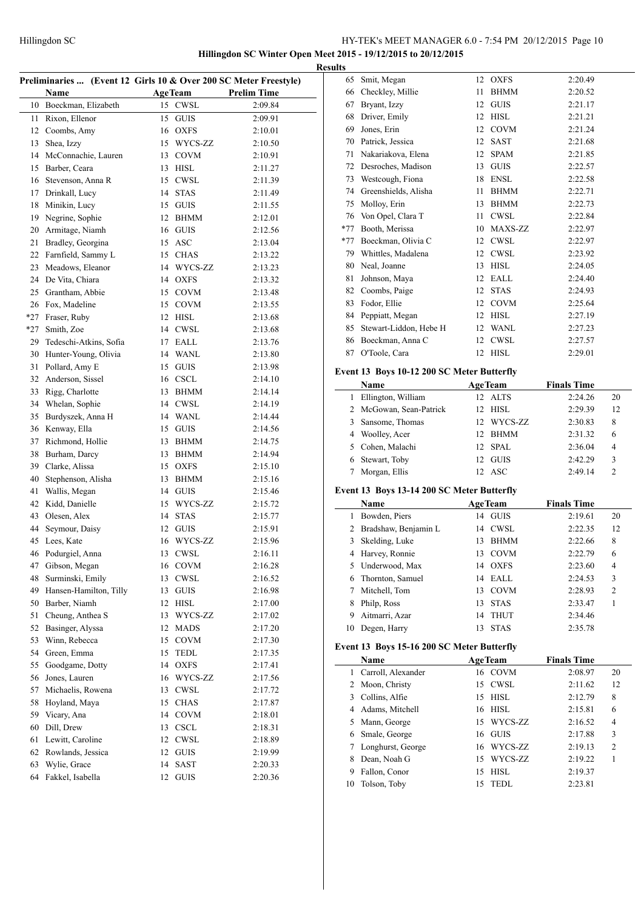**Hillingdon SC Winter Open Meet 2015 - 19/12/2015 to 20/12/2015**

**Results**

### Preliminaries ... (Event 12 Girls 10 & Over 200 SC Meter Freestyle)

| | Name | Age | Team | Prelim Time |
|---|---|---|---|---|
| 10 | Boeckman, Elizabeth | 15 | CWSL | 2:09.84 |
| 11 | Rixon, Ellenor | 15 | GUIS | 2:09.91 |
| 12 | Coombs, Amy | 16 | OXFS | 2:10.01 |
| 13 | Shea, Izzy | 15 | WYCS-ZZ | 2:10.50 |
| 14 | McConnachie, Lauren | 13 | COVM | 2:10.91 |
| 15 | Barber, Ceara | 13 | HISL | 2:11.27 |
| 16 | Stevenson, Anna R | 15 | CWSL | 2:11.39 |
| 17 | Drinkall, Lucy | 14 | STAS | 2:11.49 |
| 18 | Minikin, Lucy | 15 | GUIS | 2:11.55 |
| 19 | Negrine, Sophie | 12 | BHMM | 2:12.01 |
| 20 | Armitage, Niamh | 16 | GUIS | 2:12.56 |
| 21 | Bradley, Georgina | 15 | ASC | 2:13.04 |
| 22 | Farnfield, Sammy L | 15 | CHAS | 2:13.22 |
| 23 | Meadows, Eleanor | 14 | WYCS-ZZ | 2:13.23 |
| 24 | De Vita, Chiara | 14 | OXFS | 2:13.32 |
| 25 | Grantham, Abbie | 15 | COVM | 2:13.48 |
| 26 | Fox, Madeline | 15 | COVM | 2:13.55 |
| *27 | Fraser, Ruby | 12 | HISL | 2:13.68 |
| *27 | Smith, Zoe | 14 | CWSL | 2:13.68 |
| 29 | Tedeschi-Atkins, Sofia | 17 | EALL | 2:13.76 |
| 30 | Hunter-Young, Olivia | 14 | WANL | 2:13.80 |
| 31 | Pollard, Amy E | 15 | GUIS | 2:13.98 |
| 32 | Anderson, Sissel | 16 | CSCL | 2:14.10 |
| 33 | Rigg, Charlotte | 13 | BHMM | 2:14.14 |
| 34 | Whelan, Sophie | 14 | CWSL | 2:14.19 |
| 35 | Burdyszek, Anna H | 14 | WANL | 2:14.44 |
| 36 | Kenway, Ella | 15 | GUIS | 2:14.56 |
| 37 | Richmond, Hollie | 13 | BHMM | 2:14.75 |
| 38 | Burham, Darcy | 13 | BHMM | 2:14.94 |
| 39 | Clarke, Alissa | 15 | OXFS | 2:15.10 |
| 40 | Stephenson, Alisha | 13 | BHMM | 2:15.16 |
| 41 | Wallis, Megan | 14 | GUIS | 2:15.46 |
| 42 | Kidd, Danielle | 15 | WYCS-ZZ | 2:15.72 |
| 43 | Olesen, Alex | 14 | STAS | 2:15.77 |
| 44 | Seymour, Daisy | 12 | GUIS | 2:15.91 |
| 45 | Lees, Kate | 16 | WYCS-ZZ | 2:15.96 |
| 46 | Podurgiel, Anna | 13 | CWSL | 2:16.11 |
| 47 | Gibson, Megan | 16 | COVM | 2:16.28 |
| 48 | Surminski, Emily | 13 | CWSL | 2:16.52 |
| 49 | Hansen-Hamilton, Tilly | 13 | GUIS | 2:16.98 |
| 50 | Barber, Niamh | 12 | HISL | 2:17.00 |
| 51 | Cheung, Anthea S | 13 | WYCS-ZZ | 2:17.02 |
| 52 | Basinger, Alyssa | 12 | MADS | 2:17.20 |
| 53 | Winn, Rebecca | 15 | COVM | 2:17.30 |
| 54 | Green, Emma | 15 | TEDL | 2:17.35 |
| 55 | Goodgame, Dotty | 14 | OXFS | 2:17.41 |
| 56 | Jones, Lauren | 16 | WYCS-ZZ | 2:17.56 |
| 57 | Michaelis, Rowena | 13 | CWSL | 2:17.72 |
| 58 | Hoyland, Maya | 15 | CHAS | 2:17.87 |
| 59 | Vicary, Ana | 14 | COVM | 2:18.01 |
| 60 | Dill, Drew | 13 | CSCL | 2:18.31 |
| 61 | Lewitt, Caroline | 12 | CWSL | 2:18.89 |
| 62 | Rowlands, Jessica | 12 | GUIS | 2:19.99 |
| 63 | Wylie, Grace | 14 | SAST | 2:20.33 |
| 64 | Fakkel, Isabella | 12 | GUIS | 2:20.36 |
| 65 | Smit, Megan | 12 | OXFS | 2:20.49 |
| 66 | Checkley, Millie | 11 | BHMM | 2:20.52 |
| 67 | Bryant, Izzy | 12 | GUIS | 2:21.17 |
| 68 | Driver, Emily | 12 | HISL | 2:21.21 |
| 69 | Jones, Erin | 12 | COVM | 2:21.24 |
| 70 | Patrick, Jessica | 12 | SAST | 2:21.68 |
| 71 | Nakariakova, Elena | 12 | SPAM | 2:21.85 |
| 72 | Desroches, Madison | 13 | GUIS | 2:22.57 |
| 73 | Westcough, Fiona | 18 | ENSL | 2:22.58 |
| 74 | Greenshields, Alisha | 11 | BHMM | 2:22.71 |
| 75 | Molloy, Erin | 13 | BHMM | 2:22.73 |
| 76 | Von Opel, Clara T | 11 | CWSL | 2:22.84 |
| *77 | Booth, Merissa | 10 | MAXS-ZZ | 2:22.97 |
| *77 | Boeckman, Olivia C | 12 | CWSL | 2:22.97 |
| 79 | Whittles, Madalena | 12 | CWSL | 2:23.92 |
| 80 | Neal, Joanne | 13 | HISL | 2:24.05 |
| 81 | Johnson, Maya | 12 | EALL | 2:24.40 |
| 82 | Coombs, Paige | 12 | STAS | 2:24.93 |
| 83 | Fodor, Ellie | 12 | COVM | 2:25.64 |
| 84 | Peppiatt, Megan | 12 | HISL | 2:27.19 |
| 85 | Stewart-Liddon, Hebe H | 12 | WANL | 2:27.23 |
| 86 | Boeckman, Anna C | 12 | CWSL | 2:27.57 |
| 87 | O'Toole, Cara | 12 | HISL | 2:29.01 |

### Event 13 Boys 10-12 200 SC Meter Butterfly

| | Name | Age | Team | Finals Time | Points |
|---|---|---|---|---|---|
| 1 | Ellington, William | 12 | ALTS | 2:24.26 | 20 |
| 2 | McGowan, Sean-Patrick | 12 | HISL | 2:29.39 | 12 |
| 3 | Sansome, Thomas | 12 | WYCS-ZZ | 2:30.83 | 8 |
| 4 | Woolley, Acer | 12 | BHMM | 2:31.32 | 6 |
| 5 | Cohen, Malachi | 12 | SPAL | 2:36.04 | 4 |
| 6 | Stewart, Toby | 12 | GUIS | 2:42.29 | 3 |
| 7 | Morgan, Ellis | 12 | ASC | 2:49.14 | 2 |

### Event 13 Boys 13-14 200 SC Meter Butterfly

| | Name | Age | Team | Finals Time | Points |
|---|---|---|---|---|---|
| 1 | Bowden, Piers | 14 | GUIS | 2:19.61 | 20 |
| 2 | Bradshaw, Benjamin L | 14 | CWSL | 2:22.35 | 12 |
| 3 | Skelding, Luke | 13 | BHMM | 2:22.66 | 8 |
| 4 | Harvey, Ronnie | 13 | COVM | 2:22.79 | 6 |
| 5 | Underwood, Max | 14 | OXFS | 2:23.60 | 4 |
| 6 | Thornton, Samuel | 14 | EALL | 2:24.53 | 3 |
| 7 | Mitchell, Tom | 13 | COVM | 2:28.93 | 2 |
| 8 | Philp, Ross | 13 | STAS | 2:33.47 | 1 |
| 9 | Aitmarri, Azar | 14 | THUT | 2:34.46 | |
| 10 | Degen, Harry | 13 | STAS | 2:35.78 | |

### Event 13 Boys 15-16 200 SC Meter Butterfly

| | Name | Age | Team | Finals Time | Points |
|---|---|---|---|---|---|
| 1 | Carroll, Alexander | 16 | COVM | 2:08.97 | 20 |
| 2 | Moon, Christy | 15 | CWSL | 2:11.62 | 12 |
| 3 | Collins, Alfie | 15 | HISL | 2:12.79 | 8 |
| 4 | Adams, Mitchell | 16 | HISL | 2:15.81 | 6 |
| 5 | Mann, George | 15 | WYCS-ZZ | 2:16.52 | 4 |
| 6 | Smale, George | 16 | GUIS | 2:17.88 | 3 |
| 7 | Longhurst, George | 16 | WYCS-ZZ | 2:19.13 | 2 |
| 8 | Dean, Noah G | 15 | WYCS-ZZ | 2:19.22 | 1 |
| 9 | Fallon, Conor | 15 | HISL | 2:19.37 | |
| 10 | Tolson, Toby | 15 | TEDL | 2:23.81 | |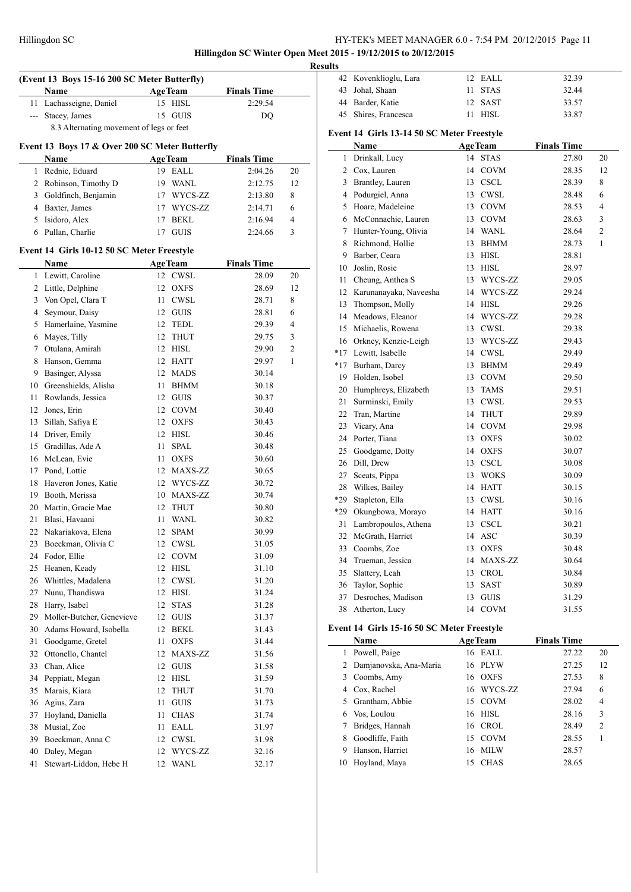**Hillingdon SC Winter Open Meet 2015 - 19/12/2015 to 20/12/2015**

**Results**

### (Event 13 Boys 15-16 200 SC Meter Butterfly)

| | Name | Age | Team | Finals Time | |
|---|---|---|---|---|---|
| 11 | Lachasseigne, Daniel | 15 | HISL | 2:29.54 | |
| --- | Stacey, James | 15 | GUIS | DQ | |
| | 8.3 Alternating movement of legs or feet | | | | |

### Event 13 Boys 17 & Over 200 SC Meter Butterfly

| | Name | Age | Team | Finals Time | |
|---|---|---|---|---|---|
| 1 | Rednic, Eduard | 19 | EALL | 2:04.26 | 20 |
| 2 | Robinson, Timothy D | 19 | WANL | 2:12.75 | 12 |
| 3 | Goldfinch, Benjamin | 17 | WYCS-ZZ | 2:13.80 | 8 |
| 4 | Baxter, James | 17 | WYCS-ZZ | 2:14.71 | 6 |
| 5 | Isidoro, Alex | 17 | BEKL | 2:16.94 | 4 |
| 6 | Pullan, Charlie | 17 | GUIS | 2:24.66 | 3 |

### Event 14 Girls 10-12 50 SC Meter Freestyle

| | Name | Age | Team | Finals Time | |
|---|---|---|---|---|---|
| 1 | Lewitt, Caroline | 12 | CWSL | 28.09 | 20 |
| 2 | Little, Delphine | 12 | OXFS | 28.69 | 12 |
| 3 | Von Opel, Clara T | 11 | CWSL | 28.71 | 8 |
| 4 | Seymour, Daisy | 12 | GUIS | 28.81 | 6 |
| 5 | Hamerlaine, Yasmine | 12 | TEDL | 29.39 | 4 |
| 6 | Mayes, Tilly | 12 | THUT | 29.75 | 3 |
| 7 | Otulana, Amirah | 12 | HISL | 29.90 | 2 |
| 8 | Hanson, Gemma | 12 | HATT | 29.97 | 1 |
| 9 | Basinger, Alyssa | 12 | MADS | 30.14 | |
| 10 | Greenshields, Alisha | 11 | BHMM | 30.18 | |
| 11 | Rowlands, Jessica | 12 | GUIS | 30.37 | |
| 12 | Jones, Erin | 12 | COVM | 30.40 | |
| 13 | Sillah, Safiya E | 12 | OXFS | 30.43 | |
| 14 | Driver, Emily | 12 | HISL | 30.46 | |
| 15 | Gradillas, Ade A | 11 | SPAL | 30.48 | |
| 16 | McLean, Evie | 11 | OXFS | 30.60 | |
| 17 | Pond, Lottie | 12 | MAXS-ZZ | 30.65 | |
| 18 | Haveron Jones, Katie | 12 | WYCS-ZZ | 30.72 | |
| 19 | Booth, Merissa | 10 | MAXS-ZZ | 30.74 | |
| 20 | Martin, Gracie Mae | 12 | THUT | 30.80 | |
| 21 | Blasi, Havaani | 11 | WANL | 30.82 | |
| 22 | Nakariakova, Elena | 12 | SPAM | 30.99 | |
| 23 | Boeckman, Olivia C | 12 | CWSL | 31.05 | |
| 24 | Fodor, Ellie | 12 | COVM | 31.09 | |
| 25 | Heanen, Keady | 12 | HISL | 31.10 | |
| 26 | Whittles, Madalena | 12 | CWSL | 31.20 | |
| 27 | Nunu, Thandiswa | 12 | HISL | 31.24 | |
| 28 | Harry, Isabel | 12 | STAS | 31.28 | |
| 29 | Moller-Butcher, Genevieve | 12 | GUIS | 31.37 | |
| 30 | Adams Howard, Isobella | 12 | BEKL | 31.43 | |
| 31 | Goodgame, Gretel | 11 | OXFS | 31.44 | |
| 32 | Ottonello, Chantel | 12 | MAXS-ZZ | 31.56 | |
| 33 | Chan, Alice | 12 | GUIS | 31.58 | |
| 34 | Peppiatt, Megan | 12 | HISL | 31.59 | |
| 35 | Marais, Kiara | 12 | THUT | 31.70 | |
| 36 | Agius, Zara | 11 | GUIS | 31.73 | |
| 37 | Hoyland, Daniella | 11 | CHAS | 31.74 | |
| 38 | Musial, Zoe | 11 | EALL | 31.97 | |
| 39 | Boeckman, Anna C | 12 | CWSL | 31.98 | |
| 40 | Daley, Megan | 12 | WYCS-ZZ | 32.16 | |
| 41 | Stewart-Liddon, Hebe H | 12 | WANL | 32.17 | |
| 42 | Kovenklioglu, Lara | 12 | EALL | 32.39 | |
| 43 | Johal, Shaan | 11 | STAS | 32.44 | |
| 44 | Barder, Katie | 12 | SAST | 33.57 | |
| 45 | Shires, Francesca | 11 | HISL | 33.87 | |

### Event 14 Girls 13-14 50 SC Meter Freestyle

| | Name | Age | Team | Finals Time | |
|---|---|---|---|---|---|
| 1 | Drinkall, Lucy | 14 | STAS | 27.80 | 20 |
| 2 | Cox, Lauren | 14 | COVM | 28.35 | 12 |
| 3 | Brantley, Lauren | 13 | CSCL | 28.39 | 8 |
| 4 | Podurgiel, Anna | 13 | CWSL | 28.48 | 6 |
| 5 | Hoare, Madeleine | 13 | COVM | 28.53 | 4 |
| 6 | McConnachie, Lauren | 13 | COVM | 28.63 | 3 |
| 7 | Hunter-Young, Olivia | 14 | WANL | 28.64 | 2 |
| 8 | Richmond, Hollie | 13 | BHMM | 28.73 | 1 |
| 9 | Barber, Ceara | 13 | HISL | 28.81 | |
| 10 | Joslin, Rosie | 13 | HISL | 28.97 | |
| 11 | Cheung, Anthea S | 13 | WYCS-ZZ | 29.05 | |
| 12 | Karunanayaka, Naveesha | 14 | WYCS-ZZ | 29.24 | |
| 13 | Thompson, Molly | 14 | HISL | 29.26 | |
| 14 | Meadows, Eleanor | 14 | WYCS-ZZ | 29.28 | |
| 15 | Michaelis, Rowena | 13 | CWSL | 29.38 | |
| 16 | Orkney, Kenzie-Leigh | 13 | WYCS-ZZ | 29.43 | |
| *17 | Lewitt, Isabelle | 14 | CWSL | 29.49 | |
| *17 | Burham, Darcy | 13 | BHMM | 29.49 | |
| 19 | Holden, Isobel | 13 | COVM | 29.50 | |
| 20 | Humphreys, Elizabeth | 13 | TAMS | 29.51 | |
| 21 | Surminski, Emily | 13 | CWSL | 29.53 | |
| 22 | Tran, Martine | 14 | THUT | 29.89 | |
| 23 | Vicary, Ana | 14 | COVM | 29.98 | |
| 24 | Porter, Tiana | 13 | OXFS | 30.02 | |
| 25 | Goodgame, Dotty | 14 | OXFS | 30.07 | |
| 26 | Dill, Drew | 13 | CSCL | 30.08 | |
| 27 | Sceats, Pippa | 13 | WOKS | 30.09 | |
| 28 | Wilkes, Bailey | 14 | HATT | 30.15 | |
| *29 | Stapleton, Ella | 13 | CWSL | 30.16 | |
| *29 | Okungbowa, Morayo | 14 | HATT | 30.16 | |
| 31 | Lambropoulos, Athena | 13 | CSCL | 30.21 | |
| 32 | McGrath, Harriet | 14 | ASC | 30.39 | |
| 33 | Coombs, Zoe | 13 | OXFS | 30.48 | |
| 34 | Trueman, Jessica | 14 | MAXS-ZZ | 30.64 | |
| 35 | Slattery, Leah | 13 | CROL | 30.84 | |
| 36 | Taylor, Sophie | 13 | SAST | 30.89 | |
| 37 | Desroches, Madison | 13 | GUIS | 31.29 | |
| 38 | Atherton, Lucy | 14 | COVM | 31.55 | |

### Event 14 Girls 15-16 50 SC Meter Freestyle

| | Name | Age | Team | Finals Time | |
|---|---|---|---|---|---|
| 1 | Powell, Paige | 16 | EALL | 27.22 | 20 |
| 2 | Damjanovska, Ana-Maria | 16 | PLYW | 27.25 | 12 |
| 3 | Coombs, Amy | 16 | OXFS | 27.53 | 8 |
| 4 | Cox, Rachel | 16 | WYCS-ZZ | 27.94 | 6 |
| 5 | Grantham, Abbie | 15 | COVM | 28.02 | 4 |
| 6 | Vos, Loulou | 16 | HISL | 28.16 | 3 |
| 7 | Bridges, Hannah | 16 | CROL | 28.49 | 2 |
| 8 | Goodliffe, Faith | 15 | COVM | 28.55 | 1 |
| 9 | Hanson, Harriet | 16 | MILW | 28.57 | |
| 10 | Hoyland, Maya | 15 | CHAS | 28.65 | |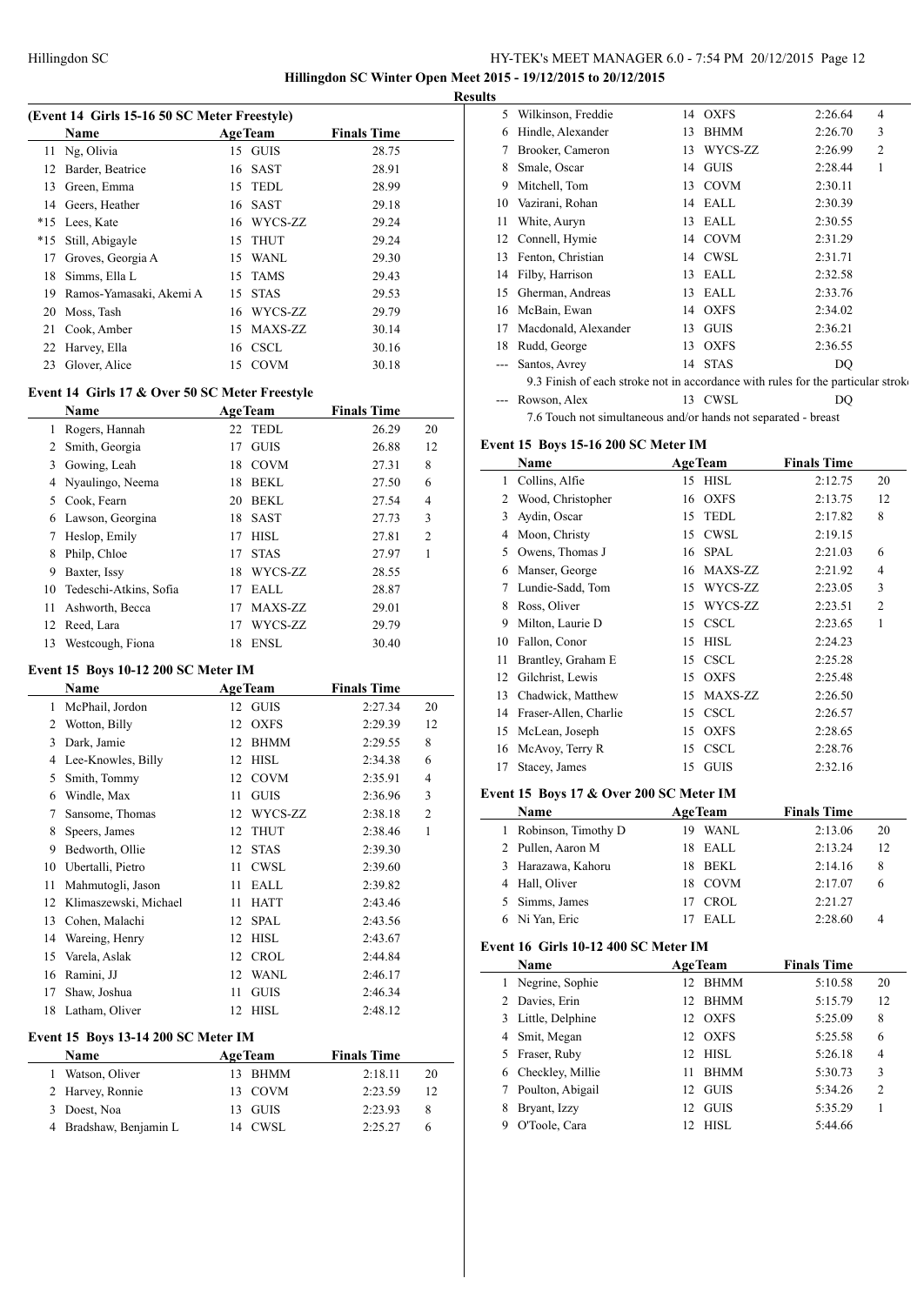# Hillingdon SC Winter Open Meet 2015 - 19/12/2015 to 20/12/2015

## Results

### (Event 14 Girls 15-16 50 SC Meter Freestyle)

| | Name | Age | Team | Finals Time | |
|---|---|---|---|---|---|
| 11 | Ng, Olivia | 15 | GUIS | 28.75 | |
| 12 | Barder, Beatrice | 16 | SAST | 28.91 | |
| 13 | Green, Emma | 15 | TEDL | 28.99 | |
| 14 | Geers, Heather | 16 | SAST | 29.18 | |
| *15 | Lees, Kate | 16 | WYCS-ZZ | 29.24 | |
| *15 | Still, Abigayle | 15 | THUT | 29.24 | |
| 17 | Groves, Georgia A | 15 | WANL | 29.30 | |
| 18 | Simms, Ella L | 15 | TAMS | 29.43 | |
| 19 | Ramos-Yamasaki, Akemi A | 15 | STAS | 29.53 | |
| 20 | Moss, Tash | 16 | WYCS-ZZ | 29.79 | |
| 21 | Cook, Amber | 15 | MAXS-ZZ | 30.14 | |
| 22 | Harvey, Ella | 16 | CSCL | 30.16 | |
| 23 | Glover, Alice | 15 | COVM | 30.18 | |

### Event 14 Girls 17 & Over 50 SC Meter Freestyle

| | Name | Age | Team | Finals Time | |
|---|---|---|---|---|---|
| 1 | Rogers, Hannah | 22 | TEDL | 26.29 | 20 |
| 2 | Smith, Georgia | 17 | GUIS | 26.88 | 12 |
| 3 | Gowing, Leah | 18 | COVM | 27.31 | 8 |
| 4 | Nyaulingo, Neema | 18 | BEKL | 27.50 | 6 |
| 5 | Cook, Fearn | 20 | BEKL | 27.54 | 4 |
| 6 | Lawson, Georgina | 18 | SAST | 27.73 | 3 |
| 7 | Heslop, Emily | 17 | HISL | 27.81 | 2 |
| 8 | Philp, Chloe | 17 | STAS | 27.97 | 1 |
| 9 | Baxter, Issy | 18 | WYCS-ZZ | 28.55 | |
| 10 | Tedeschi-Atkins, Sofia | 17 | EALL | 28.87 | |
| 11 | Ashworth, Becca | 17 | MAXS-ZZ | 29.01 | |
| 12 | Reed, Lara | 17 | WYCS-ZZ | 29.79 | |
| 13 | Westcough, Fiona | 18 | ENSL | 30.40 | |

### Event 15 Boys 10-12 200 SC Meter IM

| | Name | Age | Team | Finals Time | |
|---|---|---|---|---|---|
| 1 | McPhail, Jordon | 12 | GUIS | 2:27.34 | 20 |
| 2 | Wotton, Billy | 12 | OXFS | 2:29.39 | 12 |
| 3 | Dark, Jamie | 12 | BHMM | 2:29.55 | 8 |
| 4 | Lee-Knowles, Billy | 12 | HISL | 2:34.38 | 6 |
| 5 | Smith, Tommy | 12 | COVM | 2:35.91 | 4 |
| 6 | Windle, Max | 11 | GUIS | 2:36.96 | 3 |
| 7 | Sansome, Thomas | 12 | WYCS-ZZ | 2:38.18 | 2 |
| 8 | Speers, James | 12 | THUT | 2:38.46 | 1 |
| 9 | Bedworth, Ollie | 12 | STAS | 2:39.30 | |
| 10 | Ubertalli, Pietro | 11 | CWSL | 2:39.60 | |
| 11 | Mahmutogli, Jason | 11 | EALL | 2:39.82 | |
| 12 | Klimaszewski, Michael | 11 | HATT | 2:43.46 | |
| 13 | Cohen, Malachi | 12 | SPAL | 2:43.56 | |
| 14 | Wareing, Henry | 12 | HISL | 2:43.67 | |
| 15 | Varela, Aslak | 12 | CROL | 2:44.84 | |
| 16 | Ramini, JJ | 12 | WANL | 2:46.17 | |
| 17 | Shaw, Joshua | 11 | GUIS | 2:46.34 | |
| 18 | Latham, Oliver | 12 | HISL | 2:48.12 | |

### Event 15 Boys 13-14 200 SC Meter IM

| | Name | Age | Team | Finals Time | |
|---|---|---|---|---|---|
| 1 | Watson, Oliver | 13 | BHMM | 2:18.11 | 20 |
| 2 | Harvey, Ronnie | 13 | COVM | 2:23.59 | 12 |
| 3 | Doest, Noa | 13 | GUIS | 2:23.93 | 8 |
| 4 | Bradshaw, Benjamin L | 14 | CWSL | 2:25.27 | 6 |
| 5 | Wilkinson, Freddie | 14 | OXFS | 2:26.64 | 4 |
| 6 | Hindle, Alexander | 13 | BHMM | 2:26.70 | 3 |
| 7 | Brooker, Cameron | 13 | WYCS-ZZ | 2:26.99 | 2 |
| 8 | Smale, Oscar | 14 | GUIS | 2:28.44 | 1 |
| 9 | Mitchell, Tom | 13 | COVM | 2:30.11 | |
| 10 | Vazirani, Rohan | 14 | EALL | 2:30.39 | |
| 11 | White, Auryn | 13 | EALL | 2:30.55 | |
| 12 | Connell, Hymie | 14 | COVM | 2:31.29 | |
| 13 | Fenton, Christian | 14 | CWSL | 2:31.71 | |
| 14 | Filby, Harrison | 13 | EALL | 2:32.58 | |
| 15 | Gherman, Andreas | 13 | EALL | 2:33.76 | |
| 16 | McBain, Ewan | 14 | OXFS | 2:34.02 | |
| 17 | Macdonald, Alexander | 13 | GUIS | 2:36.21 | |
| 18 | Rudd, George | 13 | OXFS | 2:36.55 | |
| --- | Santos, Avrey | 14 | STAS | DQ | |
| | 9.3 Finish of each stroke not in accordance with rules for the particular stroke | | | | |
| --- | Rowson, Alex | 13 | CWSL | DQ | |
| | 7.6 Touch not simultaneous and/or hands not separated - breast | | | | |

### Event 15 Boys 15-16 200 SC Meter IM

| | Name | Age | Team | Finals Time | |
|---|---|---|---|---|---|
| 1 | Collins, Alfie | 15 | HISL | 2:12.75 | 20 |
| 2 | Wood, Christopher | 16 | OXFS | 2:13.75 | 12 |
| 3 | Aydin, Oscar | 15 | TEDL | 2:17.82 | 8 |
| 4 | Moon, Christy | 15 | CWSL | 2:19.15 | |
| 5 | Owens, Thomas J | 16 | SPAL | 2:21.03 | 6 |
| 6 | Manser, George | 16 | MAXS-ZZ | 2:21.92 | 4 |
| 7 | Lundie-Sadd, Tom | 15 | WYCS-ZZ | 2:23.05 | 3 |
| 8 | Ross, Oliver | 15 | WYCS-ZZ | 2:23.51 | 2 |
| 9 | Milton, Laurie D | 15 | CSCL | 2:23.65 | 1 |
| 10 | Fallon, Conor | 15 | HISL | 2:24.23 | |
| 11 | Brantley, Graham E | 15 | CSCL | 2:25.28 | |
| 12 | Gilchrist, Lewis | 15 | OXFS | 2:25.48 | |
| 13 | Chadwick, Matthew | 15 | MAXS-ZZ | 2:26.50 | |
| 14 | Fraser-Allen, Charlie | 15 | CSCL | 2:26.57 | |
| 15 | McLean, Joseph | 15 | OXFS | 2:28.65 | |
| 16 | McAvoy, Terry R | 15 | CSCL | 2:28.76 | |
| 17 | Stacey, James | 15 | GUIS | 2:32.16 | |

### Event 15 Boys 17 & Over 200 SC Meter IM

| | Name | Age | Team | Finals Time | |
|---|---|---|---|---|---|
| 1 | Robinson, Timothy D | 19 | WANL | 2:13.06 | 20 |
| 2 | Pullen, Aaron M | 18 | EALL | 2:13.24 | 12 |
| 3 | Harazawa, Kahoru | 18 | BEKL | 2:14.16 | 8 |
| 4 | Hall, Oliver | 18 | COVM | 2:17.07 | 6 |
| 5 | Simms, James | 17 | CROL | 2:21.27 | |
| 6 | Ni Yan, Eric | 17 | EALL | 2:28.60 | 4 |

### Event 16 Girls 10-12 400 SC Meter IM

| | Name | Age | Team | Finals Time | |
|---|---|---|---|---|---|
| 1 | Negrine, Sophie | 12 | BHMM | 5:10.58 | 20 |
| 2 | Davies, Erin | 12 | BHMM | 5:15.79 | 12 |
| 3 | Little, Delphine | 12 | OXFS | 5:25.09 | 8 |
| 4 | Smit, Megan | 12 | OXFS | 5:25.58 | 6 |
| 5 | Fraser, Ruby | 12 | HISL | 5:26.18 | 4 |
| 6 | Checkley, Millie | 11 | BHMM | 5:30.73 | 3 |
| 7 | Poulton, Abigail | 12 | GUIS | 5:34.26 | 2 |
| 8 | Bryant, Izzy | 12 | GUIS | 5:35.29 | 1 |
| 9 | O'Toole, Cara | 12 | HISL | 5:44.66 | |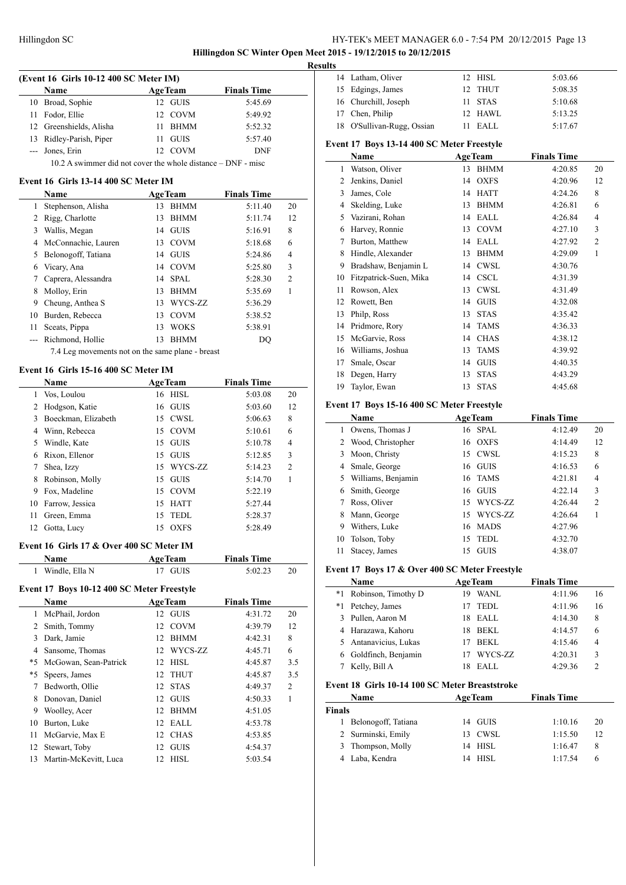Hillingdon SC Winter Open Meet 2015 - 19/12/2015 to 20/12/2015

## Results

### (Event 16 Girls 10-12 400 SC Meter IM)

| | Name | Age | Team | Finals Time | |
|---|---|---|---|---|---|
| 10 | Broad, Sophie | 12 | GUIS | 5:45.69 | |
| 11 | Fodor, Ellie | 12 | COVM | 5:49.92 | |
| 12 | Greenshields, Alisha | 11 | BHMM | 5:52.32 | |
| 13 | Ridley-Parish, Piper | 11 | GUIS | 5:57.40 | |
| --- | Jones, Erin | 12 | COVM | DNF | |

10.2 A swimmer did not cover the whole distance – DNF - misc

### Event 16 Girls 13-14 400 SC Meter IM

| | Name | Age | Team | Finals Time | |
|---|---|---|---|---|---|
| 1 | Stephenson, Alisha | 13 | BHMM | 5:11.40 | 20 |
| 2 | Rigg, Charlotte | 13 | BHMM | 5:11.74 | 12 |
| 3 | Wallis, Megan | 14 | GUIS | 5:16.91 | 8 |
| 4 | McConnachie, Lauren | 13 | COVM | 5:18.68 | 6 |
| 5 | Belonogoff, Tatiana | 14 | GUIS | 5:24.86 | 4 |
| 6 | Vicary, Ana | 14 | COVM | 5:25.80 | 3 |
| 7 | Caprera, Alessandra | 14 | SPAL | 5:28.30 | 2 |
| 8 | Molloy, Erin | 13 | BHMM | 5:35.69 | 1 |
| 9 | Cheung, Anthea S | 13 | WYCS-ZZ | 5:36.29 | |
| 10 | Burden, Rebecca | 13 | COVM | 5:38.52 | |
| 11 | Sceats, Pippa | 13 | WOKS | 5:38.91 | |
| --- | Richmond, Hollie | 13 | BHMM | DQ | |

7.4 Leg movements not on the same plane - breast

### Event 16 Girls 15-16 400 SC Meter IM

| | Name | Age | Team | Finals Time | |
|---|---|---|---|---|---|
| 1 | Vos, Loulou | 16 | HISL | 5:03.08 | 20 |
| 2 | Hodgson, Katie | 16 | GUIS | 5:03.60 | 12 |
| 3 | Boeckman, Elizabeth | 15 | CWSL | 5:06.63 | 8 |
| 4 | Winn, Rebecca | 15 | COVM | 5:10.61 | 6 |
| 5 | Windle, Kate | 15 | GUIS | 5:10.78 | 4 |
| 6 | Rixon, Ellenor | 15 | GUIS | 5:12.85 | 3 |
| 7 | Shea, Izzy | 15 | WYCS-ZZ | 5:14.23 | 2 |
| 8 | Robinson, Molly | 15 | GUIS | 5:14.70 | 1 |
| 9 | Fox, Madeline | 15 | COVM | 5:22.19 | |
| 10 | Farrow, Jessica | 15 | HATT | 5:27.44 | |
| 11 | Green, Emma | 15 | TEDL | 5:28.37 | |
| 12 | Gotta, Lucy | 15 | OXFS | 5:28.49 | |

### Event 16 Girls 17 & Over 400 SC Meter IM

| | Name | Age | Team | Finals Time | |
|---|---|---|---|---|---|
| 1 | Windle, Ella N | 17 | GUIS | 5:02.23 | 20 |

### Event 17 Boys 10-12 400 SC Meter Freestyle

| | Name | Age | Team | Finals Time | |
|---|---|---|---|---|---|
| 1 | McPhail, Jordon | 12 | GUIS | 4:31.72 | 20 |
| 2 | Smith, Tommy | 12 | COVM | 4:39.79 | 12 |
| 3 | Dark, Jamie | 12 | BHMM | 4:42.31 | 8 |
| 4 | Sansome, Thomas | 12 | WYCS-ZZ | 4:45.71 | 6 |
| *5 | McGowan, Sean-Patrick | 12 | HISL | 4:45.87 | 3.5 |
| *5 | Speers, James | 12 | THUT | 4:45.87 | 3.5 |
| 7 | Bedworth, Ollie | 12 | STAS | 4:49.37 | 2 |
| 8 | Donovan, Daniel | 12 | GUIS | 4:50.33 | 1 |
| 9 | Woolley, Acer | 12 | BHMM | 4:51.05 | |
| 10 | Burton, Luke | 12 | EALL | 4:53.78 | |
| 11 | McGarvie, Max E | 12 | CHAS | 4:53.85 | |
| 12 | Stewart, Toby | 12 | GUIS | 4:54.37 | |
| 13 | Martin-McKevitt, Luca | 12 | HISL | 5:03.54 | |
| 14 | Latham, Oliver | 12 | HISL | 5:03.66 | |
| 15 | Edgings, James | 12 | THUT | 5:08.35 | |
| 16 | Churchill, Joseph | 11 | STAS | 5:10.68 | |
| 17 | Chen, Philip | 12 | HAWL | 5:13.25 | |
| 18 | O'Sullivan-Rugg, Ossian | 11 | EALL | 5:17.67 | |

### Event 17 Boys 13-14 400 SC Meter Freestyle

| | Name | Age | Team | Finals Time | |
|---|---|---|---|---|---|
| 1 | Watson, Oliver | 13 | BHMM | 4:20.85 | 20 |
| 2 | Jenkins, Daniel | 14 | OXFS | 4:20.96 | 12 |
| 3 | James, Cole | 14 | HATT | 4:24.26 | 8 |
| 4 | Skelding, Luke | 13 | BHMM | 4:26.81 | 6 |
| 5 | Vazirani, Rohan | 14 | EALL | 4:26.84 | 4 |
| 6 | Harvey, Ronnie | 13 | COVM | 4:27.10 | 3 |
| 7 | Burton, Matthew | 14 | EALL | 4:27.92 | 2 |
| 8 | Hindle, Alexander | 13 | BHMM | 4:29.09 | 1 |
| 9 | Bradshaw, Benjamin L | 14 | CWSL | 4:30.76 | |
| 10 | Fitzpatrick-Suen, Mika | 14 | CSCL | 4:31.39 | |
| 11 | Rowson, Alex | 13 | CWSL | 4:31.49 | |
| 12 | Rowett, Ben | 14 | GUIS | 4:32.08 | |
| 13 | Philp, Ross | 13 | STAS | 4:35.42 | |
| 14 | Pridmore, Rory | 14 | TAMS | 4:36.33 | |
| 15 | McGarvie, Ross | 14 | CHAS | 4:38.12 | |
| 16 | Williams, Joshua | 13 | TAMS | 4:39.92 | |
| 17 | Smale, Oscar | 14 | GUIS | 4:40.35 | |
| 18 | Degen, Harry | 13 | STAS | 4:43.29 | |
| 19 | Taylor, Ewan | 13 | STAS | 4:45.68 | |

### Event 17 Boys 15-16 400 SC Meter Freestyle

| | Name | Age | Team | Finals Time | |
|---|---|---|---|---|---|
| 1 | Owens, Thomas J | 16 | SPAL | 4:12.49 | 20 |
| 2 | Wood, Christopher | 16 | OXFS | 4:14.49 | 12 |
| 3 | Moon, Christy | 15 | CWSL | 4:15.23 | 8 |
| 4 | Smale, George | 16 | GUIS | 4:16.53 | 6 |
| 5 | Williams, Benjamin | 16 | TAMS | 4:21.81 | 4 |
| 6 | Smith, George | 16 | GUIS | 4:22.14 | 3 |
| 7 | Ross, Oliver | 15 | WYCS-ZZ | 4:26.44 | 2 |
| 8 | Mann, George | 15 | WYCS-ZZ | 4:26.64 | 1 |
| 9 | Withers, Luke | 16 | MADS | 4:27.96 | |
| 10 | Tolson, Toby | 15 | TEDL | 4:32.70 | |
| 11 | Stacey, James | 15 | GUIS | 4:38.07 | |

### Event 17 Boys 17 & Over 400 SC Meter Freestyle

| | Name | Age | Team | Finals Time | |
|---|---|---|---|---|---|
| *1 | Robinson, Timothy D | 19 | WANL | 4:11.96 | 16 |
| *1 | Petchey, James | 17 | TEDL | 4:11.96 | 16 |
| 3 | Pullen, Aaron M | 18 | EALL | 4:14.30 | 8 |
| 4 | Harazawa, Kahoru | 18 | BEKL | 4:14.57 | 6 |
| 5 | Antanavicius, Lukas | 17 | BEKL | 4:15.46 | 4 |
| 6 | Goldfinch, Benjamin | 17 | WYCS-ZZ | 4:20.31 | 3 |
| 7 | Kelly, Bill A | 18 | EALL | 4:29.36 | 2 |

### Event 18 Girls 10-14 100 SC Meter Breaststroke

| | Name | Age | Team | Finals Time | |
|---|---|---|---|---|---|
| **Finals** | | | | | |
| 1 | Belonogoff, Tatiana | 14 | GUIS | 1:10.16 | 20 |
| 2 | Surminski, Emily | 13 | CWSL | 1:15.50 | 12 |
| 3 | Thompson, Molly | 14 | HISL | 1:16.47 | 8 |
| 4 | Laba, Kendra | 14 | HISL | 1:17.54 | 6 |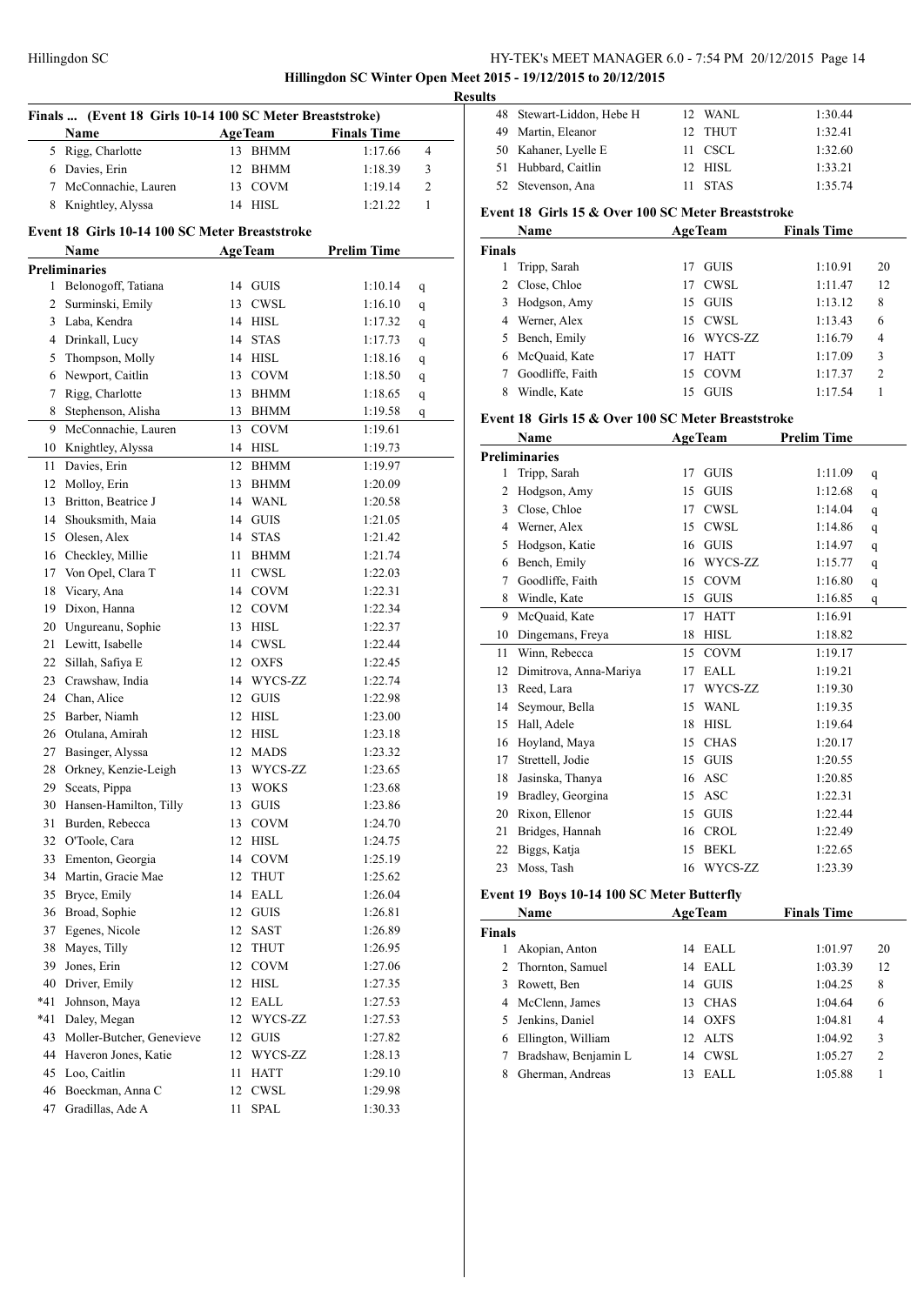**Hillingdon SC Winter Open Meet 2015 - 19/12/2015 to 20/12/2015**

**Results**

### Finals ... (Event 18 Girls 10-14 100 SC Meter Breaststroke)

| | Name | Age | Team | Finals Time | |
|---|---|---|---|---|---|
| 5 | Rigg, Charlotte | 13 | BHMM | 1:17.66 | 4 |
| 6 | Davies, Erin | 12 | BHMM | 1:18.39 | 3 |
| 7 | McConnachie, Lauren | 13 | COVM | 1:19.14 | 2 |
| 8 | Knightley, Alyssa | 14 | HISL | 1:21.22 | 1 |

### Event 18 Girls 10-14 100 SC Meter Breaststroke

| | Name | Age | Team | Prelim Time | |
|---|---|---|---|---|---|
| **Preliminaries** | | | | | |
| 1 | Belonogoff, Tatiana | 14 | GUIS | 1:10.14 | q |
| 2 | Surminski, Emily | 13 | CWSL | 1:16.10 | q |
| 3 | Laba, Kendra | 14 | HISL | 1:17.32 | q |
| 4 | Drinkall, Lucy | 14 | STAS | 1:17.73 | q |
| 5 | Thompson, Molly | 14 | HISL | 1:18.16 | q |
| 6 | Newport, Caitlin | 13 | COVM | 1:18.50 | q |
| 7 | Rigg, Charlotte | 13 | BHMM | 1:18.65 | q |
| 8 | Stephenson, Alisha | 13 | BHMM | 1:19.58 | q |
| 9 | McConnachie, Lauren | 13 | COVM | 1:19.61 | |
| 10 | Knightley, Alyssa | 14 | HISL | 1:19.73 | |
| 11 | Davies, Erin | 12 | BHMM | 1:19.97 | |
| 12 | Molloy, Erin | 13 | BHMM | 1:20.09 | |
| 13 | Britton, Beatrice J | 14 | WANL | 1:20.58 | |
| 14 | Shouksmith, Maia | 14 | GUIS | 1:21.05 | |
| 15 | Olesen, Alex | 14 | STAS | 1:21.42 | |
| 16 | Checkley, Millie | 11 | BHMM | 1:21.74 | |
| 17 | Von Opel, Clara T | 11 | CWSL | 1:22.03 | |
| 18 | Vicary, Ana | 14 | COVM | 1:22.31 | |
| 19 | Dixon, Hanna | 12 | COVM | 1:22.34 | |
| 20 | Ungureanu, Sophie | 13 | HISL | 1:22.37 | |
| 21 | Lewitt, Isabelle | 14 | CWSL | 1:22.44 | |
| 22 | Sillah, Safiya E | 12 | OXFS | 1:22.45 | |
| 23 | Crawshaw, India | 14 | WYCS-ZZ | 1:22.74 | |
| 24 | Chan, Alice | 12 | GUIS | 1:22.98 | |
| 25 | Barber, Niamh | 12 | HISL | 1:23.00 | |
| 26 | Otulana, Amirah | 12 | HISL | 1:23.18 | |
| 27 | Basinger, Alyssa | 12 | MADS | 1:23.32 | |
| 28 | Orkney, Kenzie-Leigh | 13 | WYCS-ZZ | 1:23.65 | |
| 29 | Sceats, Pippa | 13 | WOKS | 1:23.68 | |
| 30 | Hansen-Hamilton, Tilly | 13 | GUIS | 1:23.86 | |
| 31 | Burden, Rebecca | 13 | COVM | 1:24.70 | |
| 32 | O'Toole, Cara | 12 | HISL | 1:24.75 | |
| 33 | Ementon, Georgia | 14 | COVM | 1:25.19 | |
| 34 | Martin, Gracie Mae | 12 | THUT | 1:25.62 | |
| 35 | Bryce, Emily | 14 | EALL | 1:26.04 | |
| 36 | Broad, Sophie | 12 | GUIS | 1:26.81 | |
| 37 | Egenes, Nicole | 12 | SAST | 1:26.89 | |
| 38 | Mayes, Tilly | 12 | THUT | 1:26.95 | |
| 39 | Jones, Erin | 12 | COVM | 1:27.06 | |
| 40 | Driver, Emily | 12 | HISL | 1:27.35 | |
| *41 | Johnson, Maya | 12 | EALL | 1:27.53 | |
| *41 | Daley, Megan | 12 | WYCS-ZZ | 1:27.53 | |
| 43 | Moller-Butcher, Genevieve | 12 | GUIS | 1:27.82 | |
| 44 | Haveron Jones, Katie | 12 | WYCS-ZZ | 1:28.13 | |
| 45 | Loo, Caitlin | 11 | HATT | 1:29.10 | |
| 46 | Boeckman, Anna C | 12 | CWSL | 1:29.98 | |
| 47 | Gradillas, Ade A | 11 | SPAL | 1:30.33 | |
| 48 | Stewart-Liddon, Hebe H | 12 | WANL | 1:30.44 | |
| 49 | Martin, Eleanor | 12 | THUT | 1:32.41 | |
| 50 | Kahaner, Lyelle E | 11 | CSCL | 1:32.60 | |
| 51 | Hubbard, Caitlin | 12 | HISL | 1:33.21 | |
| 52 | Stevenson, Ana | 11 | STAS | 1:35.74 | |

### Event 18 Girls 15 & Over 100 SC Meter Breaststroke

| | Name | Age | Team | Finals Time | |
|---|---|---|---|---|---|
| **Finals** | | | | | |
| 1 | Tripp, Sarah | 17 | GUIS | 1:10.91 | 20 |
| 2 | Close, Chloe | 17 | CWSL | 1:11.47 | 12 |
| 3 | Hodgson, Amy | 15 | GUIS | 1:13.12 | 8 |
| 4 | Werner, Alex | 15 | CWSL | 1:13.43 | 6 |
| 5 | Bench, Emily | 16 | WYCS-ZZ | 1:16.79 | 4 |
| 6 | McQuaid, Kate | 17 | HATT | 1:17.09 | 3 |
| 7 | Goodliffe, Faith | 15 | COVM | 1:17.37 | 2 |
| 8 | Windle, Kate | 15 | GUIS | 1:17.54 | 1 |

### Event 18 Girls 15 & Over 100 SC Meter Breaststroke

| | Name | Age | Team | Prelim Time | |
|---|---|---|---|---|---|
| **Preliminaries** | | | | | |
| 1 | Tripp, Sarah | 17 | GUIS | 1:11.09 | q |
| 2 | Hodgson, Amy | 15 | GUIS | 1:12.68 | q |
| 3 | Close, Chloe | 17 | CWSL | 1:14.04 | q |
| 4 | Werner, Alex | 15 | CWSL | 1:14.86 | q |
| 5 | Hodgson, Katie | 16 | GUIS | 1:14.97 | q |
| 6 | Bench, Emily | 16 | WYCS-ZZ | 1:15.77 | q |
| 7 | Goodliffe, Faith | 15 | COVM | 1:16.80 | q |
| 8 | Windle, Kate | 15 | GUIS | 1:16.85 | q |
| 9 | McQuaid, Kate | 17 | HATT | 1:16.91 | |
| 10 | Dingemans, Freya | 18 | HISL | 1:18.82 | |
| 11 | Winn, Rebecca | 15 | COVM | 1:19.17 | |
| 12 | Dimitrova, Anna-Mariya | 17 | EALL | 1:19.21 | |
| 13 | Reed, Lara | 17 | WYCS-ZZ | 1:19.30 | |
| 14 | Seymour, Bella | 15 | WANL | 1:19.35 | |
| 15 | Hall, Adele | 18 | HISL | 1:19.64 | |
| 16 | Hoyland, Maya | 15 | CHAS | 1:20.17 | |
| 17 | Strettell, Jodie | 15 | GUIS | 1:20.55 | |
| 18 | Jasinska, Thanya | 16 | ASC | 1:20.85 | |
| 19 | Bradley, Georgina | 15 | ASC | 1:22.31 | |
| 20 | Rixon, Ellenor | 15 | GUIS | 1:22.44 | |
| 21 | Bridges, Hannah | 16 | CROL | 1:22.49 | |
| 22 | Biggs, Katja | 15 | BEKL | 1:22.65 | |
| 23 | Moss, Tash | 16 | WYCS-ZZ | 1:23.39 | |

### Event 19 Boys 10-14 100 SC Meter Butterfly

| | Name | Age | Team | Finals Time | |
|---|---|---|---|---|---|
| **Finals** | | | | | |
| 1 | Akopian, Anton | 14 | EALL | 1:01.97 | 20 |
| 2 | Thornton, Samuel | 14 | EALL | 1:03.39 | 12 |
| 3 | Rowett, Ben | 14 | GUIS | 1:04.25 | 8 |
| 4 | McClenn, James | 13 | CHAS | 1:04.64 | 6 |
| 5 | Jenkins, Daniel | 14 | OXFS | 1:04.81 | 4 |
| 6 | Ellington, William | 12 | ALTS | 1:04.92 | 3 |
| 7 | Bradshaw, Benjamin L | 14 | CWSL | 1:05.27 | 2 |
| 8 | Gherman, Andreas | 13 | EALL | 1:05.88 | 1 |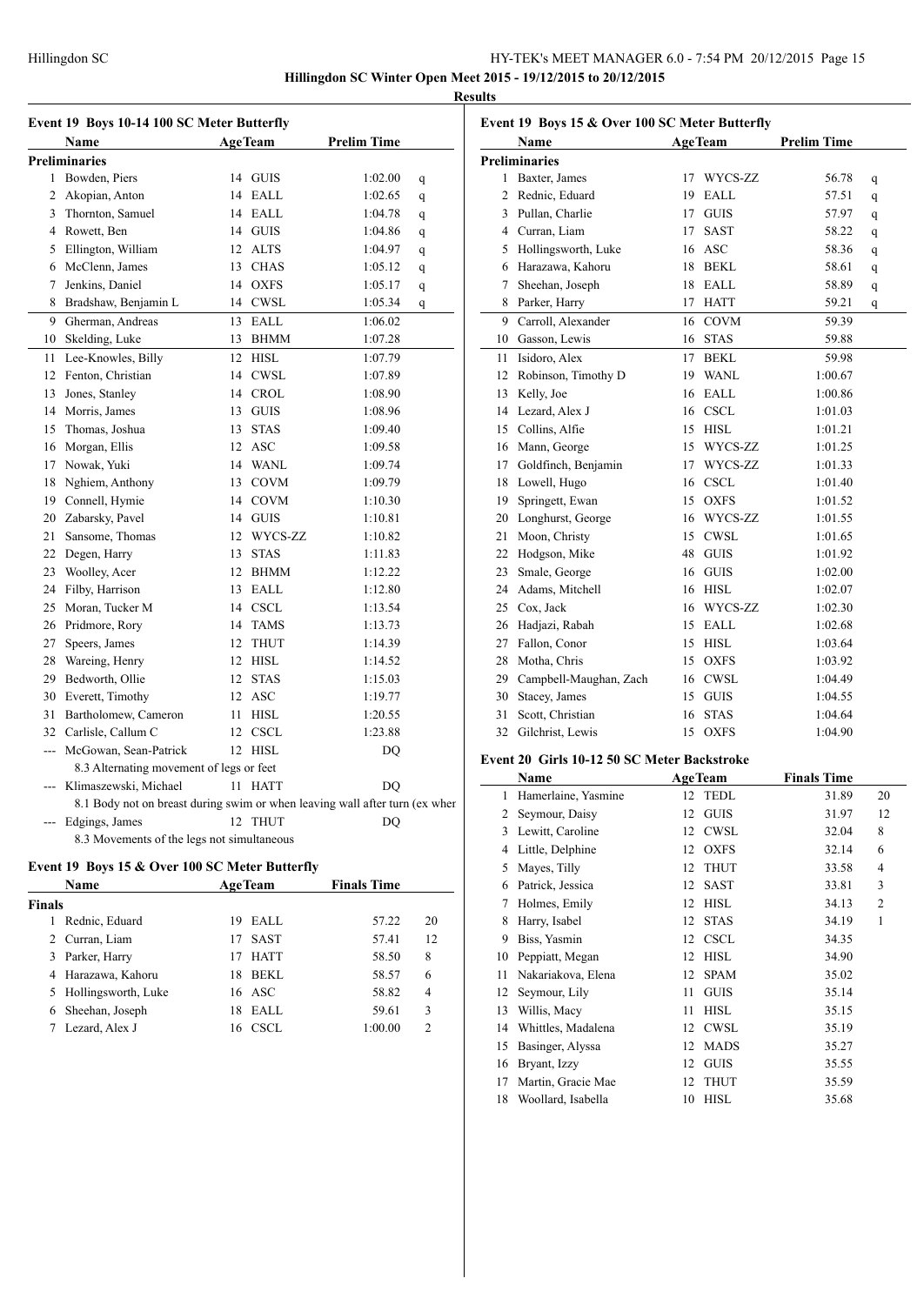**Hillingdon SC Winter Open Meet 2015 - 19/12/2015 to 20/12/2015**

**Results**

### Event 19 Boys 10-14 100 SC Meter Butterfly

| | Name | Age | Team | Prelim Time | |
|---|---|---|---|---|---|
| **Preliminaries** | | | | | |
| 1 | Bowden, Piers | 14 | GUIS | 1:02.00 | q |
| 2 | Akopian, Anton | 14 | EALL | 1:02.65 | q |
| 3 | Thornton, Samuel | 14 | EALL | 1:04.78 | q |
| 4 | Rowett, Ben | 14 | GUIS | 1:04.86 | q |
| 5 | Ellington, William | 12 | ALTS | 1:04.97 | q |
| 6 | McClenn, James | 13 | CHAS | 1:05.12 | q |
| 7 | Jenkins, Daniel | 14 | OXFS | 1:05.17 | q |
| 8 | Bradshaw, Benjamin L | 14 | CWSL | 1:05.34 | q |
| 9 | Gherman, Andreas | 13 | EALL | 1:06.02 | |
| 10 | Skelding, Luke | 13 | BHMM | 1:07.28 | |
| 11 | Lee-Knowles, Billy | 12 | HISL | 1:07.79 | |
| 12 | Fenton, Christian | 14 | CWSL | 1:07.89 | |
| 13 | Jones, Stanley | 14 | CROL | 1:08.90 | |
| 14 | Morris, James | 13 | GUIS | 1:08.96 | |
| 15 | Thomas, Joshua | 13 | STAS | 1:09.40 | |
| 16 | Morgan, Ellis | 12 | ASC | 1:09.58 | |
| 17 | Nowak, Yuki | 14 | WANL | 1:09.74 | |
| 18 | Nghiem, Anthony | 13 | COVM | 1:09.79 | |
| 19 | Connell, Hymie | 14 | COVM | 1:10.30 | |
| 20 | Zabarsky, Pavel | 14 | GUIS | 1:10.81 | |
| 21 | Sansome, Thomas | 12 | WYCS-ZZ | 1:10.82 | |
| 22 | Degen, Harry | 13 | STAS | 1:11.83 | |
| 23 | Woolley, Acer | 12 | BHMM | 1:12.22 | |
| 24 | Filby, Harrison | 13 | EALL | 1:12.80 | |
| 25 | Moran, Tucker M | 14 | CSCL | 1:13.54 | |
| 26 | Pridmore, Rory | 14 | TAMS | 1:13.73 | |
| 27 | Speers, James | 12 | THUT | 1:14.39 | |
| 28 | Wareing, Henry | 12 | HISL | 1:14.52 | |
| 29 | Bedworth, Ollie | 12 | STAS | 1:15.03 | |
| 30 | Everett, Timothy | 12 | ASC | 1:19.77 | |
| 31 | Bartholomew, Cameron | 11 | HISL | 1:20.55 | |
| 32 | Carlisle, Callum C | 12 | CSCL | 1:23.88 | |
| --- | McGowan, Sean-Patrick | 12 | HISL | DQ | |
| | 8.3 Alternating movement of legs or feet | | | | |
| --- | Klimaszewski, Michael | 11 | HATT | DQ | |
| | 8.1 Body not on breast during swim or when leaving wall after turn (ex wher | | | | |
| --- | Edgings, James | 12 | THUT | DQ | |
| | 8.3 Movements of the legs not simultaneous | | | | |

### Event 19 Boys 15 & Over 100 SC Meter Butterfly

| | Name | Age | Team | Finals Time | |
|---|---|---|---|---|---|
| **Finals** | | | | | |
| 1 | Rednic, Eduard | 19 | EALL | 57.22 | 20 |
| 2 | Curran, Liam | 17 | SAST | 57.41 | 12 |
| 3 | Parker, Harry | 17 | HATT | 58.50 | 8 |
| 4 | Harazawa, Kahoru | 18 | BEKL | 58.57 | 6 |
| 5 | Hollingsworth, Luke | 16 | ASC | 58.82 | 4 |
| 6 | Sheehan, Joseph | 18 | EALL | 59.61 | 3 |
| 7 | Lezard, Alex J | 16 | CSCL | 1:00.00 | 2 |

### Event 19 Boys 15 & Over 100 SC Meter Butterfly

| | Name | Age | Team | Prelim Time | |
|---|---|---|---|---|---|
| **Preliminaries** | | | | | |
| 1 | Baxter, James | 17 | WYCS-ZZ | 56.78 | q |
| 2 | Rednic, Eduard | 19 | EALL | 57.51 | q |
| 3 | Pullan, Charlie | 17 | GUIS | 57.97 | q |
| 4 | Curran, Liam | 17 | SAST | 58.22 | q |
| 5 | Hollingsworth, Luke | 16 | ASC | 58.36 | q |
| 6 | Harazawa, Kahoru | 18 | BEKL | 58.61 | q |
| 7 | Sheehan, Joseph | 18 | EALL | 58.89 | q |
| 8 | Parker, Harry | 17 | HATT | 59.21 | q |
| 9 | Carroll, Alexander | 16 | COVM | 59.39 | |
| 10 | Gasson, Lewis | 16 | STAS | 59.88 | |
| 11 | Isidoro, Alex | 17 | BEKL | 59.98 | |
| 12 | Robinson, Timothy D | 19 | WANL | 1:00.67 | |
| 13 | Kelly, Joe | 16 | EALL | 1:00.86 | |
| 14 | Lezard, Alex J | 16 | CSCL | 1:01.03 | |
| 15 | Collins, Alfie | 15 | HISL | 1:01.21 | |
| 16 | Mann, George | 15 | WYCS-ZZ | 1:01.25 | |
| 17 | Goldfinch, Benjamin | 17 | WYCS-ZZ | 1:01.33 | |
| 18 | Lowell, Hugo | 16 | CSCL | 1:01.40 | |
| 19 | Springett, Ewan | 15 | OXFS | 1:01.52 | |
| 20 | Longhurst, George | 16 | WYCS-ZZ | 1:01.55 | |
| 21 | Moon, Christy | 15 | CWSL | 1:01.65 | |
| 22 | Hodgson, Mike | 48 | GUIS | 1:01.92 | |
| 23 | Smale, George | 16 | GUIS | 1:02.00 | |
| 24 | Adams, Mitchell | 16 | HISL | 1:02.07 | |
| 25 | Cox, Jack | 16 | WYCS-ZZ | 1:02.30 | |
| 26 | Hadjazi, Rabah | 15 | EALL | 1:02.68 | |
| 27 | Fallon, Conor | 15 | HISL | 1:03.64 | |
| 28 | Motha, Chris | 15 | OXFS | 1:03.92 | |
| 29 | Campbell-Maughan, Zach | 16 | CWSL | 1:04.49 | |
| 30 | Stacey, James | 15 | GUIS | 1:04.55 | |
| 31 | Scott, Christian | 16 | STAS | 1:04.64 | |
| 32 | Gilchrist, Lewis | 15 | OXFS | 1:04.90 | |

### Event 20 Girls 10-12 50 SC Meter Backstroke

| | Name | Age | Team | Finals Time | |
|---|---|---|---|---|---|
| 1 | Hamerlaine, Yasmine | 12 | TEDL | 31.89 | 20 |
| 2 | Seymour, Daisy | 12 | GUIS | 31.97 | 12 |
| 3 | Lewitt, Caroline | 12 | CWSL | 32.04 | 8 |
| 4 | Little, Delphine | 12 | OXFS | 32.14 | 6 |
| 5 | Mayes, Tilly | 12 | THUT | 33.58 | 4 |
| 6 | Patrick, Jessica | 12 | SAST | 33.81 | 3 |
| 7 | Holmes, Emily | 12 | HISL | 34.13 | 2 |
| 8 | Harry, Isabel | 12 | STAS | 34.19 | 1 |
| 9 | Biss, Yasmin | 12 | CSCL | 34.35 | |
| 10 | Peppiatt, Megan | 12 | HISL | 34.90 | |
| 11 | Nakariakova, Elena | 12 | SPAM | 35.02 | |
| 12 | Seymour, Lily | 11 | GUIS | 35.14 | |
| 13 | Willis, Macy | 11 | HISL | 35.15 | |
| 14 | Whittles, Madalena | 12 | CWSL | 35.19 | |
| 15 | Basinger, Alyssa | 12 | MADS | 35.27 | |
| 16 | Bryant, Izzy | 12 | GUIS | 35.55 | |
| 17 | Martin, Gracie Mae | 12 | THUT | 35.59 | |
| 18 | Woollard, Isabella | 10 | HISL | 35.68 | |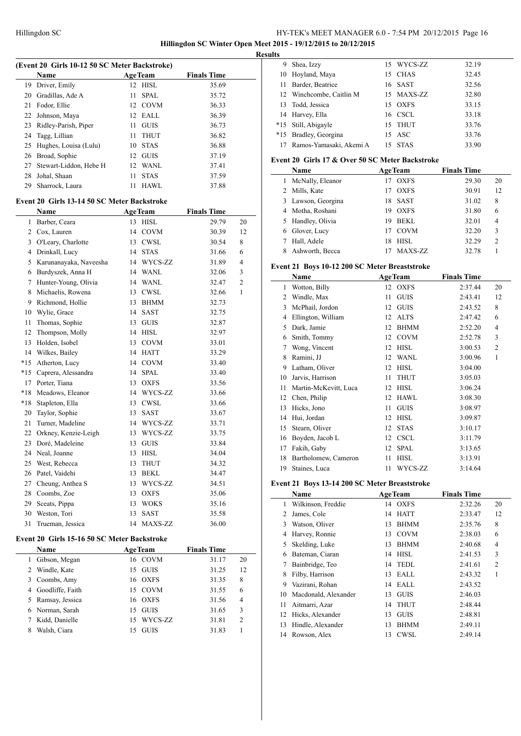**Hillingdon SC Winter Open Meet 2015 - 19/12/2015 to 20/12/2015**

**Results**

### (Event 20 Girls 10-12 50 SC Meter Backstroke)

| | Name | Age | Team | Finals Time | |
|---|---|---|---|---|---|
| 19 | Driver, Emily | 12 | HISL | 35.69 | |
| 20 | Gradillas, Ade A | 11 | SPAL | 35.72 | |
| 21 | Fodor, Ellie | 12 | COVM | 36.33 | |
| 22 | Johnson, Maya | 12 | EALL | 36.39 | |
| 23 | Ridley-Parish, Piper | 11 | GUIS | 36.73 | |
| 24 | Tagg, Lillian | 11 | THUT | 36.82 | |
| 25 | Hughes, Louisa (Lulu) | 10 | STAS | 36.88 | |
| 26 | Broad, Sophie | 12 | GUIS | 37.19 | |
| 27 | Stewart-Liddon, Hebe H | 12 | WANL | 37.41 | |
| 28 | Johal, Shaan | 11 | STAS | 37.59 | |
| 29 | Sharrock, Laura | 11 | HAWL | 37.88 | |

### Event 20 Girls 13-14 50 SC Meter Backstroke

| | Name | Age | Team | Finals Time | |
|---|---|---|---|---|---|
| 1 | Barber, Ceara | 13 | HISL | 29.79 | 20 |
| 2 | Cox, Lauren | 14 | COVM | 30.39 | 12 |
| 3 | O'Leary, Charlotte | 13 | CWSL | 30.54 | 8 |
| 4 | Drinkall, Lucy | 14 | STAS | 31.66 | 6 |
| 5 | Karunanayaka, Naveesha | 14 | WYCS-ZZ | 31.89 | 4 |
| 6 | Burdyszek, Anna H | 14 | WANL | 32.06 | 3 |
| 7 | Hunter-Young, Olivia | 14 | WANL | 32.47 | 2 |
| 8 | Michaelis, Rowena | 13 | CWSL | 32.66 | 1 |
| 9 | Richmond, Hollie | 13 | BHMM | 32.73 | |
| 10 | Wylie, Grace | 14 | SAST | 32.75 | |
| 11 | Thomas, Sophie | 13 | GUIS | 32.87 | |
| 12 | Thompson, Molly | 14 | HISL | 32.97 | |
| 13 | Holden, Isobel | 13 | COVM | 33.01 | |
| 14 | Wilkes, Bailey | 14 | HATT | 33.29 | |
| *15 | Atherton, Lucy | 14 | COVM | 33.40 | |
| *15 | Caprera, Alessandra | 14 | SPAL | 33.40 | |
| 17 | Porter, Tiana | 13 | OXFS | 33.56 | |
| *18 | Meadows, Eleanor | 14 | WYCS-ZZ | 33.66 | |
| *18 | Stapleton, Ella | 13 | CWSL | 33.66 | |
| 20 | Taylor, Sophie | 13 | SAST | 33.67 | |
| 21 | Turner, Madeline | 14 | WYCS-ZZ | 33.71 | |
| 22 | Orkney, Kenzie-Leigh | 13 | WYCS-ZZ | 33.75 | |
| 23 | Doré, Madeleine | 13 | GUIS | 33.84 | |
| 24 | Neal, Joanne | 13 | HISL | 34.04 | |
| 25 | West, Rebecca | 13 | THUT | 34.32 | |
| 26 | Patel, Vaidehi | 13 | BEKL | 34.47 | |
| 27 | Cheung, Anthea S | 13 | WYCS-ZZ | 34.51 | |
| 28 | Coombs, Zoe | 13 | OXFS | 35.06 | |
| 29 | Sceats, Pippa | 13 | WOKS | 35.16 | |
| 30 | Weston, Tori | 13 | SAST | 35.58 | |
| 31 | Trueman, Jessica | 14 | MAXS-ZZ | 36.00 | |

### Event 20 Girls 15-16 50 SC Meter Backstroke

| | Name | Age | Team | Finals Time | |
|---|---|---|---|---|---|
| 1 | Gibson, Megan | 16 | COVM | 31.17 | 20 |
| 2 | Windle, Kate | 15 | GUIS | 31.25 | 12 |
| 3 | Coombs, Amy | 16 | OXFS | 31.35 | 8 |
| 4 | Goodliffe, Faith | 15 | COVM | 31.55 | 6 |
| 5 | Ramsay, Jessica | 16 | OXFS | 31.56 | 4 |
| 6 | Norman, Sarah | 15 | GUIS | 31.65 | 3 |
| 7 | Kidd, Danielle | 15 | WYCS-ZZ | 31.81 | 2 |
| 8 | Walsh, Ciara | 15 | GUIS | 31.83 | 1 |
| 9 | Shea, Izzy | 15 | WYCS-ZZ | 32.19 | |
| 10 | Hoyland, Maya | 15 | CHAS | 32.45 | |
| 11 | Barder, Beatrice | 16 | SAST | 32.56 | |
| 12 | Winchcombe, Caitlin M | 15 | MAXS-ZZ | 32.80 | |
| 13 | Todd, Jessica | 15 | OXFS | 33.15 | |
| 14 | Harvey, Ella | 16 | CSCL | 33.18 | |
| *15 | Still, Abigayle | 15 | THUT | 33.76 | |
| *15 | Bradley, Georgina | 15 | ASC | 33.76 | |
| 17 | Ramos-Yamasaki, Akemi A | 15 | STAS | 33.90 | |

### Event 20 Girls 17 & Over 50 SC Meter Backstroke

| | Name | Age | Team | Finals Time | |
|---|---|---|---|---|---|
| 1 | McNally, Eleanor | 17 | OXFS | 29.30 | 20 |
| 2 | Mills, Kate | 17 | OXFS | 30.91 | 12 |
| 3 | Lawson, Georgina | 18 | SAST | 31.02 | 8 |
| 4 | Motha, Roshani | 19 | OXFS | 31.80 | 6 |
| 5 | Handley, Olivia | 19 | BEKL | 32.01 | 4 |
| 6 | Glover, Lucy | 17 | COVM | 32.20 | 3 |
| 7 | Hall, Adele | 18 | HISL | 32.29 | 2 |
| 8 | Ashworth, Becca | 17 | MAXS-ZZ | 32.78 | 1 |

### Event 21 Boys 10-12 200 SC Meter Breaststroke

| | Name | Age | Team | Finals Time | |
|---|---|---|---|---|---|
| 1 | Wotton, Billy | 12 | OXFS | 2:37.44 | 20 |
| 2 | Windle, Max | 11 | GUIS | 2:43.41 | 12 |
| 3 | McPhail, Jordon | 12 | GUIS | 2:43.52 | 8 |
| 4 | Ellington, William | 12 | ALTS | 2:47.42 | 6 |
| 5 | Dark, Jamie | 12 | BHMM | 2:52.20 | 4 |
| 6 | Smith, Tommy | 12 | COVM | 2:52.78 | 3 |
| 7 | Wong, Vincent | 12 | HISL | 3:00.53 | 2 |
| 8 | Ramini, JJ | 12 | WANL | 3:00.96 | 1 |
| 9 | Latham, Oliver | 12 | HISL | 3:04.00 | |
| 10 | Jarvis, Harrison | 11 | THUT | 3:05.03 | |
| 11 | Martin-McKevitt, Luca | 12 | HISL | 3:06.24 | |
| 12 | Chen, Philip | 12 | HAWL | 3:08.30 | |
| 13 | Hicks, Jono | 11 | GUIS | 3:08.97 | |
| 14 | Hui, Jordan | 12 | HISL | 3:09.87 | |
| 15 | Stearn, Oliver | 12 | STAS | 3:10.17 | |
| 16 | Boyden, Jacob L | 12 | CSCL | 3:11.79 | |
| 17 | Fakih, Gaby | 12 | SPAL | 3:13.65 | |
| 18 | Bartholomew, Cameron | 11 | HISL | 3:13.91 | |
| 19 | Staines, Luca | 11 | WYCS-ZZ | 3:14.64 | |

### Event 21 Boys 13-14 200 SC Meter Breaststroke

| | Name | Age | Team | Finals Time | |
|---|---|---|---|---|---|
| 1 | Wilkinson, Freddie | 14 | OXFS | 2:32.26 | 20 |
| 2 | James, Cole | 14 | HATT | 2:33.47 | 12 |
| 3 | Watson, Oliver | 13 | BHMM | 2:35.76 | 8 |
| 4 | Harvey, Ronnie | 13 | COVM | 2:38.03 | 6 |
| 5 | Skelding, Luke | 13 | BHMM | 2:40.68 | 4 |
| 6 | Bateman, Ciaran | 14 | HISL | 2:41.53 | 3 |
| 7 | Bainbridge, Teo | 14 | TEDL | 2:41.61 | 2 |
| 8 | Filby, Harrison | 13 | EALL | 2:43.32 | 1 |
| 9 | Vazirani, Rohan | 14 | EALL | 2:43.52 | |
| 10 | Macdonald, Alexander | 13 | GUIS | 2:46.03 | |
| 11 | Aitmarri, Azar | 14 | THUT | 2:48.44 | |
| 12 | Hicks, Alexander | 13 | GUIS | 2:48.81 | |
| 13 | Hindle, Alexander | 13 | BHMM | 2:49.11 | |
| 14 | Rowson, Alex | 13 | CWSL | 2:49.14 | |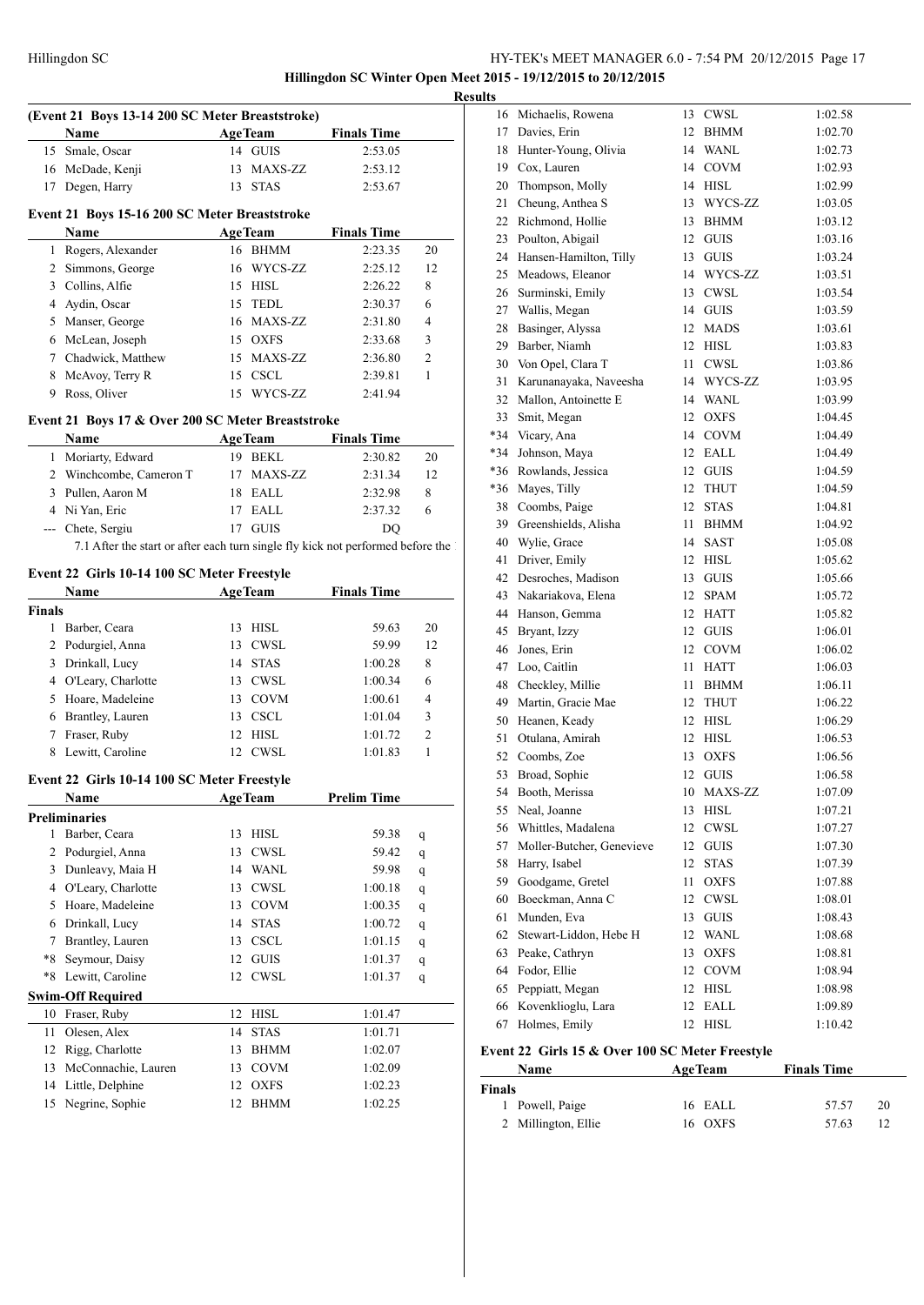## Hillingdon SC Winter Open Meet 2015 - 19/12/2015 to 20/12/2015

### Results

#### (Event 21 Boys 13-14 200 SC Meter Breaststroke)

| | Name | Age | Team | Finals Time | |
|---|---|---|---|---|---|
| 15 | Smale, Oscar | 14 | GUIS | 2:53.05 | |
| 16 | McDade, Kenji | 13 | MAXS-ZZ | 2:53.12 | |
| 17 | Degen, Harry | 13 | STAS | 2:53.67 | |

#### Event 21 Boys 15-16 200 SC Meter Breaststroke

| | Name | Age | Team | Finals Time | |
|---|---|---|---|---|---|
| 1 | Rogers, Alexander | 16 | BHMM | 2:23.35 | 20 |
| 2 | Simmons, George | 16 | WYCS-ZZ | 2:25.12 | 12 |
| 3 | Collins, Alfie | 15 | HISL | 2:26.22 | 8 |
| 4 | Aydin, Oscar | 15 | TEDL | 2:30.37 | 6 |
| 5 | Manser, George | 16 | MAXS-ZZ | 2:31.80 | 4 |
| 6 | McLean, Joseph | 15 | OXFS | 2:33.68 | 3 |
| 7 | Chadwick, Matthew | 15 | MAXS-ZZ | 2:36.80 | 2 |
| 8 | McAvoy, Terry R | 15 | CSCL | 2:39.81 | 1 |
| 9 | Ross, Oliver | 15 | WYCS-ZZ | 2:41.94 | |

#### Event 21 Boys 17 & Over 200 SC Meter Breaststroke

| | Name | Age | Team | Finals Time | |
|---|---|---|---|---|---|
| 1 | Moriarty, Edward | 19 | BEKL | 2:30.82 | 20 |
| 2 | Winchcombe, Cameron T | 17 | MAXS-ZZ | 2:31.34 | 12 |
| 3 | Pullen, Aaron M | 18 | EALL | 2:32.98 | 8 |
| 4 | Ni Yan, Eric | 17 | EALL | 2:37.32 | 6 |
| --- | Chete, Sergiu | 17 | GUIS | DQ | |

7.1 After the start or after each turn single fly kick not performed before the

#### Event 22 Girls 10-14 100 SC Meter Freestyle

| | Name | Age | Team | Finals Time | |
|---|---|---|---|---|---|
| **Finals** | | | | | |
| 1 | Barber, Ceara | 13 | HISL | 59.63 | 20 |
| 2 | Podurgiel, Anna | 13 | CWSL | 59.99 | 12 |
| 3 | Drinkall, Lucy | 14 | STAS | 1:00.28 | 8 |
| 4 | O'Leary, Charlotte | 13 | CWSL | 1:00.34 | 6 |
| 5 | Hoare, Madeleine | 13 | COVM | 1:00.61 | 4 |
| 6 | Brantley, Lauren | 13 | CSCL | 1:01.04 | 3 |
| 7 | Fraser, Ruby | 12 | HISL | 1:01.72 | 2 |
| 8 | Lewitt, Caroline | 12 | CWSL | 1:01.83 | 1 |

#### Event 22 Girls 10-14 100 SC Meter Freestyle

| | Name | Age | Team | Prelim Time | |
|---|---|---|---|---|---|
| **Preliminaries** | | | | | |
| 1 | Barber, Ceara | 13 | HISL | 59.38 | q |
| 2 | Podurgiel, Anna | 13 | CWSL | 59.42 | q |
| 3 | Dunleavy, Maia H | 14 | WANL | 59.98 | q |
| 4 | O'Leary, Charlotte | 13 | CWSL | 1:00.18 | q |
| 5 | Hoare, Madeleine | 13 | COVM | 1:00.35 | q |
| 6 | Drinkall, Lucy | 14 | STAS | 1:00.72 | q |
| 7 | Brantley, Lauren | 13 | CSCL | 1:01.15 | q |
| *8 | Seymour, Daisy | 12 | GUIS | 1:01.37 | q |
| *8 | Lewitt, Caroline | 12 | CWSL | 1:01.37 | q |
| **Swim-Off Required** | | | | | |
| 10 | Fraser, Ruby | 12 | HISL | 1:01.47 | |
| 11 | Olesen, Alex | 14 | STAS | 1:01.71 | |
| 12 | Rigg, Charlotte | 13 | BHMM | 1:02.07 | |
| 13 | McConnachie, Lauren | 13 | COVM | 1:02.09 | |
| 14 | Little, Delphine | 12 | OXFS | 1:02.23 | |
| 15 | Negrine, Sophie | 12 | BHMM | 1:02.25 | |
| 16 | Michaelis, Rowena | 13 | CWSL | 1:02.58 | |
| 17 | Davies, Erin | 12 | BHMM | 1:02.70 | |
| 18 | Hunter-Young, Olivia | 14 | WANL | 1:02.73 | |
| 19 | Cox, Lauren | 14 | COVM | 1:02.93 | |
| 20 | Thompson, Molly | 14 | HISL | 1:02.99 | |
| 21 | Cheung, Anthea S | 13 | WYCS-ZZ | 1:03.05 | |
| 22 | Richmond, Hollie | 13 | BHMM | 1:03.12 | |
| 23 | Poulton, Abigail | 12 | GUIS | 1:03.16 | |
| 24 | Hansen-Hamilton, Tilly | 13 | GUIS | 1:03.24 | |
| 25 | Meadows, Eleanor | 14 | WYCS-ZZ | 1:03.51 | |
| 26 | Surminski, Emily | 13 | CWSL | 1:03.54 | |
| 27 | Wallis, Megan | 14 | GUIS | 1:03.59 | |
| 28 | Basinger, Alyssa | 12 | MADS | 1:03.61 | |
| 29 | Barber, Niamh | 12 | HISL | 1:03.83 | |
| 30 | Von Opel, Clara T | 11 | CWSL | 1:03.86 | |
| 31 | Karunanayaka, Naveesha | 14 | WYCS-ZZ | 1:03.95 | |
| 32 | Mallon, Antoinette E | 14 | WANL | 1:03.99 | |
| 33 | Smit, Megan | 12 | OXFS | 1:04.45 | |
| *34 | Vicary, Ana | 14 | COVM | 1:04.49 | |
| *34 | Johnson, Maya | 12 | EALL | 1:04.49 | |
| *36 | Rowlands, Jessica | 12 | GUIS | 1:04.59 | |
| *36 | Mayes, Tilly | 12 | THUT | 1:04.59 | |
| 38 | Coombs, Paige | 12 | STAS | 1:04.81 | |
| 39 | Greenshields, Alisha | 11 | BHMM | 1:04.92 | |
| 40 | Wylie, Grace | 14 | SAST | 1:05.08 | |
| 41 | Driver, Emily | 12 | HISL | 1:05.62 | |
| 42 | Desroches, Madison | 13 | GUIS | 1:05.66 | |
| 43 | Nakariakova, Elena | 12 | SPAM | 1:05.72 | |
| 44 | Hanson, Gemma | 12 | HATT | 1:05.82 | |
| 45 | Bryant, Izzy | 12 | GUIS | 1:06.01 | |
| 46 | Jones, Erin | 12 | COVM | 1:06.02 | |
| 47 | Loo, Caitlin | 11 | HATT | 1:06.03 | |
| 48 | Checkley, Millie | 11 | BHMM | 1:06.11 | |
| 49 | Martin, Gracie Mae | 12 | THUT | 1:06.22 | |
| 50 | Heanen, Keady | 12 | HISL | 1:06.29 | |
| 51 | Otulana, Amirah | 12 | HISL | 1:06.53 | |
| 52 | Coombs, Zoe | 13 | OXFS | 1:06.56 | |
| 53 | Broad, Sophie | 12 | GUIS | 1:06.58 | |
| 54 | Booth, Merissa | 10 | MAXS-ZZ | 1:07.09 | |
| 55 | Neal, Joanne | 13 | HISL | 1:07.21 | |
| 56 | Whittles, Madalena | 12 | CWSL | 1:07.27 | |
| 57 | Moller-Butcher, Genevieve | 12 | GUIS | 1:07.30 | |
| 58 | Harry, Isabel | 12 | STAS | 1:07.39 | |
| 59 | Goodgame, Gretel | 11 | OXFS | 1:07.88 | |
| 60 | Boeckman, Anna C | 12 | CWSL | 1:08.01 | |
| 61 | Munden, Eva | 13 | GUIS | 1:08.43 | |
| 62 | Stewart-Liddon, Hebe H | 12 | WANL | 1:08.68 | |
| 63 | Peake, Cathryn | 13 | OXFS | 1:08.81 | |
| 64 | Fodor, Ellie | 12 | COVM | 1:08.94 | |
| 65 | Peppiatt, Megan | 12 | HISL | 1:08.98 | |
| 66 | Kovenklioglu, Lara | 12 | EALL | 1:09.89 | |
| 67 | Holmes, Emily | 12 | HISL | 1:10.42 | |

#### Event 22 Girls 15 & Over 100 SC Meter Freestyle

| | Name | Age | Team | Finals Time | |
|---|---|---|---|---|---|
| **Finals** | | | | | |
| 1 | Powell, Paige | 16 | EALL | 57.57 | 20 |
| 2 | Millington, Ellie | 16 | OXFS | 57.63 | 12 |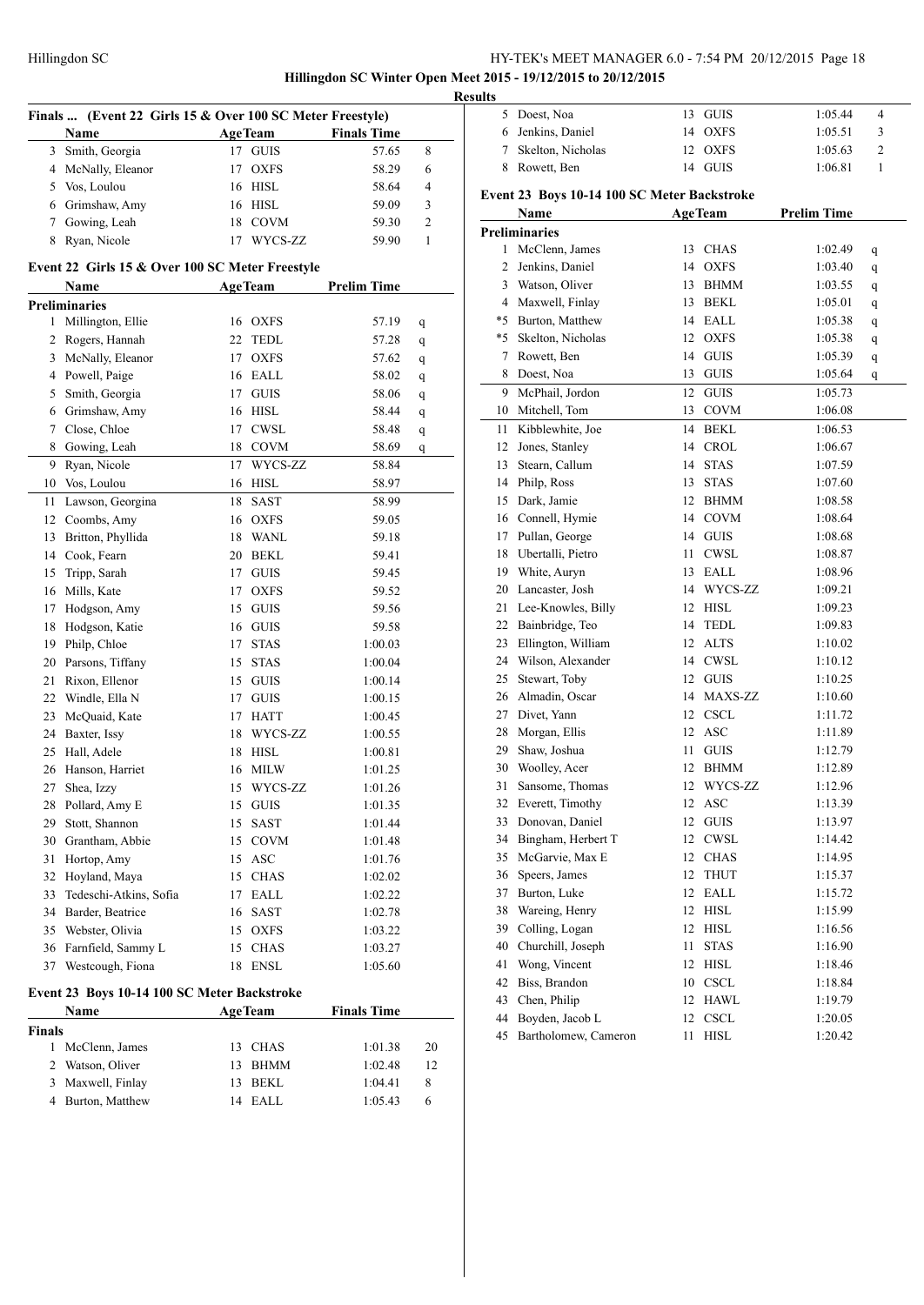## Hillingdon SC Winter Open Meet 2015 - 19/12/2015 to 20/12/2015

### Results

#### Finals ... (Event 22 Girls 15 & Over 100 SC Meter Freestyle)

| | Name | Age | Team | Finals Time | |
|---|---|---|---|---|---|
| 3 | Smith, Georgia | 17 | GUIS | 57.65 | 8 |
| 4 | McNally, Eleanor | 17 | OXFS | 58.29 | 6 |
| 5 | Vos, Loulou | 16 | HISL | 58.64 | 4 |
| 6 | Grimshaw, Amy | 16 | HISL | 59.09 | 3 |
| 7 | Gowing, Leah | 18 | COVM | 59.30 | 2 |
| 8 | Ryan, Nicole | 17 | WYCS-ZZ | 59.90 | 1 |

#### Event 22 Girls 15 & Over 100 SC Meter Freestyle

| | Name | Age | Team | Prelim Time | |
|---|---|---|---|---|---|
| **Preliminaries** | | | | | |
| 1 | Millington, Ellie | 16 | OXFS | 57.19 | q |
| 2 | Rogers, Hannah | 22 | TEDL | 57.28 | q |
| 3 | McNally, Eleanor | 17 | OXFS | 57.62 | q |
| 4 | Powell, Paige | 16 | EALL | 58.02 | q |
| 5 | Smith, Georgia | 17 | GUIS | 58.06 | q |
| 6 | Grimshaw, Amy | 16 | HISL | 58.44 | q |
| 7 | Close, Chloe | 17 | CWSL | 58.48 | q |
| 8 | Gowing, Leah | 18 | COVM | 58.69 | q |
| 9 | Ryan, Nicole | 17 | WYCS-ZZ | 58.84 | |
| 10 | Vos, Loulou | 16 | HISL | 58.97 | |
| 11 | Lawson, Georgina | 18 | SAST | 58.99 | |
| 12 | Coombs, Amy | 16 | OXFS | 59.05 | |
| 13 | Britton, Phyllida | 18 | WANL | 59.18 | |
| 14 | Cook, Fearn | 20 | BEKL | 59.41 | |
| 15 | Tripp, Sarah | 17 | GUIS | 59.45 | |
| 16 | Mills, Kate | 17 | OXFS | 59.52 | |
| 17 | Hodgson, Amy | 15 | GUIS | 59.56 | |
| 18 | Hodgson, Katie | 16 | GUIS | 59.58 | |
| 19 | Philp, Chloe | 17 | STAS | 1:00.03 | |
| 20 | Parsons, Tiffany | 15 | STAS | 1:00.04 | |
| 21 | Rixon, Ellenor | 15 | GUIS | 1:00.14 | |
| 22 | Windle, Ella N | 17 | GUIS | 1:00.15 | |
| 23 | McQuaid, Kate | 17 | HATT | 1:00.45 | |
| 24 | Baxter, Issy | 18 | WYCS-ZZ | 1:00.55 | |
| 25 | Hall, Adele | 18 | HISL | 1:00.81 | |
| 26 | Hanson, Harriet | 16 | MILW | 1:01.25 | |
| 27 | Shea, Izzy | 15 | WYCS-ZZ | 1:01.26 | |
| 28 | Pollard, Amy E | 15 | GUIS | 1:01.35 | |
| 29 | Stott, Shannon | 15 | SAST | 1:01.44 | |
| 30 | Grantham, Abbie | 15 | COVM | 1:01.48 | |
| 31 | Hortop, Amy | 15 | ASC | 1:01.76 | |
| 32 | Hoyland, Maya | 15 | CHAS | 1:02.02 | |
| 33 | Tedeschi-Atkins, Sofia | 17 | EALL | 1:02.22 | |
| 34 | Barder, Beatrice | 16 | SAST | 1:02.78 | |
| 35 | Webster, Olivia | 15 | OXFS | 1:03.22 | |
| 36 | Farnfield, Sammy L | 15 | CHAS | 1:03.27 | |
| 37 | Westcough, Fiona | 18 | ENSL | 1:05.60 | |

#### Event 23 Boys 10-14 100 SC Meter Backstroke

| | Name | Age | Team | Finals Time | |
|---|---|---|---|---|---|
| **Finals** | | | | | |
| 1 | McClenn, James | 13 | CHAS | 1:01.38 | 20 |
| 2 | Watson, Oliver | 13 | BHMM | 1:02.48 | 12 |
| 3 | Maxwell, Finlay | 13 | BEKL | 1:04.41 | 8 |
| 4 | Burton, Matthew | 14 | EALL | 1:05.43 | 6 |
| 5 | Doest, Noa | 13 | GUIS | 1:05.44 | 4 |
| 6 | Jenkins, Daniel | 14 | OXFS | 1:05.51 | 3 |
| 7 | Skelton, Nicholas | 12 | OXFS | 1:05.63 | 2 |
| 8 | Rowett, Ben | 14 | GUIS | 1:06.81 | 1 |

#### Event 23 Boys 10-14 100 SC Meter Backstroke

| | Name | Age | Team | Prelim Time | |
|---|---|---|---|---|---|
| **Preliminaries** | | | | | |
| 1 | McClenn, James | 13 | CHAS | 1:02.49 | q |
| 2 | Jenkins, Daniel | 14 | OXFS | 1:03.40 | q |
| 3 | Watson, Oliver | 13 | BHMM | 1:03.55 | q |
| 4 | Maxwell, Finlay | 13 | BEKL | 1:05.01 | q |
| *5 | Burton, Matthew | 14 | EALL | 1:05.38 | q |
| *5 | Skelton, Nicholas | 12 | OXFS | 1:05.38 | q |
| 7 | Rowett, Ben | 14 | GUIS | 1:05.39 | q |
| 8 | Doest, Noa | 13 | GUIS | 1:05.64 | q |
| 9 | McPhail, Jordon | 12 | GUIS | 1:05.73 | |
| 10 | Mitchell, Tom | 13 | COVM | 1:06.08 | |
| 11 | Kibblewhite, Joe | 14 | BEKL | 1:06.53 | |
| 12 | Jones, Stanley | 14 | CROL | 1:06.67 | |
| 13 | Stearn, Callum | 14 | STAS | 1:07.59 | |
| 14 | Philp, Ross | 13 | STAS | 1:07.60 | |
| 15 | Dark, Jamie | 12 | BHMM | 1:08.58 | |
| 16 | Connell, Hymie | 14 | COVM | 1:08.64 | |
| 17 | Pullan, George | 14 | GUIS | 1:08.68 | |
| 18 | Ubertalli, Pietro | 11 | CWSL | 1:08.87 | |
| 19 | White, Auryn | 13 | EALL | 1:08.96 | |
| 20 | Lancaster, Josh | 14 | WYCS-ZZ | 1:09.21 | |
| 21 | Lee-Knowles, Billy | 12 | HISL | 1:09.23 | |
| 22 | Bainbridge, Teo | 14 | TEDL | 1:09.83 | |
| 23 | Ellington, William | 12 | ALTS | 1:10.02 | |
| 24 | Wilson, Alexander | 14 | CWSL | 1:10.12 | |
| 25 | Stewart, Toby | 12 | GUIS | 1:10.25 | |
| 26 | Almadin, Oscar | 14 | MAXS-ZZ | 1:10.60 | |
| 27 | Divet, Yann | 12 | CSCL | 1:11.72 | |
| 28 | Morgan, Ellis | 12 | ASC | 1:11.89 | |
| 29 | Shaw, Joshua | 11 | GUIS | 1:12.79 | |
| 30 | Woolley, Acer | 12 | BHMM | 1:12.89 | |
| 31 | Sansome, Thomas | 12 | WYCS-ZZ | 1:12.96 | |
| 32 | Everett, Timothy | 12 | ASC | 1:13.39 | |
| 33 | Donovan, Daniel | 12 | GUIS | 1:13.97 | |
| 34 | Bingham, Herbert T | 12 | CWSL | 1:14.42 | |
| 35 | McGarvie, Max E | 12 | CHAS | 1:14.95 | |
| 36 | Speers, James | 12 | THUT | 1:15.37 | |
| 37 | Burton, Luke | 12 | EALL | 1:15.72 | |
| 38 | Wareing, Henry | 12 | HISL | 1:15.99 | |
| 39 | Colling, Logan | 12 | HISL | 1:16.56 | |
| 40 | Churchill, Joseph | 11 | STAS | 1:16.90 | |
| 41 | Wong, Vincent | 12 | HISL | 1:18.46 | |
| 42 | Biss, Brandon | 10 | CSCL | 1:18.84 | |
| 43 | Chen, Philip | 12 | HAWL | 1:19.79 | |
| 44 | Boyden, Jacob L | 12 | CSCL | 1:20.05 | |
| 45 | Bartholomew, Cameron | 11 | HISL | 1:20.42 | |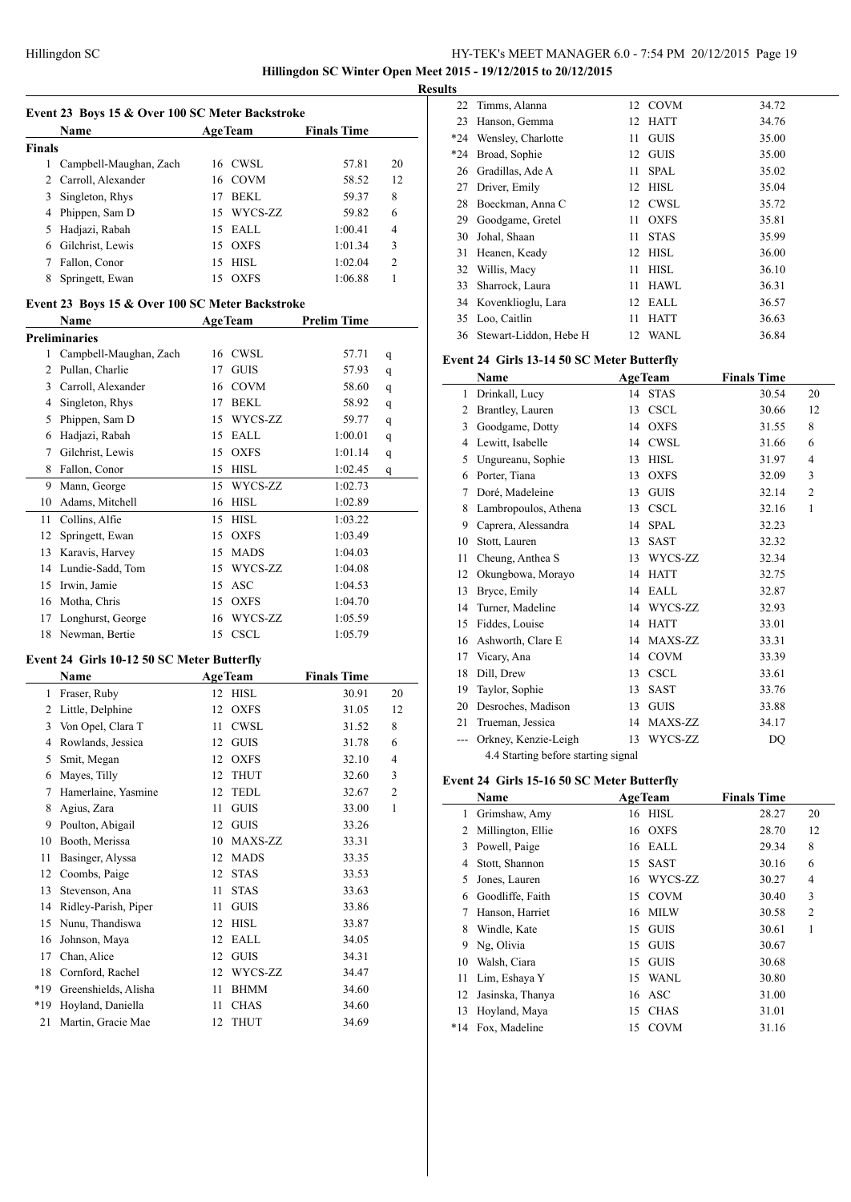**Hillingdon SC Winter Open Meet 2015 - 19/12/2015 to 20/12/2015**

**Results**

### Event 23 Boys 15 & Over 100 SC Meter Backstroke

| | Name | Age | Team | Finals Time | |
|---|---|---|---|---|---|
| **Finals** | | | | | |
| 1 | Campbell-Maughan, Zach | 16 | CWSL | 57.81 | 20 |
| 2 | Carroll, Alexander | 16 | COVM | 58.52 | 12 |
| 3 | Singleton, Rhys | 17 | BEKL | 59.37 | 8 |
| 4 | Phippen, Sam D | 15 | WYCS-ZZ | 59.82 | 6 |
| 5 | Hadjazi, Rabah | 15 | EALL | 1:00.41 | 4 |
| 6 | Gilchrist, Lewis | 15 | OXFS | 1:01.34 | 3 |
| 7 | Fallon, Conor | 15 | HISL | 1:02.04 | 2 |
| 8 | Springett, Ewan | 15 | OXFS | 1:06.88 | 1 |

### Event 23 Boys 15 & Over 100 SC Meter Backstroke

| | Name | Age | Team | Prelim Time | |
|---|---|---|---|---|---|
| **Preliminaries** | | | | | |
| 1 | Campbell-Maughan, Zach | 16 | CWSL | 57.71 | q |
| 2 | Pullan, Charlie | 17 | GUIS | 57.93 | q |
| 3 | Carroll, Alexander | 16 | COVM | 58.60 | q |
| 4 | Singleton, Rhys | 17 | BEKL | 58.92 | q |
| 5 | Phippen, Sam D | 15 | WYCS-ZZ | 59.77 | q |
| 6 | Hadjazi, Rabah | 15 | EALL | 1:00.01 | q |
| 7 | Gilchrist, Lewis | 15 | OXFS | 1:01.14 | q |
| 8 | Fallon, Conor | 15 | HISL | 1:02.45 | q |
| 9 | Mann, George | 15 | WYCS-ZZ | 1:02.73 | |
| 10 | Adams, Mitchell | 16 | HISL | 1:02.89 | |
| 11 | Collins, Alfie | 15 | HISL | 1:03.22 | |
| 12 | Springett, Ewan | 15 | OXFS | 1:03.49 | |
| 13 | Karavis, Harvey | 15 | MADS | 1:04.03 | |
| 14 | Lundie-Sadd, Tom | 15 | WYCS-ZZ | 1:04.08 | |
| 15 | Irwin, Jamie | 15 | ASC | 1:04.53 | |
| 16 | Motha, Chris | 15 | OXFS | 1:04.70 | |
| 17 | Longhurst, George | 16 | WYCS-ZZ | 1:05.59 | |
| 18 | Newman, Bertie | 15 | CSCL | 1:05.79 | |

### Event 24 Girls 10-12 50 SC Meter Butterfly

| | Name | Age | Team | Finals Time | |
|---|---|---|---|---|---|
| 1 | Fraser, Ruby | 12 | HISL | 30.91 | 20 |
| 2 | Little, Delphine | 12 | OXFS | 31.05 | 12 |
| 3 | Von Opel, Clara T | 11 | CWSL | 31.52 | 8 |
| 4 | Rowlands, Jessica | 12 | GUIS | 31.78 | 6 |
| 5 | Smit, Megan | 12 | OXFS | 32.10 | 4 |
| 6 | Mayes, Tilly | 12 | THUT | 32.60 | 3 |
| 7 | Hamerlaine, Yasmine | 12 | TEDL | 32.67 | 2 |
| 8 | Agius, Zara | 11 | GUIS | 33.00 | 1 |
| 9 | Poulton, Abigail | 12 | GUIS | 33.26 | |
| 10 | Booth, Merissa | 10 | MAXS-ZZ | 33.31 | |
| 11 | Basinger, Alyssa | 12 | MADS | 33.35 | |
| 12 | Coombs, Paige | 12 | STAS | 33.53 | |
| 13 | Stevenson, Ana | 11 | STAS | 33.63 | |
| 14 | Ridley-Parish, Piper | 11 | GUIS | 33.86 | |
| 15 | Nunu, Thandiswa | 12 | HISL | 33.87 | |
| 16 | Johnson, Maya | 12 | EALL | 34.05 | |
| 17 | Chan, Alice | 12 | GUIS | 34.31 | |
| 18 | Cornford, Rachel | 12 | WYCS-ZZ | 34.47 | |
| *19 | Greenshields, Alisha | 11 | BHMM | 34.60 | |
| *19 | Hoyland, Daniella | 11 | CHAS | 34.60 | |
| 21 | Martin, Gracie Mae | 12 | THUT | 34.69 | |
| 22 | Timms, Alanna | 12 | COVM | 34.72 | |
| 23 | Hanson, Gemma | 12 | HATT | 34.76 | |
| *24 | Wensley, Charlotte | 11 | GUIS | 35.00 | |
| *24 | Broad, Sophie | 12 | GUIS | 35.00 | |
| 26 | Gradillas, Ade A | 11 | SPAL | 35.02 | |
| 27 | Driver, Emily | 12 | HISL | 35.04 | |
| 28 | Boeckman, Anna C | 12 | CWSL | 35.72 | |
| 29 | Goodgame, Gretel | 11 | OXFS | 35.81 | |
| 30 | Johal, Shaan | 11 | STAS | 35.99 | |
| 31 | Heanen, Keady | 12 | HISL | 36.00 | |
| 32 | Willis, Macy | 11 | HISL | 36.10 | |
| 33 | Sharrock, Laura | 11 | HAWL | 36.31 | |
| 34 | Kovenklioglu, Lara | 12 | EALL | 36.57 | |
| 35 | Loo, Caitlin | 11 | HATT | 36.63 | |
| 36 | Stewart-Liddon, Hebe H | 12 | WANL | 36.84 | |

### Event 24 Girls 13-14 50 SC Meter Butterfly

| | Name | Age | Team | Finals Time | |
|---|---|---|---|---|---|
| 1 | Drinkall, Lucy | 14 | STAS | 30.54 | 20 |
| 2 | Brantley, Lauren | 13 | CSCL | 30.66 | 12 |
| 3 | Goodgame, Dotty | 14 | OXFS | 31.55 | 8 |
| 4 | Lewitt, Isabelle | 14 | CWSL | 31.66 | 6 |
| 5 | Ungureanu, Sophie | 13 | HISL | 31.97 | 4 |
| 6 | Porter, Tiana | 13 | OXFS | 32.09 | 3 |
| 7 | Doré, Madeleine | 13 | GUIS | 32.14 | 2 |
| 8 | Lambropoulos, Athena | 13 | CSCL | 32.16 | 1 |
| 9 | Caprera, Alessandra | 14 | SPAL | 32.23 | |
| 10 | Stott, Lauren | 13 | SAST | 32.32 | |
| 11 | Cheung, Anthea S | 13 | WYCS-ZZ | 32.34 | |
| 12 | Okungbowa, Morayo | 14 | HATT | 32.75 | |
| 13 | Bryce, Emily | 14 | EALL | 32.87 | |
| 14 | Turner, Madeline | 14 | WYCS-ZZ | 32.93 | |
| 15 | Fiddes, Louise | 14 | HATT | 33.01 | |
| 16 | Ashworth, Clare E | 14 | MAXS-ZZ | 33.31 | |
| 17 | Vicary, Ana | 14 | COVM | 33.39 | |
| 18 | Dill, Drew | 13 | CSCL | 33.61 | |
| 19 | Taylor, Sophie | 13 | SAST | 33.76 | |
| 20 | Desroches, Madison | 13 | GUIS | 33.88 | |
| 21 | Trueman, Jessica | 14 | MAXS-ZZ | 34.17 | |
| --- | Orkney, Kenzie-Leigh | 13 | WYCS-ZZ | DQ | |
| | 4.4 Starting before starting signal | | | | |

### Event 24 Girls 15-16 50 SC Meter Butterfly

| | Name | Age | Team | Finals Time | |
|---|---|---|---|---|---|
| 1 | Grimshaw, Amy | 16 | HISL | 28.27 | 20 |
| 2 | Millington, Ellie | 16 | OXFS | 28.70 | 12 |
| 3 | Powell, Paige | 16 | EALL | 29.34 | 8 |
| 4 | Stott, Shannon | 15 | SAST | 30.16 | 6 |
| 5 | Jones, Lauren | 16 | WYCS-ZZ | 30.27 | 4 |
| 6 | Goodliffe, Faith | 15 | COVM | 30.40 | 3 |
| 7 | Hanson, Harriet | 16 | MILW | 30.58 | 2 |
| 8 | Windle, Kate | 15 | GUIS | 30.61 | 1 |
| 9 | Ng, Olivia | 15 | GUIS | 30.67 | |
| 10 | Walsh, Ciara | 15 | GUIS | 30.68 | |
| 11 | Lim, Eshaya Y | 15 | WANL | 30.80 | |
| 12 | Jasinska, Thanya | 16 | ASC | 31.00 | |
| 13 | Hoyland, Maya | 15 | CHAS | 31.01 | |
| *14 | Fox, Madeline | 15 | COVM | 31.16 | |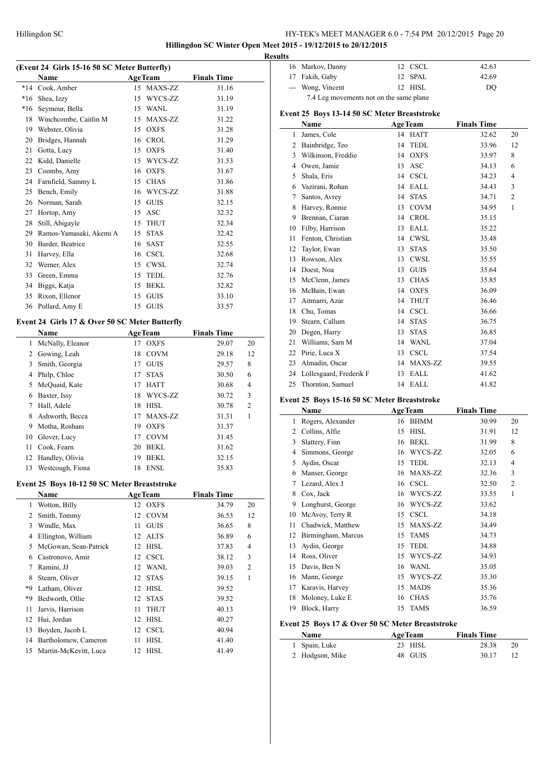**Hillingdon SC Winter Open Meet 2015 - 19/12/2015 to 20/12/2015**

**Results**

### (Event 24 Girls 15-16 50 SC Meter Butterfly)

| | Name | Age | Team | Finals Time | |
|---|---|---|---|---|---|
| *14 | Cook, Amber | 15 | MAXS-ZZ | 31.16 | |
| *16 | Shea, Izzy | 15 | WYCS-ZZ | 31.19 | |
| *16 | Seymour, Bella | 15 | WANL | 31.19 | |
| 18 | Winchcombe, Caitlin M | 15 | MAXS-ZZ | 31.22 | |
| 19 | Webster, Olivia | 15 | OXFS | 31.28 | |
| 20 | Bridges, Hannah | 16 | CROL | 31.29 | |
| 21 | Gotta, Lucy | 15 | OXFS | 31.40 | |
| 22 | Kidd, Danielle | 15 | WYCS-ZZ | 31.53 | |
| 23 | Coombs, Amy | 16 | OXFS | 31.67 | |
| 24 | Farnfield, Sammy L | 15 | CHAS | 31.86 | |
| 25 | Bench, Emily | 16 | WYCS-ZZ | 31.88 | |
| 26 | Norman, Sarah | 15 | GUIS | 32.15 | |
| 27 | Hortop, Amy | 15 | ASC | 32.32 | |
| 28 | Still, Abigayle | 15 | THUT | 32.34 | |
| 29 | Ramos-Yamasaki, Akemi A | 15 | STAS | 32.42 | |
| 30 | Barder, Beatrice | 16 | SAST | 32.55 | |
| 31 | Harvey, Ella | 16 | CSCL | 32.68 | |
| 32 | Werner, Alex | 15 | CWSL | 32.74 | |
| 33 | Green, Emma | 15 | TEDL | 32.76 | |
| 34 | Biggs, Katja | 15 | BEKL | 32.82 | |
| 35 | Rixon, Ellenor | 15 | GUIS | 33.10 | |
| 36 | Pollard, Amy E | 15 | GUIS | 33.57 | |

### Event 24 Girls 17 & Over 50 SC Meter Butterfly

| | Name | Age | Team | Finals Time | |
|---|---|---|---|---|---|
| 1 | McNally, Eleanor | 17 | OXFS | 29.07 | 20 |
| 2 | Gowing, Leah | 18 | COVM | 29.18 | 12 |
| 3 | Smith, Georgia | 17 | GUIS | 29.57 | 8 |
| 4 | Philp, Chloe | 17 | STAS | 30.50 | 6 |
| 5 | McQuaid, Kate | 17 | HATT | 30.68 | 4 |
| 6 | Baxter, Issy | 18 | WYCS-ZZ | 30.72 | 3 |
| 7 | Hall, Adele | 18 | HISL | 30.78 | 2 |
| 8 | Ashworth, Becca | 17 | MAXS-ZZ | 31.31 | 1 |
| 9 | Motha, Roshani | 19 | OXFS | 31.37 | |
| 10 | Glover, Lucy | 17 | COVM | 31.45 | |
| 11 | Cook, Fearn | 20 | BEKL | 31.62 | |
| 12 | Handley, Olivia | 19 | BEKL | 32.15 | |
| 13 | Westcough, Fiona | 18 | ENSL | 35.83 | |

### Event 25 Boys 10-12 50 SC Meter Breaststroke

| | Name | Age | Team | Finals Time | |
|---|---|---|---|---|---|
| 1 | Wotton, Billy | 12 | OXFS | 34.79 | 20 |
| 2 | Smith, Tommy | 12 | COVM | 36.53 | 12 |
| 3 | Windle, Max | 11 | GUIS | 36.65 | 8 |
| 4 | Ellington, William | 12 | ALTS | 36.89 | 6 |
| 5 | McGowan, Sean-Patrick | 12 | HISL | 37.83 | 4 |
| 6 | Castronovo, Amir | 12 | CSCL | 38.12 | 3 |
| 7 | Ramini, JJ | 12 | WANL | 39.03 | 2 |
| 8 | Stearn, Oliver | 12 | STAS | 39.15 | 1 |
| *9 | Latham, Oliver | 12 | HISL | 39.52 | |
| *9 | Bedworth, Ollie | 12 | STAS | 39.52 | |
| 11 | Jarvis, Harrison | 11 | THUT | 40.13 | |
| 12 | Hui, Jordan | 12 | HISL | 40.27 | |
| 13 | Boyden, Jacob L | 12 | CSCL | 40.94 | |
| 14 | Bartholomew, Cameron | 11 | HISL | 41.40 | |
| 15 | Martin-McKevitt, Luca | 12 | HISL | 41.49 | |
| 16 | Markov, Danny | 12 | CSCL | 42.63 | |
| 17 | Fakih, Gaby | 12 | SPAL | 42.69 | |
| --- | Wong, Vincent | 12 | HISL | DQ | |

7.4 Leg movements not on the same plane

### Event 25 Boys 13-14 50 SC Meter Breaststroke

| | Name | Age | Team | Finals Time | |
|---|---|---|---|---|---|
| 1 | James, Cole | 14 | HATT | 32.62 | 20 |
| 2 | Bainbridge, Teo | 14 | TEDL | 33.96 | 12 |
| 3 | Wilkinson, Freddie | 14 | OXFS | 33.97 | 8 |
| 4 | Owen, Jamie | 13 | ASC | 34.13 | 6 |
| 5 | Shala, Eris | 14 | CSCL | 34.23 | 4 |
| 6 | Vazirani, Rohan | 14 | EALL | 34.43 | 3 |
| 7 | Santos, Avrey | 14 | STAS | 34.71 | 2 |
| 8 | Harvey, Ronnie | 13 | COVM | 34.95 | 1 |
| 9 | Brennan, Ciaran | 14 | CROL | 35.15 | |
| 10 | Filby, Harrison | 13 | EALL | 35.22 | |
| 11 | Fenton, Christian | 14 | CWSL | 35.48 | |
| 12 | Taylor, Ewan | 13 | STAS | 35.50 | |
| 13 | Rowson, Alex | 13 | CWSL | 35.55 | |
| 14 | Doest, Noa | 13 | GUIS | 35.64 | |
| 15 | McClenn, James | 13 | CHAS | 35.85 | |
| 16 | McBain, Ewan | 14 | OXFS | 36.09 | |
| 17 | Aitmarri, Azar | 14 | THUT | 36.46 | |
| 18 | Chu, Tomas | 14 | CSCL | 36.66 | |
| 19 | Stearn, Callum | 14 | STAS | 36.75 | |
| 20 | Degen, Harry | 13 | STAS | 36.85 | |
| 21 | Williams, Sam M | 14 | WANL | 37.04 | |
| 22 | Pirie, Luca X | 13 | CSCL | 37.54 | |
| 23 | Almadin, Oscar | 14 | MAXS-ZZ | 39.55 | |
| 24 | Lollesgaard, Frederik F | 13 | EALL | 41.62 | |
| 25 | Thornton, Samuel | 14 | EALL | 41.82 | |

### Event 25 Boys 15-16 50 SC Meter Breaststroke

| | Name | Age | Team | Finals Time | |
|---|---|---|---|---|---|
| 1 | Rogers, Alexander | 16 | BHMM | 30.99 | 20 |
| 2 | Collins, Alfie | 15 | HISL | 31.91 | 12 |
| 3 | Slattery, Finn | 16 | BEKL | 31.99 | 8 |
| 4 | Simmons, George | 16 | WYCS-ZZ | 32.05 | 6 |
| 5 | Aydin, Oscar | 15 | TEDL | 32.13 | 4 |
| 6 | Manser, George | 16 | MAXS-ZZ | 32.36 | 3 |
| 7 | Lezard, Alex J | 16 | CSCL | 32.50 | 2 |
| 8 | Cox, Jack | 16 | WYCS-ZZ | 33.55 | 1 |
| 9 | Longhurst, George | 16 | WYCS-ZZ | 33.62 | |
| 10 | McAvoy, Terry R | 15 | CSCL | 34.18 | |
| 11 | Chadwick, Matthew | 15 | MAXS-ZZ | 34.49 | |
| 12 | Birmingham, Marcus | 15 | TAMS | 34.73 | |
| 13 | Aydin, George | 15 | TEDL | 34.88 | |
| 14 | Ross, Oliver | 15 | WYCS-ZZ | 34.93 | |
| 15 | Davis, Ben N | 16 | WANL | 35.05 | |
| 16 | Mann, George | 15 | WYCS-ZZ | 35.30 | |
| 17 | Karavis, Harvey | 15 | MADS | 35.36 | |
| 18 | Moloney, Luke E | 16 | CHAS | 35.76 | |
| 19 | Block, Harry | 15 | TAMS | 36.59 | |

### Event 25 Boys 17 & Over 50 SC Meter Breaststroke

| | Name | Age | Team | Finals Time | |
|---|---|---|---|---|---|
| 1 | Spain, Luke | 23 | HISL | 28.38 | 20 |
| 2 | Hodgson, Mike | 48 | GUIS | 30.17 | 12 |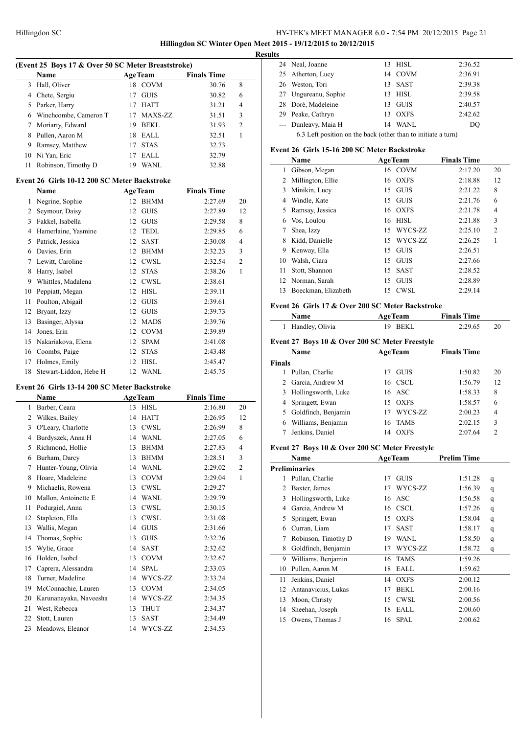**Hillingdon SC Winter Open Meet 2015 - 19/12/2015 to 20/12/2015**

**Results**

### (Event 25 Boys 17 & Over 50 SC Meter Breaststroke)

| | Name | Age | Team | Finals Time | |
|---|---|---|---|---|---|
| 3 | Hall, Oliver | 18 | COVM | 30.76 | 8 |
| 4 | Chete, Sergiu | 17 | GUIS | 30.82 | 6 |
| 5 | Parker, Harry | 17 | HATT | 31.21 | 4 |
| 6 | Winchcombe, Cameron T | 17 | MAXS-ZZ | 31.51 | 3 |
| 7 | Moriarty, Edward | 19 | BEKL | 31.93 | 2 |
| 8 | Pullen, Aaron M | 18 | EALL | 32.51 | 1 |
| 9 | Ramsey, Matthew | 17 | STAS | 32.73 | |
| 10 | Ni Yan, Eric | 17 | EALL | 32.79 | |
| 11 | Robinson, Timothy D | 19 | WANL | 32.88 | |

### Event 26 Girls 10-12 200 SC Meter Backstroke

| | Name | Age | Team | Finals Time | |
|---|---|---|---|---|---|
| 1 | Negrine, Sophie | 12 | BHMM | 2:27.69 | 20 |
| 2 | Seymour, Daisy | 12 | GUIS | 2:27.89 | 12 |
| 3 | Fakkel, Isabella | 12 | GUIS | 2:29.58 | 8 |
| 4 | Hamerlaine, Yasmine | 12 | TEDL | 2:29.85 | 6 |
| 5 | Patrick, Jessica | 12 | SAST | 2:30.08 | 4 |
| 6 | Davies, Erin | 12 | BHMM | 2:32.23 | 3 |
| 7 | Lewitt, Caroline | 12 | CWSL | 2:32.54 | 2 |
| 8 | Harry, Isabel | 12 | STAS | 2:38.26 | 1 |
| 9 | Whittles, Madalena | 12 | CWSL | 2:38.61 | |
| 10 | Peppiatt, Megan | 12 | HISL | 2:39.11 | |
| 11 | Poulton, Abigail | 12 | GUIS | 2:39.61 | |
| 12 | Bryant, Izzy | 12 | GUIS | 2:39.73 | |
| 13 | Basinger, Alyssa | 12 | MADS | 2:39.76 | |
| 14 | Jones, Erin | 12 | COVM | 2:39.89 | |
| 15 | Nakariakova, Elena | 12 | SPAM | 2:41.08 | |
| 16 | Coombs, Paige | 12 | STAS | 2:43.48 | |
| 17 | Holmes, Emily | 12 | HISL | 2:45.47 | |
| 18 | Stewart-Liddon, Hebe H | 12 | WANL | 2:45.75 | |

### Event 26 Girls 13-14 200 SC Meter Backstroke

| | Name | Age | Team | Finals Time | |
|---|---|---|---|---|---|
| 1 | Barber, Ceara | 13 | HISL | 2:16.80 | 20 |
| 2 | Wilkes, Bailey | 14 | HATT | 2:26.95 | 12 |
| 3 | O'Leary, Charlotte | 13 | CWSL | 2:26.99 | 8 |
| 4 | Burdyszek, Anna H | 14 | WANL | 2:27.05 | 6 |
| 5 | Richmond, Hollie | 13 | BHMM | 2:27.83 | 4 |
| 6 | Burham, Darcy | 13 | BHMM | 2:28.51 | 3 |
| 7 | Hunter-Young, Olivia | 14 | WANL | 2:29.02 | 2 |
| 8 | Hoare, Madeleine | 13 | COVM | 2:29.04 | 1 |
| 9 | Michaelis, Rowena | 13 | CWSL | 2:29.27 | |
| 10 | Mallon, Antoinette E | 14 | WANL | 2:29.79 | |
| 11 | Podurgiel, Anna | 13 | CWSL | 2:30.15 | |
| 12 | Stapleton, Ella | 13 | CWSL | 2:31.08 | |
| 13 | Wallis, Megan | 14 | GUIS | 2:31.66 | |
| 14 | Thomas, Sophie | 13 | GUIS | 2:32.26 | |
| 15 | Wylie, Grace | 14 | SAST | 2:32.62 | |
| 16 | Holden, Isobel | 13 | COVM | 2:32.67 | |
| 17 | Caprera, Alessandra | 14 | SPAL | 2:33.03 | |
| 18 | Turner, Madeline | 14 | WYCS-ZZ | 2:33.24 | |
| 19 | McConnachie, Lauren | 13 | COVM | 2:34.05 | |
| 20 | Karunanayaka, Naveesha | 14 | WYCS-ZZ | 2:34.35 | |
| 21 | West, Rebecca | 13 | THUT | 2:34.37 | |
| 22 | Stott, Lauren | 13 | SAST | 2:34.49 | |
| 23 | Meadows, Eleanor | 14 | WYCS-ZZ | 2:34.53 | |
| 24 | Neal, Joanne | 13 | HISL | 2:36.52 | |
| 25 | Atherton, Lucy | 14 | COVM | 2:36.91 | |
| 26 | Weston, Tori | 13 | SAST | 2:39.38 | |
| 27 | Ungureanu, Sophie | 13 | HISL | 2:39.58 | |
| 28 | Doré, Madeleine | 13 | GUIS | 2:40.57 | |
| 29 | Peake, Cathryn | 13 | OXFS | 2:42.62 | |
| --- | Dunleavy, Maia H | 14 | WANL | DQ | |

6.3 Left position on the back (other than to initiate a turn)

### Event 26 Girls 15-16 200 SC Meter Backstroke

| | Name | Age | Team | Finals Time | |
|---|---|---|---|---|---|
| 1 | Gibson, Megan | 16 | COVM | 2:17.20 | 20 |
| 2 | Millington, Ellie | 16 | OXFS | 2:18.88 | 12 |
| 3 | Minikin, Lucy | 15 | GUIS | 2:21.22 | 8 |
| 4 | Windle, Kate | 15 | GUIS | 2:21.76 | 6 |
| 5 | Ramsay, Jessica | 16 | OXFS | 2:21.78 | 4 |
| 6 | Vos, Loulou | 16 | HISL | 2:21.88 | 3 |
| 7 | Shea, Izzy | 15 | WYCS-ZZ | 2:25.10 | 2 |
| 8 | Kidd, Danielle | 15 | WYCS-ZZ | 2:26.25 | 1 |
| 9 | Kenway, Ella | 15 | GUIS | 2:26.51 | |
| 10 | Walsh, Ciara | 15 | GUIS | 2:27.66 | |
| 11 | Stott, Shannon | 15 | SAST | 2:28.52 | |
| 12 | Norman, Sarah | 15 | GUIS | 2:28.89 | |
| 13 | Boeckman, Elizabeth | 15 | CWSL | 2:29.14 | |

### Event 26 Girls 17 & Over 200 SC Meter Backstroke

| | Name | Age | Team | Finals Time | |
|---|---|---|---|---|---|
| 1 | Handley, Olivia | 19 | BEKL | 2:29.65 | 20 |

### Event 27 Boys 10 & Over 200 SC Meter Freestyle

| | Name | Age | Team | Finals Time | |
|---|---|---|---|---|---|
| **Finals** | | | | | |
| 1 | Pullan, Charlie | 17 | GUIS | 1:50.82 | 20 |
| 2 | Garcia, Andrew M | 16 | CSCL | 1:56.79 | 12 |
| 3 | Hollingsworth, Luke | 16 | ASC | 1:58.33 | 8 |
| 4 | Springett, Ewan | 15 | OXFS | 1:58.57 | 6 |
| 5 | Goldfinch, Benjamin | 17 | WYCS-ZZ | 2:00.23 | 4 |
| 6 | Williams, Benjamin | 16 | TAMS | 2:02.15 | 3 |
| 7 | Jenkins, Daniel | 14 | OXFS | 2:07.64 | 2 |

### Event 27 Boys 10 & Over 200 SC Meter Freestyle

| | Name | Age | Team | Prelim Time | |
|---|---|---|---|---|---|
| **Preliminaries** | | | | | |
| 1 | Pullan, Charlie | 17 | GUIS | 1:51.28 | q |
| 2 | Baxter, James | 17 | WYCS-ZZ | 1:56.39 | q |
| 3 | Hollingsworth, Luke | 16 | ASC | 1:56.58 | q |
| 4 | Garcia, Andrew M | 16 | CSCL | 1:57.26 | q |
| 5 | Springett, Ewan | 15 | OXFS | 1:58.04 | q |
| 6 | Curran, Liam | 17 | SAST | 1:58.17 | q |
| 7 | Robinson, Timothy D | 19 | WANL | 1:58.50 | q |
| 8 | Goldfinch, Benjamin | 17 | WYCS-ZZ | 1:58.72 | q |
| 9 | Williams, Benjamin | 16 | TAMS | 1:59.26 | |
| 10 | Pullen, Aaron M | 18 | EALL | 1:59.62 | |
| 11 | Jenkins, Daniel | 14 | OXFS | 2:00.12 | |
| 12 | Antanavicius, Lukas | 17 | BEKL | 2:00.16 | |
| 13 | Moon, Christy | 15 | CWSL | 2:00.56 | |
| 14 | Sheehan, Joseph | 18 | EALL | 2:00.60 | |
| 15 | Owens, Thomas J | 16 | SPAL | 2:00.62 | |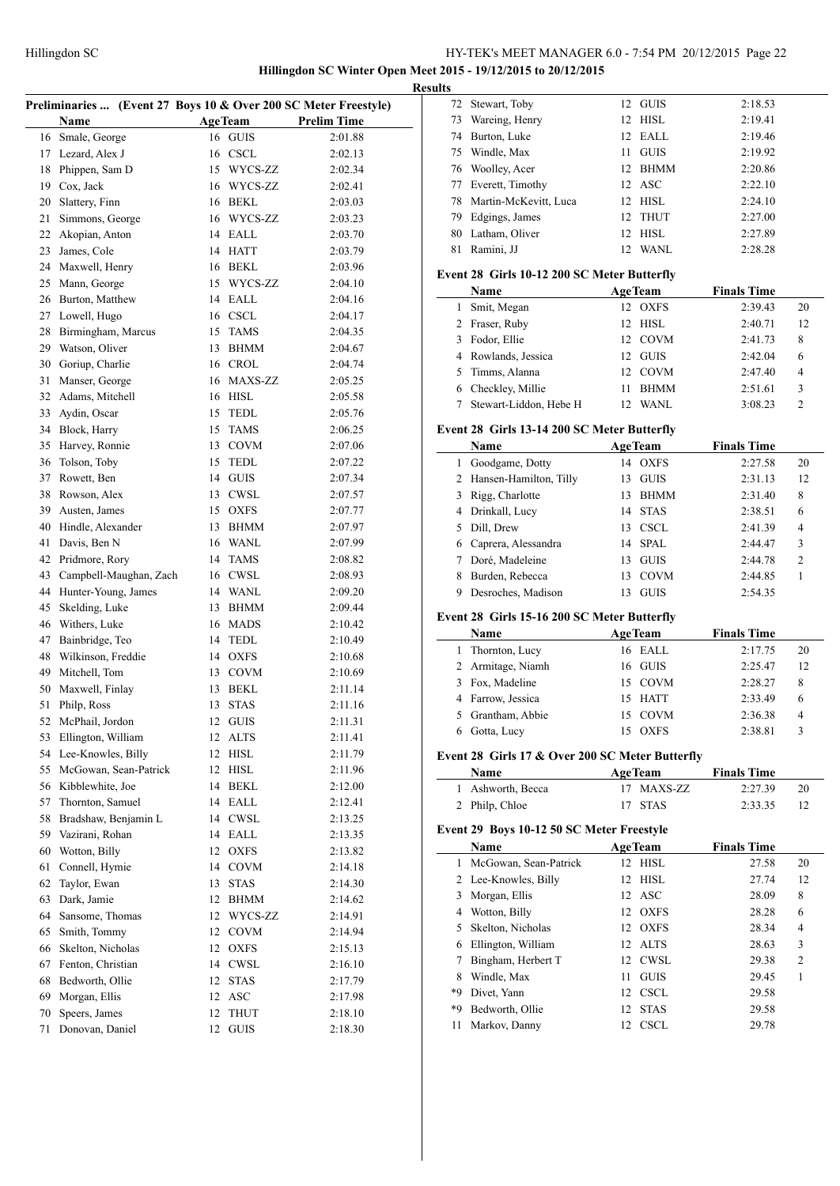**Hillingdon SC Winter Open Meet 2015 - 19/12/2015 to 20/12/2015**

**Results**

### Preliminaries ... (Event 27 Boys 10 & Over 200 SC Meter Freestyle)

| | Name | Age | Team | Prelim Time |
|---|---|---|---|---|
| 16 | Smale, George | 16 | GUIS | 2:01.88 |
| 17 | Lezard, Alex J | 16 | CSCL | 2:02.13 |
| 18 | Phippen, Sam D | 15 | WYCS-ZZ | 2:02.34 |
| 19 | Cox, Jack | 16 | WYCS-ZZ | 2:02.41 |
| 20 | Slattery, Finn | 16 | BEKL | 2:03.03 |
| 21 | Simmons, George | 16 | WYCS-ZZ | 2:03.23 |
| 22 | Akopian, Anton | 14 | EALL | 2:03.70 |
| 23 | James, Cole | 14 | HATT | 2:03.79 |
| 24 | Maxwell, Henry | 16 | BEKL | 2:03.96 |
| 25 | Mann, George | 15 | WYCS-ZZ | 2:04.10 |
| 26 | Burton, Matthew | 14 | EALL | 2:04.16 |
| 27 | Lowell, Hugo | 16 | CSCL | 2:04.17 |
| 28 | Birmingham, Marcus | 15 | TAMS | 2:04.35 |
| 29 | Watson, Oliver | 13 | BHMM | 2:04.67 |
| 30 | Goriup, Charlie | 16 | CROL | 2:04.74 |
| 31 | Manser, George | 16 | MAXS-ZZ | 2:05.25 |
| 32 | Adams, Mitchell | 16 | HISL | 2:05.58 |
| 33 | Aydin, Oscar | 15 | TEDL | 2:05.76 |
| 34 | Block, Harry | 15 | TAMS | 2:06.25 |
| 35 | Harvey, Ronnie | 13 | COVM | 2:07.06 |
| 36 | Tolson, Toby | 15 | TEDL | 2:07.22 |
| 37 | Rowett, Ben | 14 | GUIS | 2:07.34 |
| 38 | Rowson, Alex | 13 | CWSL | 2:07.57 |
| 39 | Austen, James | 15 | OXFS | 2:07.77 |
| 40 | Hindle, Alexander | 13 | BHMM | 2:07.97 |
| 41 | Davis, Ben N | 16 | WANL | 2:07.99 |
| 42 | Pridmore, Rory | 14 | TAMS | 2:08.82 |
| 43 | Campbell-Maughan, Zach | 16 | CWSL | 2:08.93 |
| 44 | Hunter-Young, James | 14 | WANL | 2:09.20 |
| 45 | Skelding, Luke | 13 | BHMM | 2:09.44 |
| 46 | Withers, Luke | 16 | MADS | 2:10.42 |
| 47 | Bainbridge, Teo | 14 | TEDL | 2:10.49 |
| 48 | Wilkinson, Freddie | 14 | OXFS | 2:10.68 |
| 49 | Mitchell, Tom | 13 | COVM | 2:10.69 |
| 50 | Maxwell, Finlay | 13 | BEKL | 2:11.14 |
| 51 | Philp, Ross | 13 | STAS | 2:11.16 |
| 52 | McPhail, Jordon | 12 | GUIS | 2:11.31 |
| 53 | Ellington, William | 12 | ALTS | 2:11.41 |
| 54 | Lee-Knowles, Billy | 12 | HISL | 2:11.79 |
| 55 | McGowan, Sean-Patrick | 12 | HISL | 2:11.96 |
| 56 | Kibblewhite, Joe | 14 | BEKL | 2:12.00 |
| 57 | Thornton, Samuel | 14 | EALL | 2:12.41 |
| 58 | Bradshaw, Benjamin L | 14 | CWSL | 2:13.25 |
| 59 | Vazirani, Rohan | 14 | EALL | 2:13.35 |
| 60 | Wotton, Billy | 12 | OXFS | 2:13.82 |
| 61 | Connell, Hymie | 14 | COVM | 2:14.18 |
| 62 | Taylor, Ewan | 13 | STAS | 2:14.30 |
| 63 | Dark, Jamie | 12 | BHMM | 2:14.62 |
| 64 | Sansome, Thomas | 12 | WYCS-ZZ | 2:14.91 |
| 65 | Smith, Tommy | 12 | COVM | 2:14.94 |
| 66 | Skelton, Nicholas | 12 | OXFS | 2:15.13 |
| 67 | Fenton, Christian | 14 | CWSL | 2:16.10 |
| 68 | Bedworth, Ollie | 12 | STAS | 2:17.79 |
| 69 | Morgan, Ellis | 12 | ASC | 2:17.98 |
| 70 | Speers, James | 12 | THUT | 2:18.10 |
| 71 | Donovan, Daniel | 12 | GUIS | 2:18.30 |
| 72 | Stewart, Toby | 12 | GUIS | 2:18.53 |
| 73 | Wareing, Henry | 12 | HISL | 2:19.41 |
| 74 | Burton, Luke | 12 | EALL | 2:19.46 |
| 75 | Windle, Max | 11 | GUIS | 2:19.92 |
| 76 | Woolley, Acer | 12 | BHMM | 2:20.86 |
| 77 | Everett, Timothy | 12 | ASC | 2:22.10 |
| 78 | Martin-McKevitt, Luca | 12 | HISL | 2:24.10 |
| 79 | Edgings, James | 12 | THUT | 2:27.00 |
| 80 | Latham, Oliver | 12 | HISL | 2:27.89 |
| 81 | Ramini, JJ | 12 | WANL | 2:28.28 |

### Event 28 Girls 10-12 200 SC Meter Butterfly

| | Name | Age | Team | Finals Time | Points |
|---|---|---|---|---|---|
| 1 | Smit, Megan | 12 | OXFS | 2:39.43 | 20 |
| 2 | Fraser, Ruby | 12 | HISL | 2:40.71 | 12 |
| 3 | Fodor, Ellie | 12 | COVM | 2:41.73 | 8 |
| 4 | Rowlands, Jessica | 12 | GUIS | 2:42.04 | 6 |
| 5 | Timms, Alanna | 12 | COVM | 2:47.40 | 4 |
| 6 | Checkley, Millie | 11 | BHMM | 2:51.61 | 3 |
| 7 | Stewart-Liddon, Hebe H | 12 | WANL | 3:08.23 | 2 |

### Event 28 Girls 13-14 200 SC Meter Butterfly

| | Name | Age | Team | Finals Time | Points |
|---|---|---|---|---|---|
| 1 | Goodgame, Dotty | 14 | OXFS | 2:27.58 | 20 |
| 2 | Hansen-Hamilton, Tilly | 13 | GUIS | 2:31.13 | 12 |
| 3 | Rigg, Charlotte | 13 | BHMM | 2:31.40 | 8 |
| 4 | Drinkall, Lucy | 14 | STAS | 2:38.51 | 6 |
| 5 | Dill, Drew | 13 | CSCL | 2:41.39 | 4 |
| 6 | Caprera, Alessandra | 14 | SPAL | 2:44.47 | 3 |
| 7 | Doré, Madeleine | 13 | GUIS | 2:44.78 | 2 |
| 8 | Burden, Rebecca | 13 | COVM | 2:44.85 | 1 |
| 9 | Desroches, Madison | 13 | GUIS | 2:54.35 | |

### Event 28 Girls 15-16 200 SC Meter Butterfly

| | Name | Age | Team | Finals Time | Points |
|---|---|---|---|---|---|
| 1 | Thornton, Lucy | 16 | EALL | 2:17.75 | 20 |
| 2 | Armitage, Niamh | 16 | GUIS | 2:25.47 | 12 |
| 3 | Fox, Madeline | 15 | COVM | 2:28.27 | 8 |
| 4 | Farrow, Jessica | 15 | HATT | 2:33.49 | 6 |
| 5 | Grantham, Abbie | 15 | COVM | 2:36.38 | 4 |
| 6 | Gotta, Lucy | 15 | OXFS | 2:38.81 | 3 |

### Event 28 Girls 17 & Over 200 SC Meter Butterfly

| | Name | Age | Team | Finals Time | Points |
|---|---|---|---|---|---|
| 1 | Ashworth, Becca | 17 | MAXS-ZZ | 2:27.39 | 20 |
| 2 | Philp, Chloe | 17 | STAS | 2:33.35 | 12 |

### Event 29 Boys 10-12 50 SC Meter Freestyle

| | Name | Age | Team | Finals Time | Points |
|---|---|---|---|---|---|
| 1 | McGowan, Sean-Patrick | 12 | HISL | 27.58 | 20 |
| 2 | Lee-Knowles, Billy | 12 | HISL | 27.74 | 12 |
| 3 | Morgan, Ellis | 12 | ASC | 28.09 | 8 |
| 4 | Wotton, Billy | 12 | OXFS | 28.28 | 6 |
| 5 | Skelton, Nicholas | 12 | OXFS | 28.34 | 4 |
| 6 | Ellington, William | 12 | ALTS | 28.63 | 3 |
| 7 | Bingham, Herbert T | 12 | CWSL | 29.38 | 2 |
| 8 | Windle, Max | 11 | GUIS | 29.45 | 1 |
| *9 | Divet, Yann | 12 | CSCL | 29.58 | |
| *9 | Bedworth, Ollie | 12 | STAS | 29.58 | |
| 11 | Markov, Danny | 12 | CSCL | 29.78 | |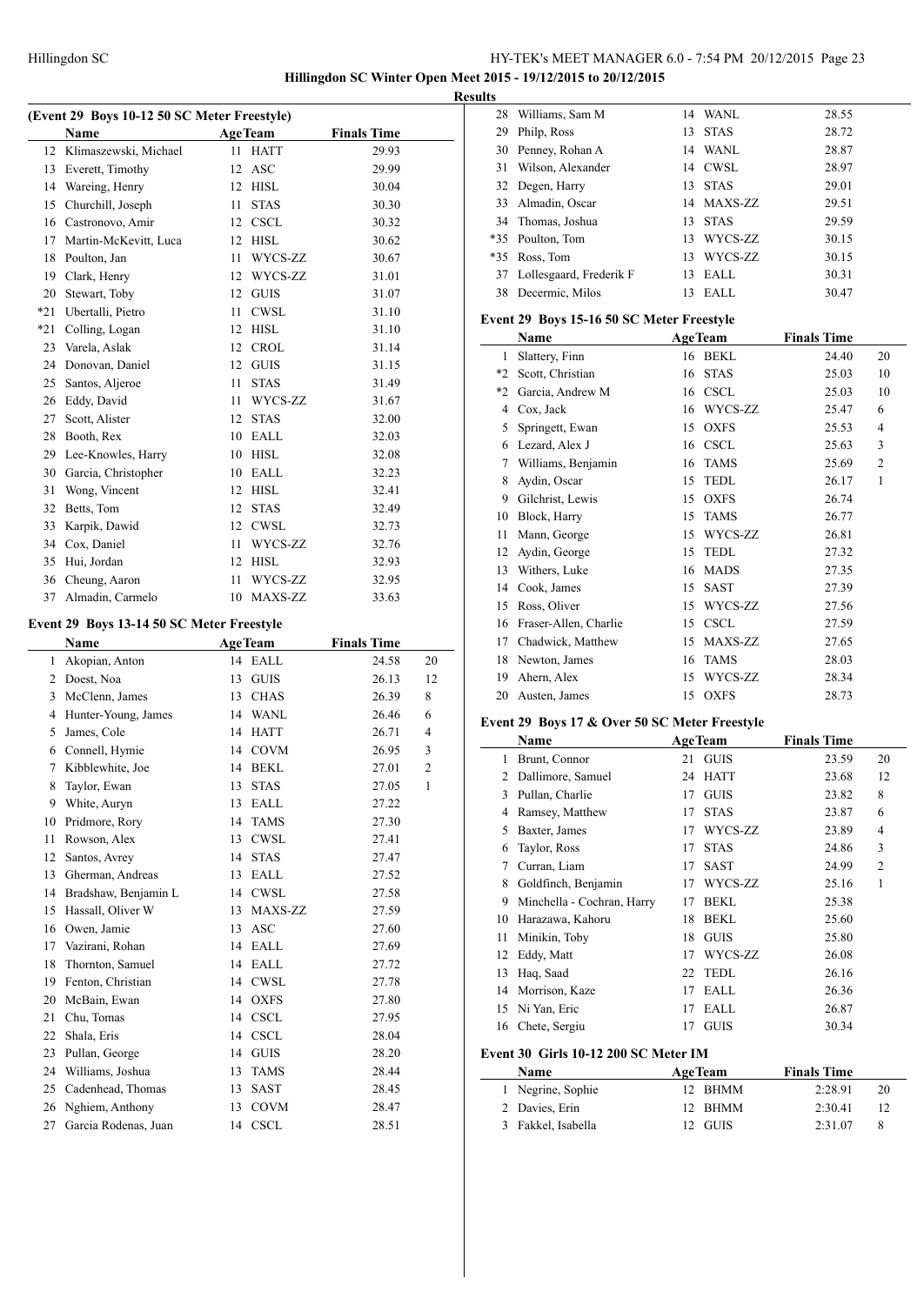**Hillingdon SC Winter Open Meet 2015 - 19/12/2015 to 20/12/2015**

**Results**

### (Event 29 Boys 10-12 50 SC Meter Freestyle)

| | Name | Age | Team | Finals Time | |
|---|---|---|---|---|---|
| 12 | Klimaszewski, Michael | 11 | HATT | 29.93 | |
| 13 | Everett, Timothy | 12 | ASC | 29.99 | |
| 14 | Wareing, Henry | 12 | HISL | 30.04 | |
| 15 | Churchill, Joseph | 11 | STAS | 30.30 | |
| 16 | Castronovo, Amir | 12 | CSCL | 30.32 | |
| 17 | Martin-McKevitt, Luca | 12 | HISL | 30.62 | |
| 18 | Poulton, Jan | 11 | WYCS-ZZ | 30.67 | |
| 19 | Clark, Henry | 12 | WYCS-ZZ | 31.01 | |
| 20 | Stewart, Toby | 12 | GUIS | 31.07 | |
| *21 | Ubertalli, Pietro | 11 | CWSL | 31.10 | |
| *21 | Colling, Logan | 12 | HISL | 31.10 | |
| 23 | Varela, Aslak | 12 | CROL | 31.14 | |
| 24 | Donovan, Daniel | 12 | GUIS | 31.15 | |
| 25 | Santos, Aljeroe | 11 | STAS | 31.49 | |
| 26 | Eddy, David | 11 | WYCS-ZZ | 31.67 | |
| 27 | Scott, Alister | 12 | STAS | 32.00 | |
| 28 | Booth, Rex | 10 | EALL | 32.03 | |
| 29 | Lee-Knowles, Harry | 10 | HISL | 32.08 | |
| 30 | Garcia, Christopher | 10 | EALL | 32.23 | |
| 31 | Wong, Vincent | 12 | HISL | 32.41 | |
| 32 | Betts, Tom | 12 | STAS | 32.49 | |
| 33 | Karpik, Dawid | 12 | CWSL | 32.73 | |
| 34 | Cox, Daniel | 11 | WYCS-ZZ | 32.76 | |
| 35 | Hui, Jordan | 12 | HISL | 32.93 | |
| 36 | Cheung, Aaron | 11 | WYCS-ZZ | 32.95 | |
| 37 | Almadin, Carmelo | 10 | MAXS-ZZ | 33.63 | |

### Event 29 Boys 13-14 50 SC Meter Freestyle

| | Name | Age | Team | Finals Time | |
|---|---|---|---|---|---|
| 1 | Akopian, Anton | 14 | EALL | 24.58 | 20 |
| 2 | Doest, Noa | 13 | GUIS | 26.13 | 12 |
| 3 | McClenn, James | 13 | CHAS | 26.39 | 8 |
| 4 | Hunter-Young, James | 14 | WANL | 26.46 | 6 |
| 5 | James, Cole | 14 | HATT | 26.71 | 4 |
| 6 | Connell, Hymie | 14 | COVM | 26.95 | 3 |
| 7 | Kibblewhite, Joe | 14 | BEKL | 27.01 | 2 |
| 8 | Taylor, Ewan | 13 | STAS | 27.05 | 1 |
| 9 | White, Auryn | 13 | EALL | 27.22 | |
| 10 | Pridmore, Rory | 14 | TAMS | 27.30 | |
| 11 | Rowson, Alex | 13 | CWSL | 27.41 | |
| 12 | Santos, Avrey | 14 | STAS | 27.47 | |
| 13 | Gherman, Andreas | 13 | EALL | 27.52 | |
| 14 | Bradshaw, Benjamin L | 14 | CWSL | 27.58 | |
| 15 | Hassall, Oliver W | 13 | MAXS-ZZ | 27.59 | |
| 16 | Owen, Jamie | 13 | ASC | 27.60 | |
| 17 | Vazirani, Rohan | 14 | EALL | 27.69 | |
| 18 | Thornton, Samuel | 14 | EALL | 27.72 | |
| 19 | Fenton, Christian | 14 | CWSL | 27.78 | |
| 20 | McBain, Ewan | 14 | OXFS | 27.80 | |
| 21 | Chu, Tomas | 14 | CSCL | 27.95 | |
| 22 | Shala, Eris | 14 | CSCL | 28.04 | |
| 23 | Pullan, George | 14 | GUIS | 28.20 | |
| 24 | Williams, Joshua | 13 | TAMS | 28.44 | |
| 25 | Cadenhead, Thomas | 13 | SAST | 28.45 | |
| 26 | Nghiem, Anthony | 13 | COVM | 28.47 | |
| 27 | Garcia Rodenas, Juan | 14 | CSCL | 28.51 | |
| 28 | Williams, Sam M | 14 | WANL | 28.55 | |
| 29 | Philp, Ross | 13 | STAS | 28.72 | |
| 30 | Penney, Rohan A | 14 | WANL | 28.87 | |
| 31 | Wilson, Alexander | 14 | CWSL | 28.97 | |
| 32 | Degen, Harry | 13 | STAS | 29.01 | |
| 33 | Almadin, Oscar | 14 | MAXS-ZZ | 29.51 | |
| 34 | Thomas, Joshua | 13 | STAS | 29.59 | |
| *35 | Poulton, Tom | 13 | WYCS-ZZ | 30.15 | |
| *35 | Ross, Tom | 13 | WYCS-ZZ | 30.15 | |
| 37 | Lollesgaard, Frederik F | 13 | EALL | 30.31 | |
| 38 | Decermic, Milos | 13 | EALL | 30.47 | |

### Event 29 Boys 15-16 50 SC Meter Freestyle

| | Name | Age | Team | Finals Time | |
|---|---|---|---|---|---|
| 1 | Slattery, Finn | 16 | BEKL | 24.40 | 20 |
| *2 | Scott, Christian | 16 | STAS | 25.03 | 10 |
| *2 | Garcia, Andrew M | 16 | CSCL | 25.03 | 10 |
| 4 | Cox, Jack | 16 | WYCS-ZZ | 25.47 | 6 |
| 5 | Springett, Ewan | 15 | OXFS | 25.53 | 4 |
| 6 | Lezard, Alex J | 16 | CSCL | 25.63 | 3 |
| 7 | Williams, Benjamin | 16 | TAMS | 25.69 | 2 |
| 8 | Aydin, Oscar | 15 | TEDL | 26.17 | 1 |
| 9 | Gilchrist, Lewis | 15 | OXFS | 26.74 | |
| 10 | Block, Harry | 15 | TAMS | 26.77 | |
| 11 | Mann, George | 15 | WYCS-ZZ | 26.81 | |
| 12 | Aydin, George | 15 | TEDL | 27.32 | |
| 13 | Withers, Luke | 16 | MADS | 27.35 | |
| 14 | Cook, James | 15 | SAST | 27.39 | |
| 15 | Ross, Oliver | 15 | WYCS-ZZ | 27.56 | |
| 16 | Fraser-Allen, Charlie | 15 | CSCL | 27.59 | |
| 17 | Chadwick, Matthew | 15 | MAXS-ZZ | 27.65 | |
| 18 | Newton, James | 16 | TAMS | 28.03 | |
| 19 | Ahern, Alex | 15 | WYCS-ZZ | 28.34 | |
| 20 | Austen, James | 15 | OXFS | 28.73 | |

### Event 29 Boys 17 & Over 50 SC Meter Freestyle

| | Name | Age | Team | Finals Time | |
|---|---|---|---|---|---|
| 1 | Brunt, Connor | 21 | GUIS | 23.59 | 20 |
| 2 | Dallimore, Samuel | 24 | HATT | 23.68 | 12 |
| 3 | Pullan, Charlie | 17 | GUIS | 23.82 | 8 |
| 4 | Ramsey, Matthew | 17 | STAS | 23.87 | 6 |
| 5 | Baxter, James | 17 | WYCS-ZZ | 23.89 | 4 |
| 6 | Taylor, Ross | 17 | STAS | 24.86 | 3 |
| 7 | Curran, Liam | 17 | SAST | 24.99 | 2 |
| 8 | Goldfinch, Benjamin | 17 | WYCS-ZZ | 25.16 | 1 |
| 9 | Minchella - Cochran, Harry | 17 | BEKL | 25.38 | |
| 10 | Harazawa, Kahoru | 18 | BEKL | 25.60 | |
| 11 | Minikin, Toby | 18 | GUIS | 25.80 | |
| 12 | Eddy, Matt | 17 | WYCS-ZZ | 26.08 | |
| 13 | Haq, Saad | 22 | TEDL | 26.16 | |
| 14 | Morrison, Kaze | 17 | EALL | 26.36 | |
| 15 | Ni Yan, Eric | 17 | EALL | 26.87 | |
| 16 | Chete, Sergiu | 17 | GUIS | 30.34 | |

### Event 30 Girls 10-12 200 SC Meter IM

| | Name | Age | Team | Finals Time | |
|---|---|---|---|---|---|
| 1 | Negrine, Sophie | 12 | BHMM | 2:28.91 | 20 |
| 2 | Davies, Erin | 12 | BHMM | 2:30.41 | 12 |
| 3 | Fakkel, Isabella | 12 | GUIS | 2:31.07 | 8 |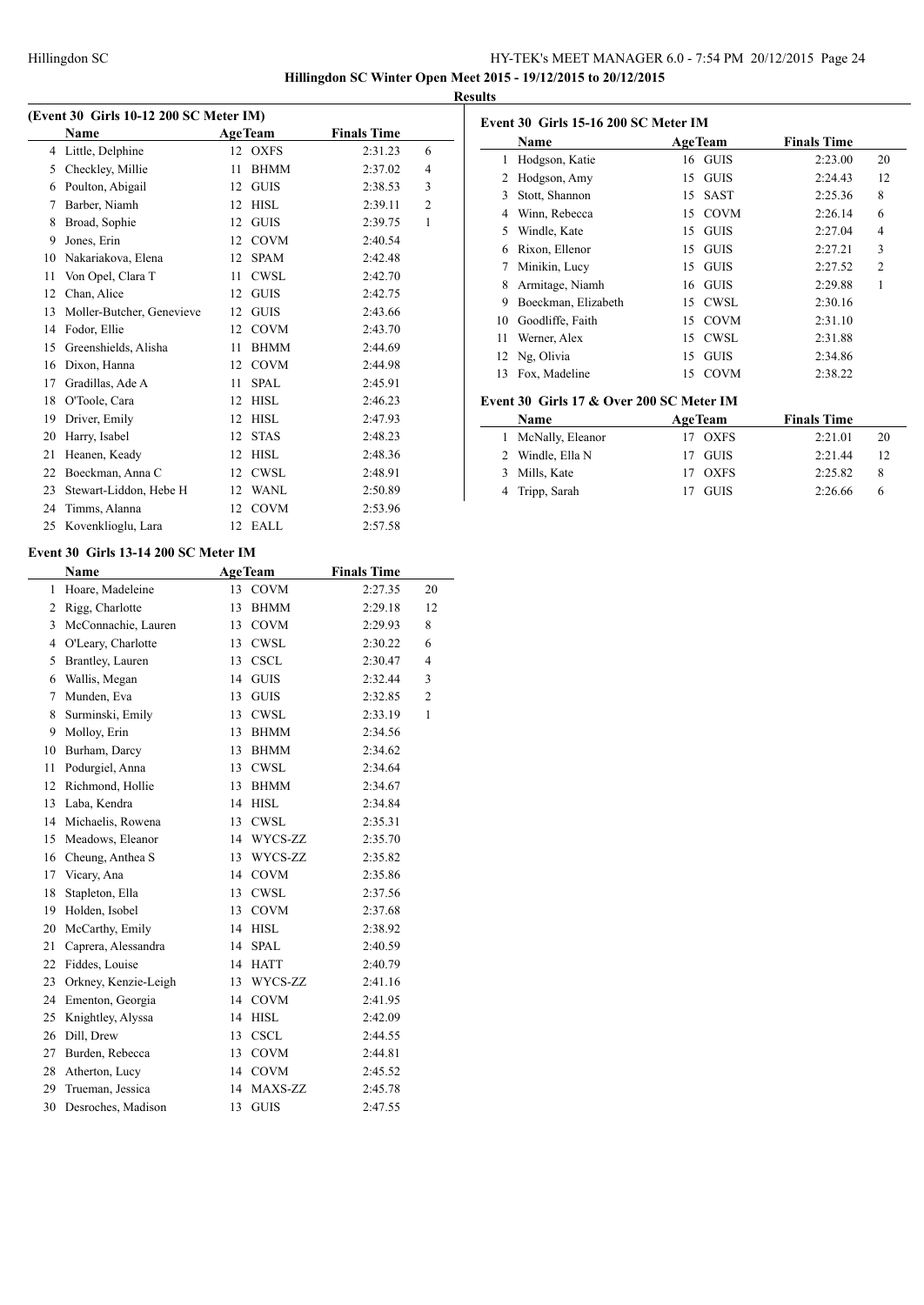**Hillingdon SC Winter Open Meet 2015 - 19/12/2015 to 20/12/2015**

**Results**

### (Event 30 Girls 10-12 200 SC Meter IM)

| | Name | Age | Team | Finals Time | |
|---|---|---|---|---|---|
| 4 | Little, Delphine | 12 | OXFS | 2:31.23 | 6 |
| 5 | Checkley, Millie | 11 | BHMM | 2:37.02 | 4 |
| 6 | Poulton, Abigail | 12 | GUIS | 2:38.53 | 3 |
| 7 | Barber, Niamh | 12 | HISL | 2:39.11 | 2 |
| 8 | Broad, Sophie | 12 | GUIS | 2:39.75 | 1 |
| 9 | Jones, Erin | 12 | COVM | 2:40.54 | |
| 10 | Nakariakova, Elena | 12 | SPAM | 2:42.48 | |
| 11 | Von Opel, Clara T | 11 | CWSL | 2:42.70 | |
| 12 | Chan, Alice | 12 | GUIS | 2:42.75 | |
| 13 | Moller-Butcher, Genevieve | 12 | GUIS | 2:43.66 | |
| 14 | Fodor, Ellie | 12 | COVM | 2:43.70 | |
| 15 | Greenshields, Alisha | 11 | BHMM | 2:44.69 | |
| 16 | Dixon, Hanna | 12 | COVM | 2:44.98 | |
| 17 | Gradillas, Ade A | 11 | SPAL | 2:45.91 | |
| 18 | O'Toole, Cara | 12 | HISL | 2:46.23 | |
| 19 | Driver, Emily | 12 | HISL | 2:47.93 | |
| 20 | Harry, Isabel | 12 | STAS | 2:48.23 | |
| 21 | Heanen, Keady | 12 | HISL | 2:48.36 | |
| 22 | Boeckman, Anna C | 12 | CWSL | 2:48.91 | |
| 23 | Stewart-Liddon, Hebe H | 12 | WANL | 2:50.89 | |
| 24 | Timms, Alanna | 12 | COVM | 2:53.96 | |
| 25 | Kovenklioglu, Lara | 12 | EALL | 2:57.58 | |

### Event 30 Girls 13-14 200 SC Meter IM

| | Name | Age | Team | Finals Time | |
|---|---|---|---|---|---|
| 1 | Hoare, Madeleine | 13 | COVM | 2:27.35 | 20 |
| 2 | Rigg, Charlotte | 13 | BHMM | 2:29.18 | 12 |
| 3 | McConnachie, Lauren | 13 | COVM | 2:29.93 | 8 |
| 4 | O'Leary, Charlotte | 13 | CWSL | 2:30.22 | 6 |
| 5 | Brantley, Lauren | 13 | CSCL | 2:30.47 | 4 |
| 6 | Wallis, Megan | 14 | GUIS | 2:32.44 | 3 |
| 7 | Munden, Eva | 13 | GUIS | 2:32.85 | 2 |
| 8 | Surminski, Emily | 13 | CWSL | 2:33.19 | 1 |
| 9 | Molloy, Erin | 13 | BHMM | 2:34.56 | |
| 10 | Burham, Darcy | 13 | BHMM | 2:34.62 | |
| 11 | Podurgiel, Anna | 13 | CWSL | 2:34.64 | |
| 12 | Richmond, Hollie | 13 | BHMM | 2:34.67 | |
| 13 | Laba, Kendra | 14 | HISL | 2:34.84 | |
| 14 | Michaelis, Rowena | 13 | CWSL | 2:35.31 | |
| 15 | Meadows, Eleanor | 14 | WYCS-ZZ | 2:35.70 | |
| 16 | Cheung, Anthea S | 13 | WYCS-ZZ | 2:35.82 | |
| 17 | Vicary, Ana | 14 | COVM | 2:35.86 | |
| 18 | Stapleton, Ella | 13 | CWSL | 2:37.56 | |
| 19 | Holden, Isobel | 13 | COVM | 2:37.68 | |
| 20 | McCarthy, Emily | 14 | HISL | 2:38.92 | |
| 21 | Caprera, Alessandra | 14 | SPAL | 2:40.59 | |
| 22 | Fiddes, Louise | 14 | HATT | 2:40.79 | |
| 23 | Orkney, Kenzie-Leigh | 13 | WYCS-ZZ | 2:41.16 | |
| 24 | Ementon, Georgia | 14 | COVM | 2:41.95 | |
| 25 | Knightley, Alyssa | 14 | HISL | 2:42.09 | |
| 26 | Dill, Drew | 13 | CSCL | 2:44.55 | |
| 27 | Burden, Rebecca | 13 | COVM | 2:44.81 | |
| 28 | Atherton, Lucy | 14 | COVM | 2:45.52 | |
| 29 | Trueman, Jessica | 14 | MAXS-ZZ | 2:45.78 | |
| 30 | Desroches, Madison | 13 | GUIS | 2:47.55 | |

### Event 30 Girls 15-16 200 SC Meter IM

| | Name | Age | Team | Finals Time | |
|---|---|---|---|---|---|
| 1 | Hodgson, Katie | 16 | GUIS | 2:23.00 | 20 |
| 2 | Hodgson, Amy | 15 | GUIS | 2:24.43 | 12 |
| 3 | Stott, Shannon | 15 | SAST | 2:25.36 | 8 |
| 4 | Winn, Rebecca | 15 | COVM | 2:26.14 | 6 |
| 5 | Windle, Kate | 15 | GUIS | 2:27.04 | 4 |
| 6 | Rixon, Ellenor | 15 | GUIS | 2:27.21 | 3 |
| 7 | Minikin, Lucy | 15 | GUIS | 2:27.52 | 2 |
| 8 | Armitage, Niamh | 16 | GUIS | 2:29.88 | 1 |
| 9 | Boeckman, Elizabeth | 15 | CWSL | 2:30.16 | |
| 10 | Goodliffe, Faith | 15 | COVM | 2:31.10 | |
| 11 | Werner, Alex | 15 | CWSL | 2:31.88 | |
| 12 | Ng, Olivia | 15 | GUIS | 2:34.86 | |
| 13 | Fox, Madeline | 15 | COVM | 2:38.22 | |

### Event 30 Girls 17 & Over 200 SC Meter IM

| | Name | Age | Team | Finals Time | |
|---|---|---|---|---|---|
| 1 | McNally, Eleanor | 17 | OXFS | 2:21.01 | 20 |
| 2 | Windle, Ella N | 17 | GUIS | 2:21.44 | 12 |
| 3 | Mills, Kate | 17 | OXFS | 2:25.82 | 8 |
| 4 | Tripp, Sarah | 17 | GUIS | 2:26.66 | 6 |